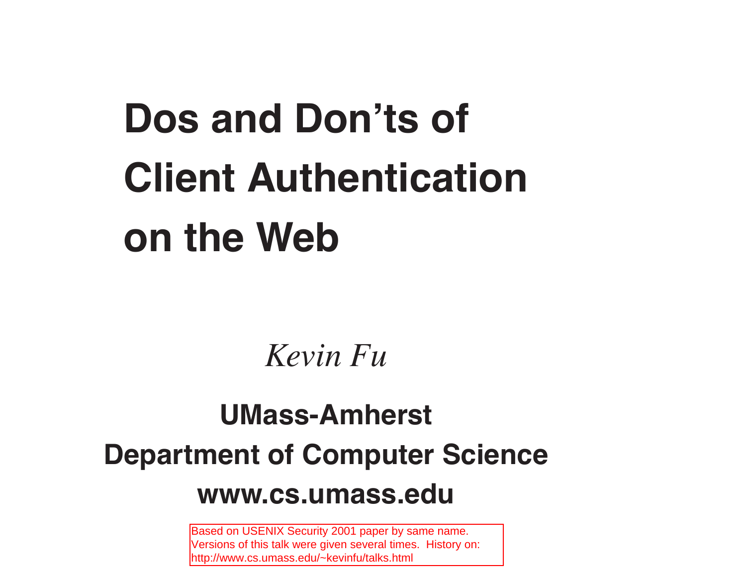# Dos and Don'ts of Client Authentication on the Web

*Kevin Fu*

**UMass-Amherst**

**Department of Computer Science**

**www.cs.umass.edu**

Based on USENIX Security 2001 paper by same name.
Versions of this talk were given several times. History on:
http://www.cs.umass.edu/~kevinfu/talks.html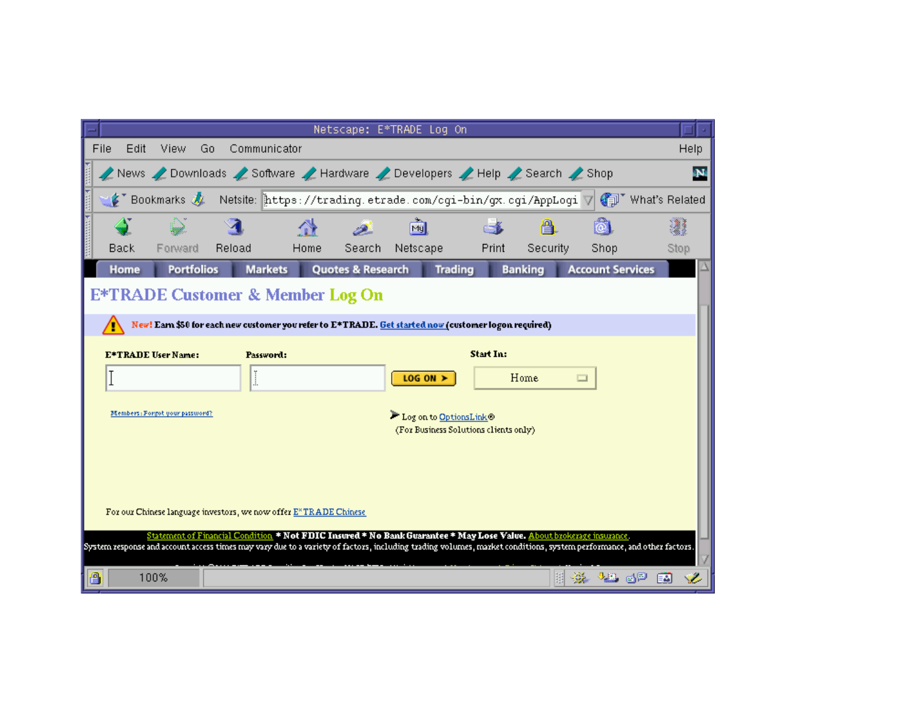Netscape: E*TRADE Log On

File Edit View Go Communicator Help

News Downloads Software Hardware Developers Help Search Shop

Bookmarks Netsite: https://trading.etrade.com/cgi-bin/gx.cgi/AppLogi What's Related

Back Forward Reload Home Search Netscape Print Security Shop Stop

Home | Portfolios | Markets | Quotes & Research | Trading | Banking | Account Services

# E*TRADE Customer & Member Log On

New! Earn $50 for each new customer you refer to E*TRADE. Get started now (customer logon required)

**E*TRADE User Name:** **Password:** LOG ON > **Start In:** Home

Members: Forgot your password?

Log on to OptionsLink®
(For Business Solutions clients only)

For our Chinese language investors, we now offer E*TRADE Chinese

Statement of Financial Condition * **Not FDIC Insured * No Bank Guarantee * May Lose Value.** About brokerage insurance.
System response and account access times may vary due to a variety of factors, including trading volumes, market conditions, system performance, and other factors.

100%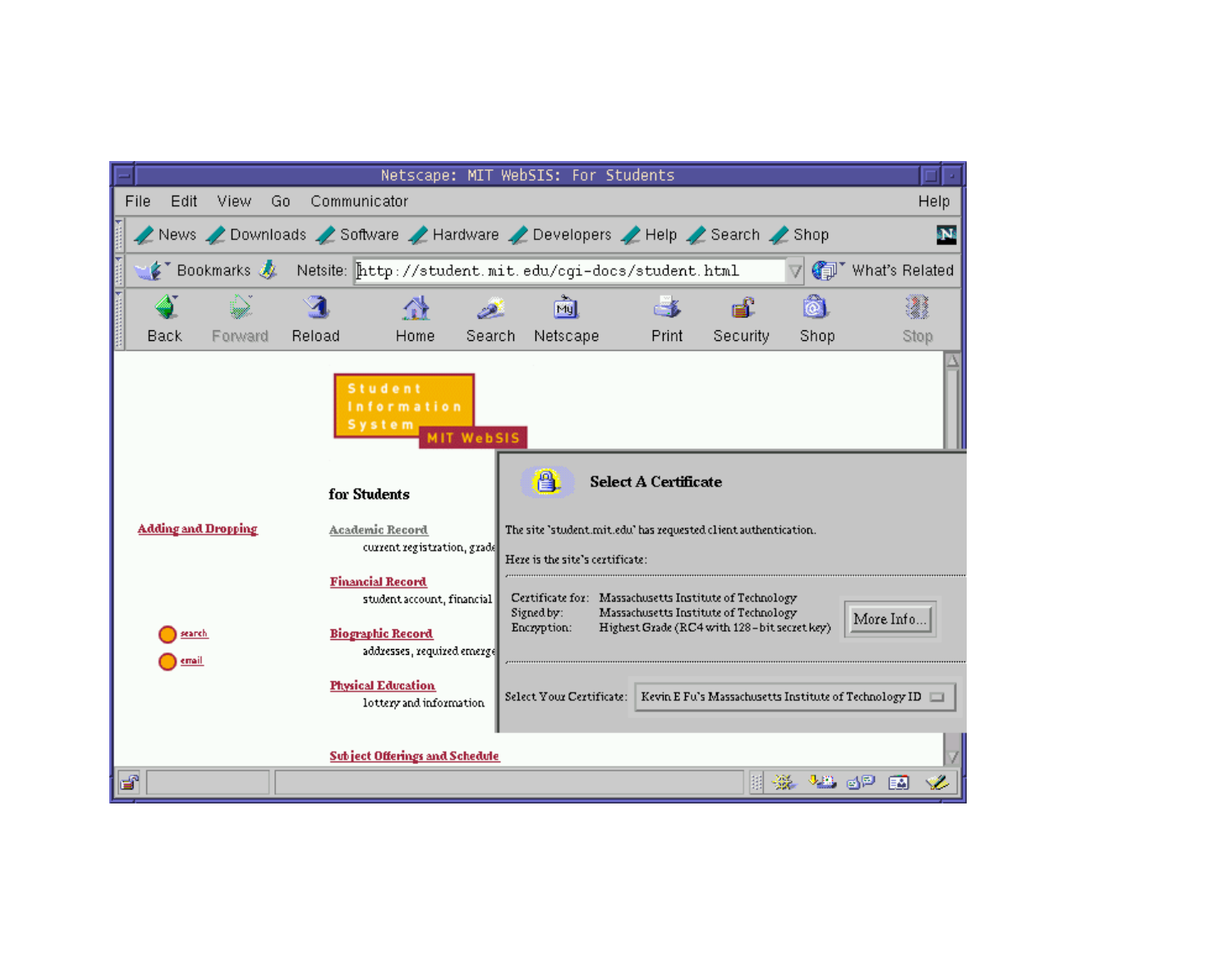Netscape: MIT WebSIS: For Students

File Edit View Go Communicator Help

News Downloads Software Hardware Developers Help Search Shop

Bookmarks Netsite: http://student.mit.edu/cgi-docs/student.html What's Related

Back Forward Reload Home Search Netscape Print Security Shop Stop

Student Information System

MIT WebSIS

for Students

Adding and Dropping

Academic Record
current registration, grade

Financial Record
student account, financial

Biographic Record
addresses, required emerge

Physical Education
lottery and information

Subject Offerings and Schedule

search

email

**Select A Certificate**

The site 'student.mit.edu' has requested client authentication.

Here is the site's certificate:

Certificate for: Massachusetts Institute of Technology
Signed by: Massachusetts Institute of Technology
Encryption: Highest Grade (RC4 with 128-bit secret key)

More Info...

Select Your Certificate: Kevin E Fu's Massachusetts Institute of Technology ID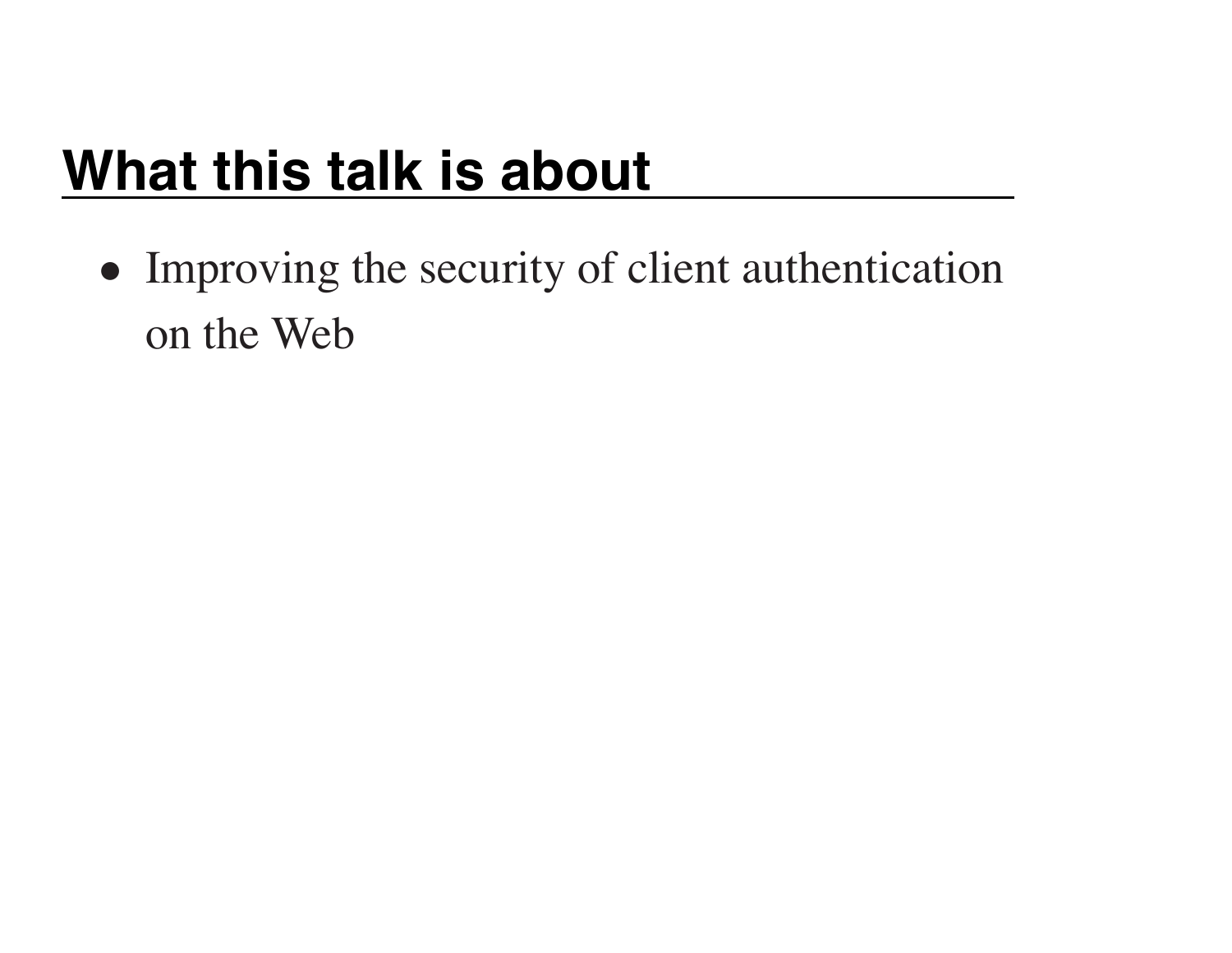## What this talk is about

- Improving the security of client authentication on the Web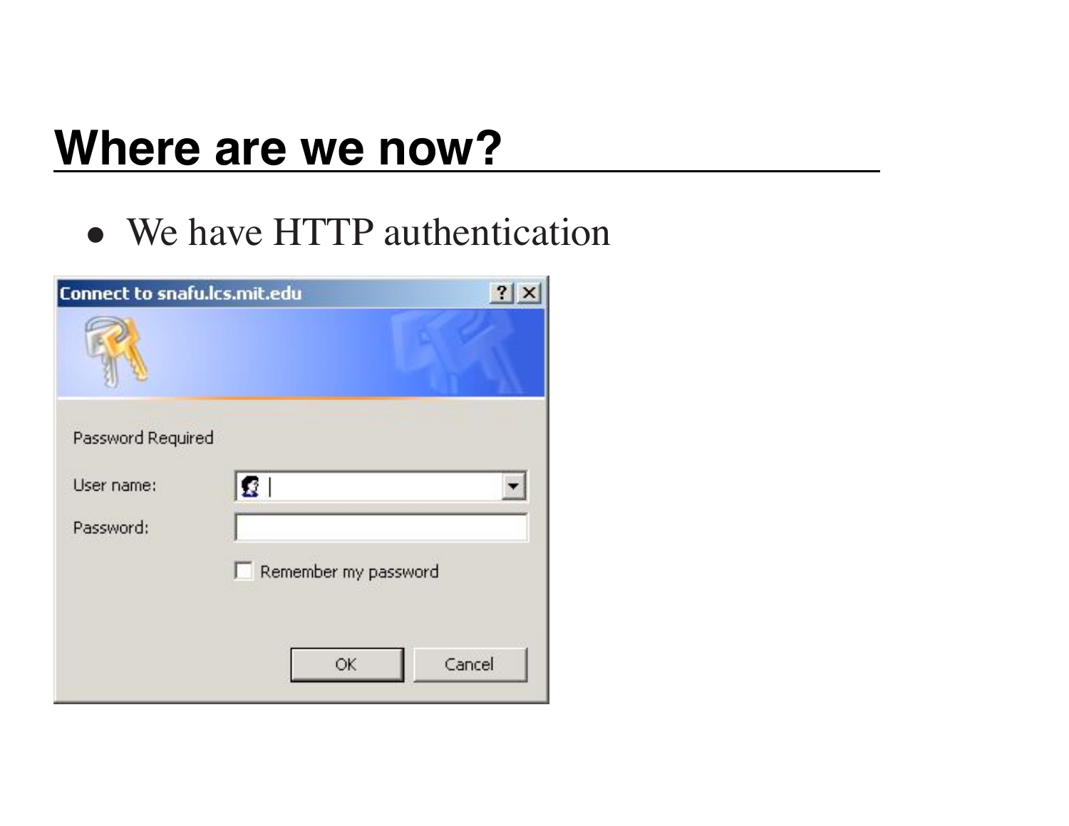# Where are we now?

- We have HTTP authentication

Connect to snafu.lcs.mit.edu

Password Required

User name:

Password:

Remember my password

OK Cancel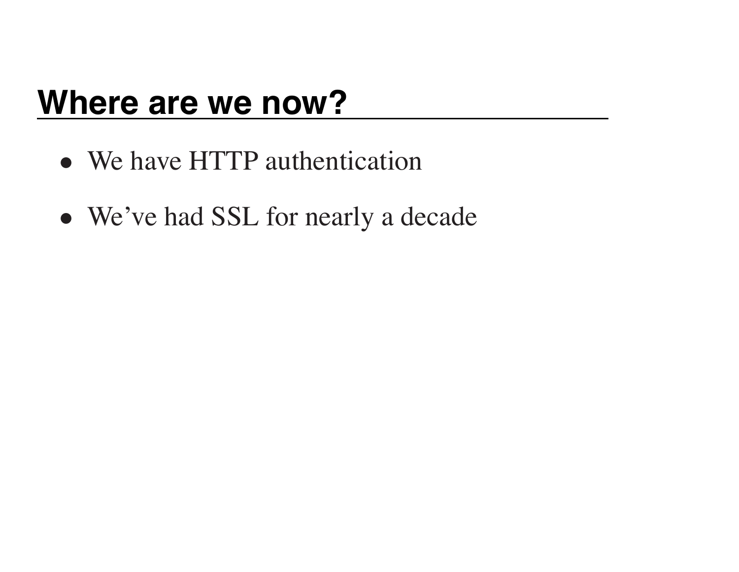## Where are we now?

- We have HTTP authentication
- We've had SSL for nearly a decade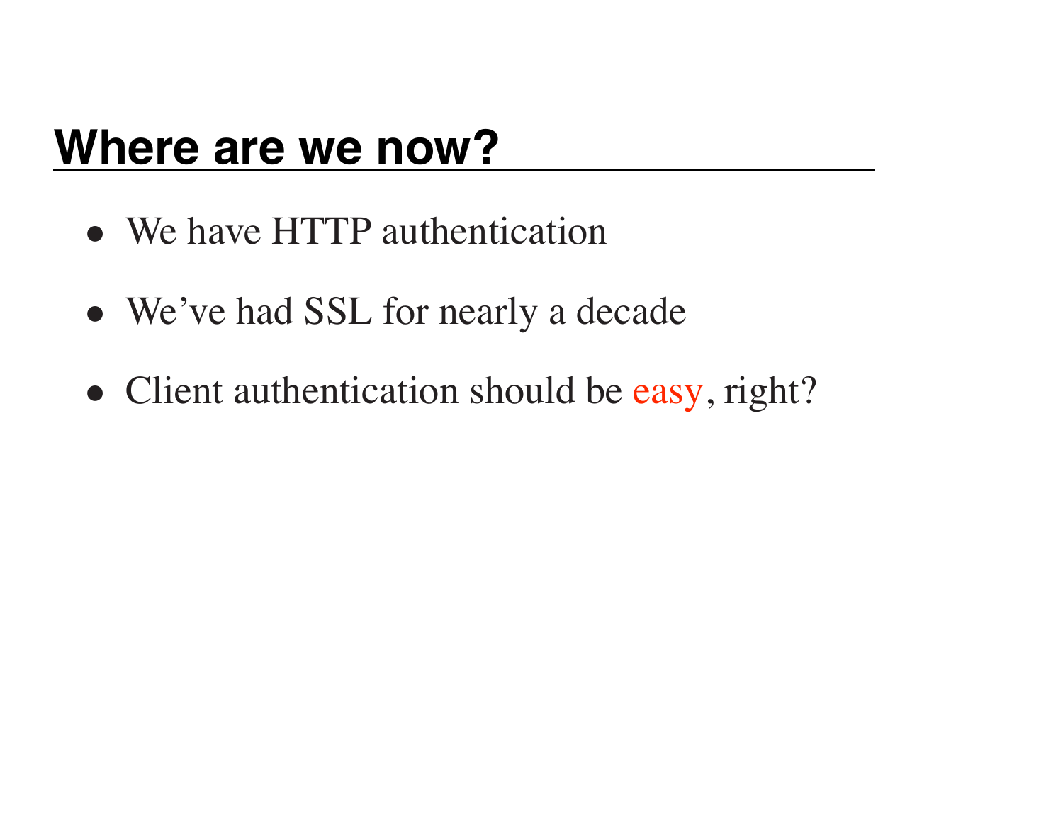## Where are we now?

- We have HTTP authentication
- We've had SSL for nearly a decade
- Client authentication should be easy, right?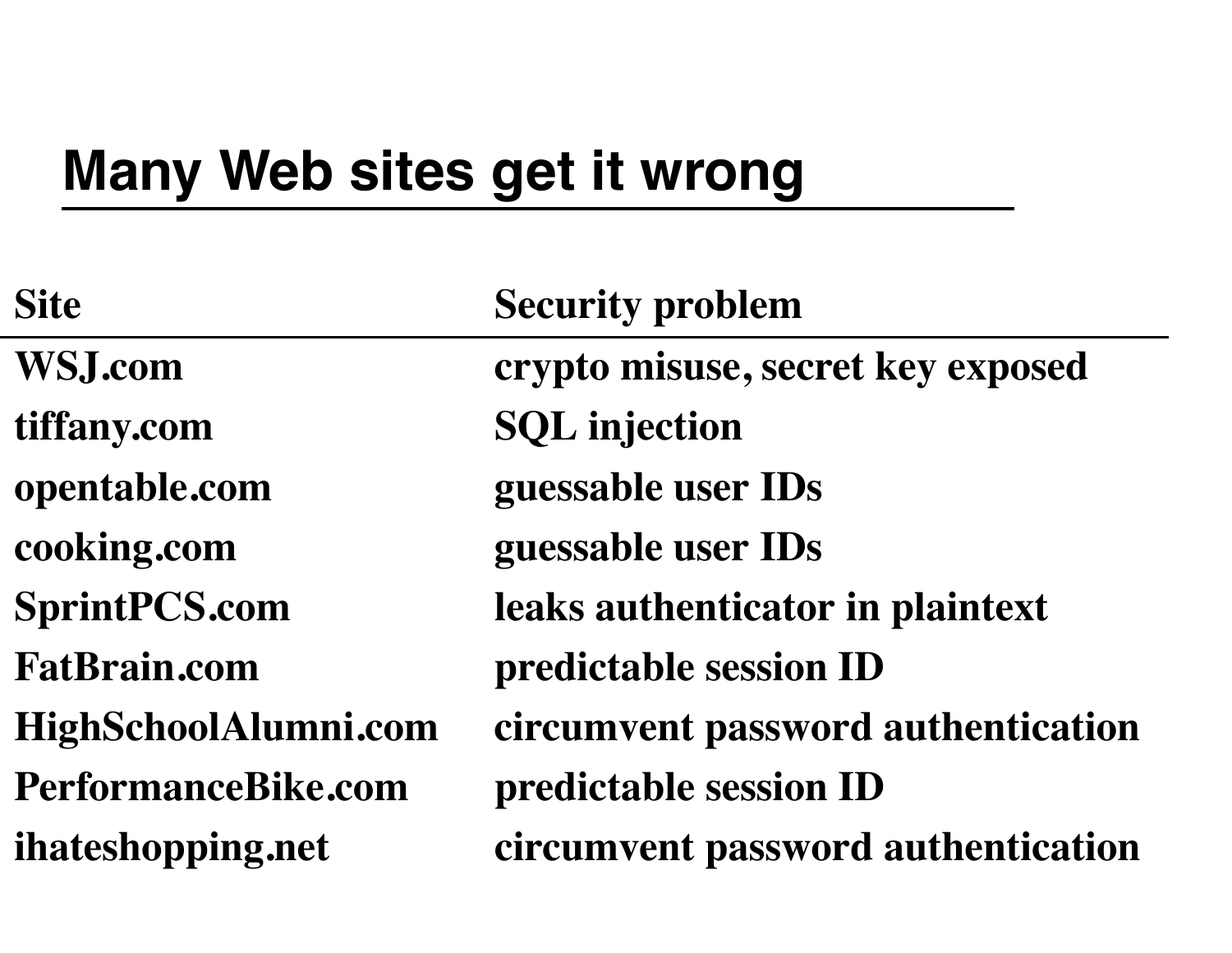# Many Web sites get it wrong

| Site | Security problem |
| --- | --- |
| WSJ.com | crypto misuse, secret key exposed |
| tiffany.com | SQL injection |
| opentable.com | guessable user IDs |
| cooking.com | guessable user IDs |
| SprintPCS.com | leaks authenticator in plaintext |
| FatBrain.com | predictable session ID |
| HighSchoolAlumni.com | circumvent password authentication |
| PerformanceBike.com | predictable session ID |
| ihateshopping.net | circumvent password authentication |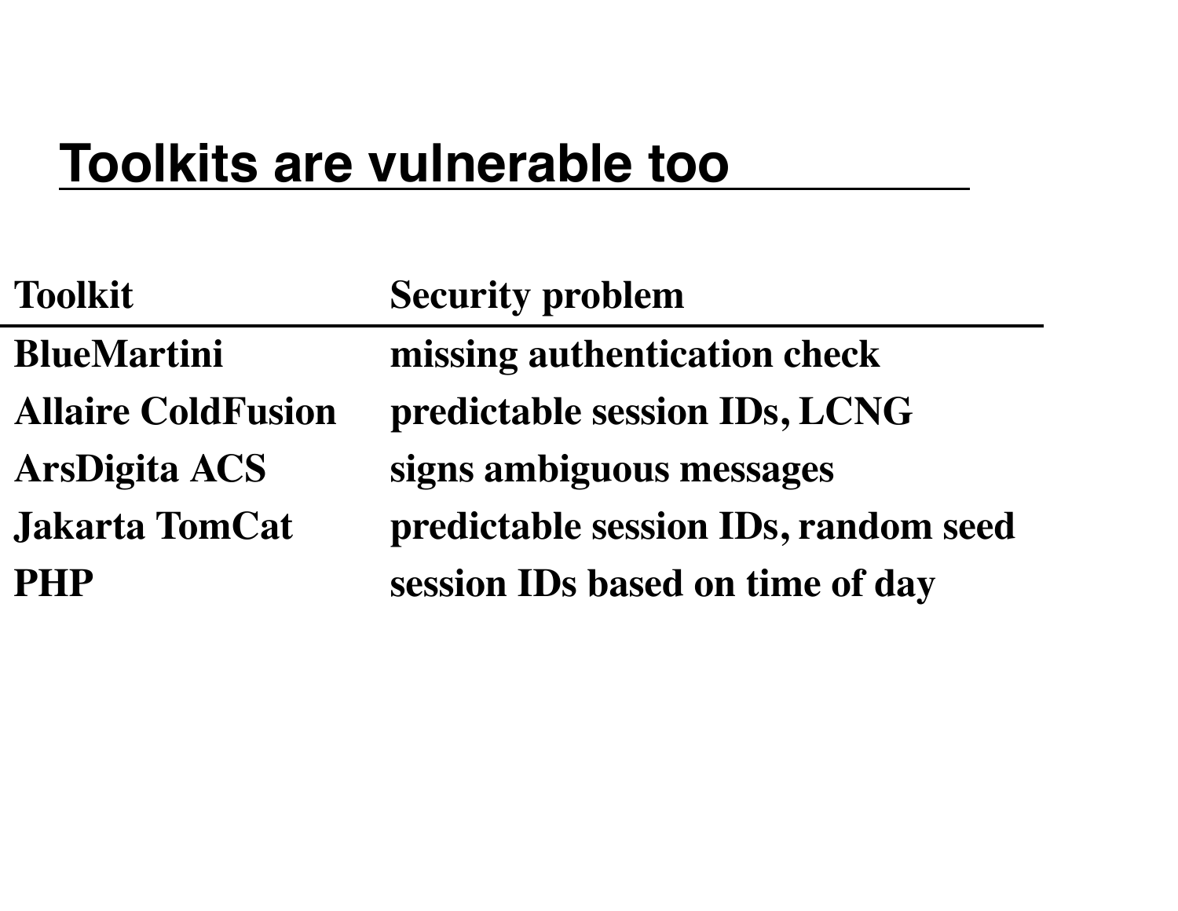# Toolkits are vulnerable too

| Toolkit | Security problem |
|---|---|
| BlueMartini | missing authentication check |
| Allaire ColdFusion | predictable session IDs, LCNG |
| ArsDigita ACS | signs ambiguous messages |
| Jakarta TomCat | predictable session IDs, random seed |
| PHP | session IDs based on time of day |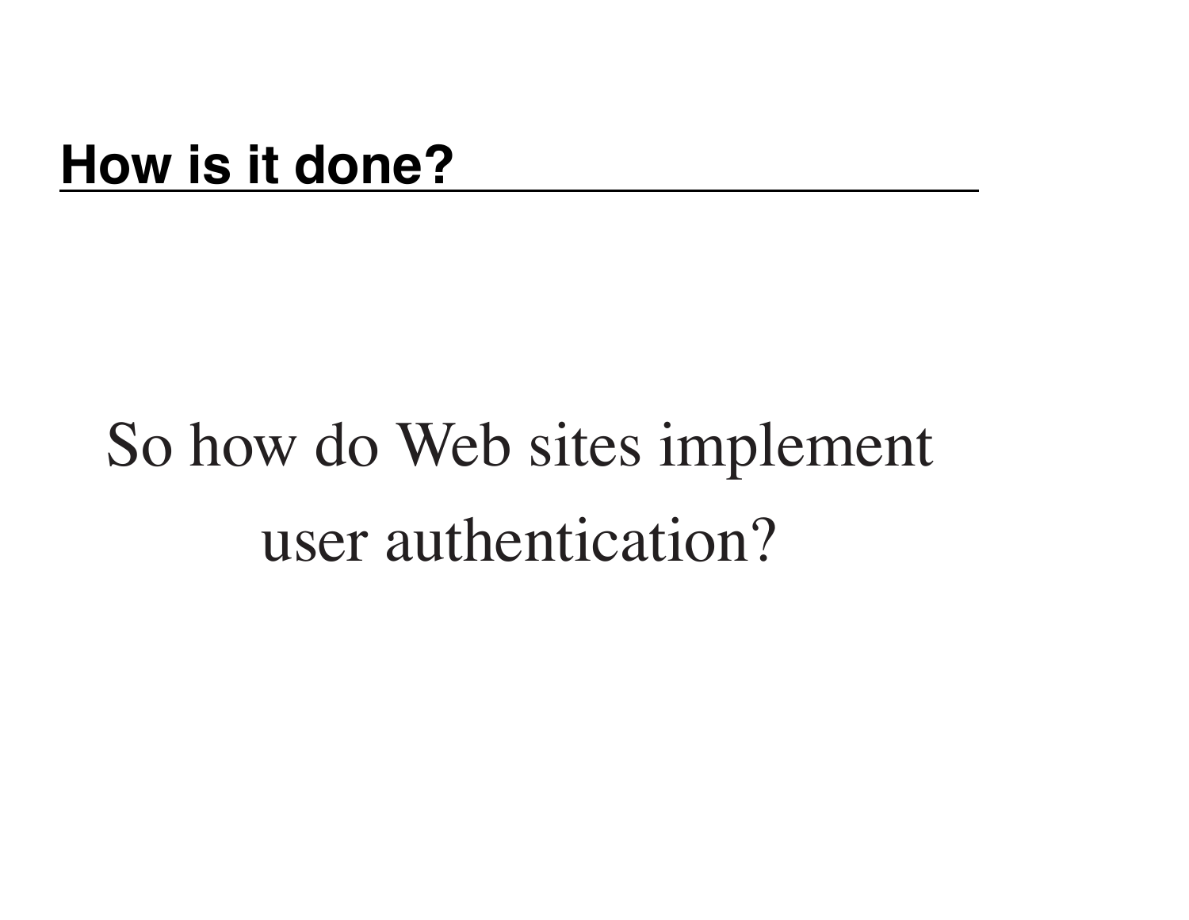## How is it done?

So how do Web sites implement user authentication?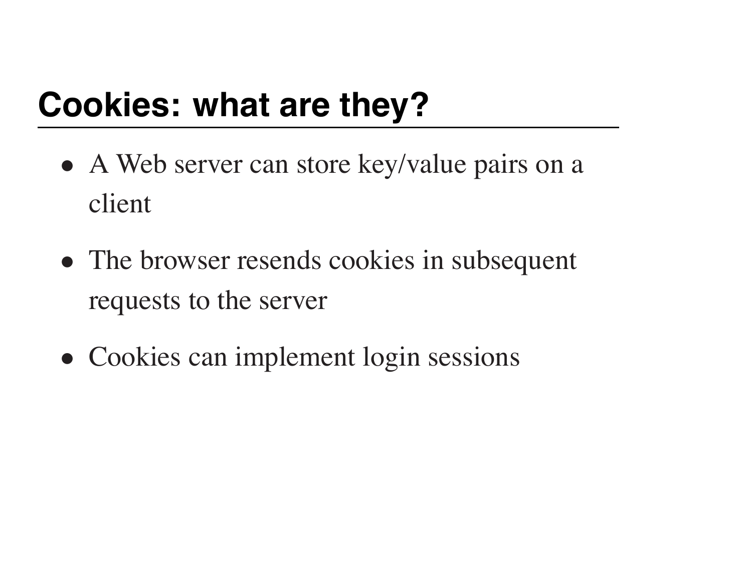## Cookies: what are they?

- A Web server can store key/value pairs on a client
- The browser resends cookies in subsequent requests to the server
- Cookies can implement login sessions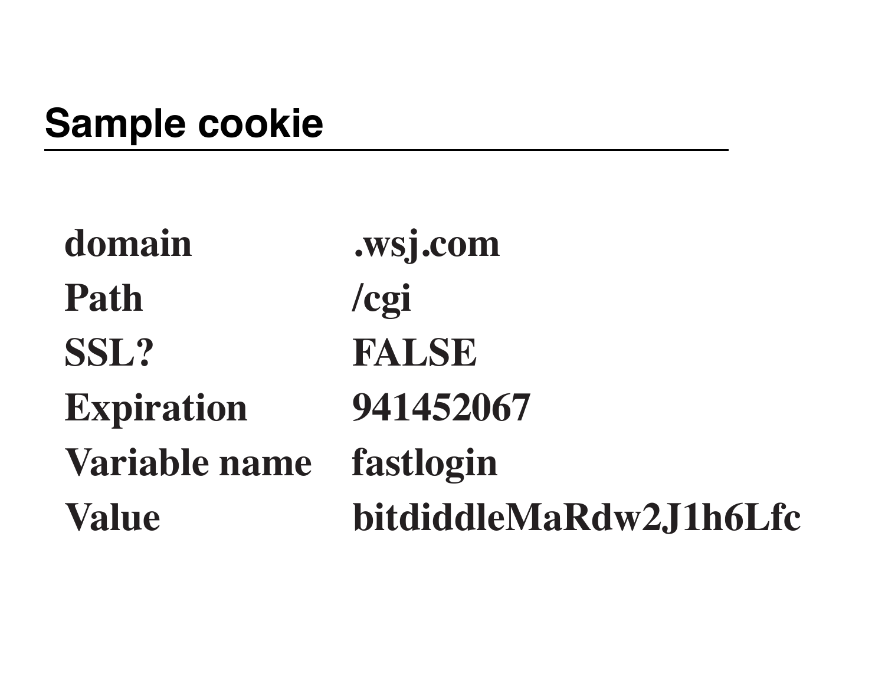## Sample cookie

| | |
|---|---|
| domain | .wsj.com |
| Path | /cgi |
| SSL? | FALSE |
| Expiration | 941452067 |
| Variable name | fastlogin |
| Value | bitdiddleMaRdw2J1h6Lfc |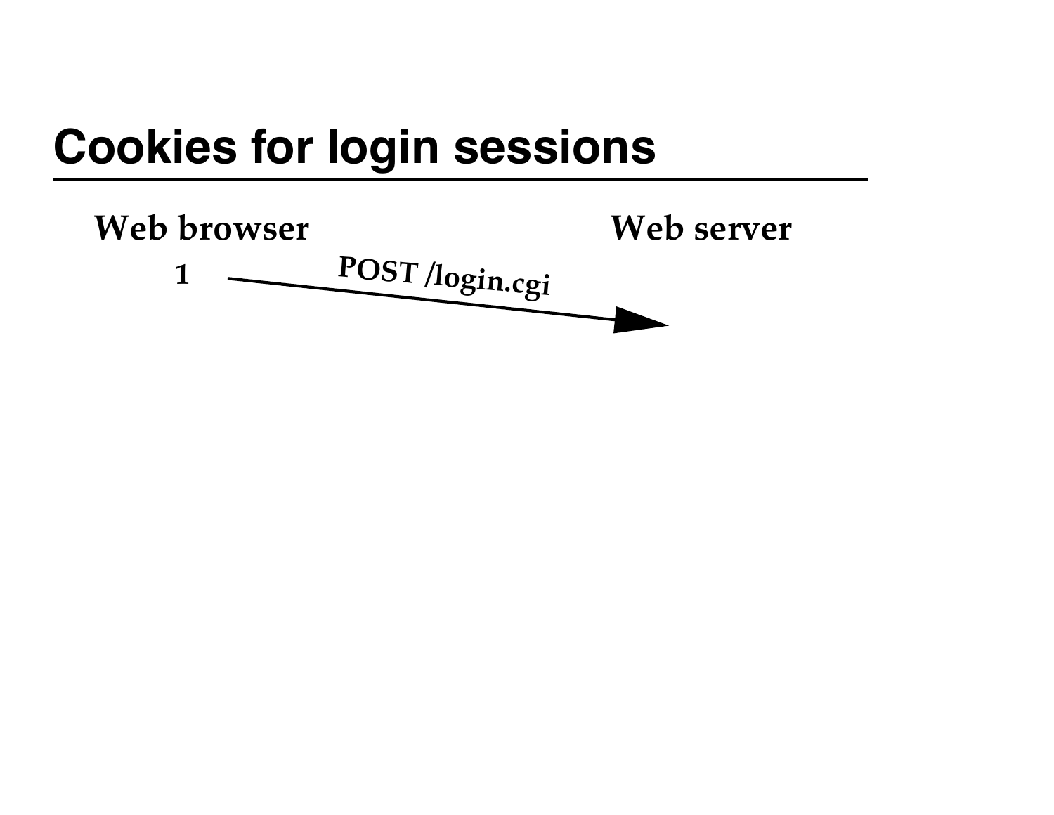# Cookies for login sessions

**Web browser** **Web server**

**1** → **POST /login.cgi**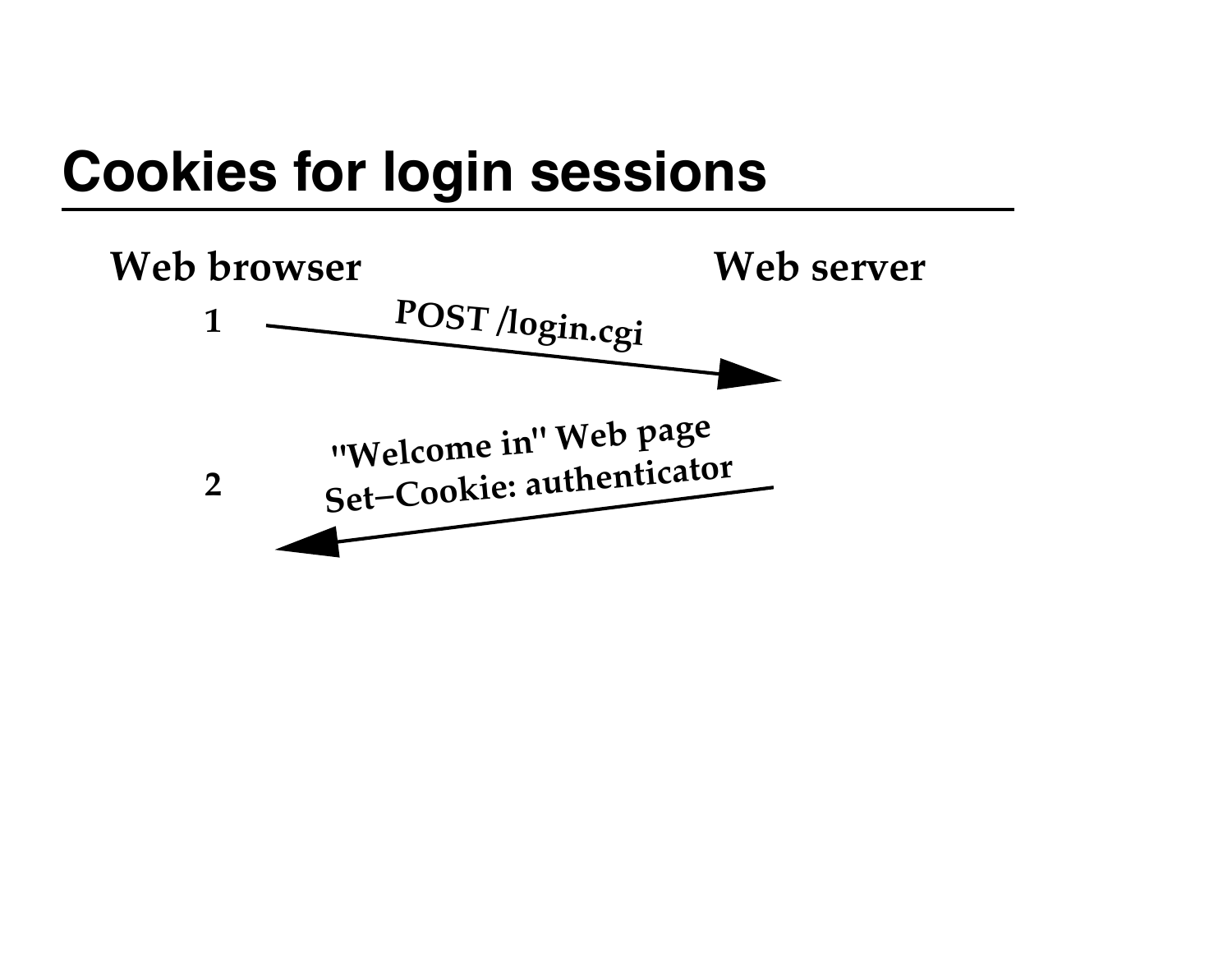# Cookies for login sessions

**Web browser** — **Web server**

1. → POST /login.cgi
2. ← "Welcome in" Web page  
   Set–Cookie: authenticator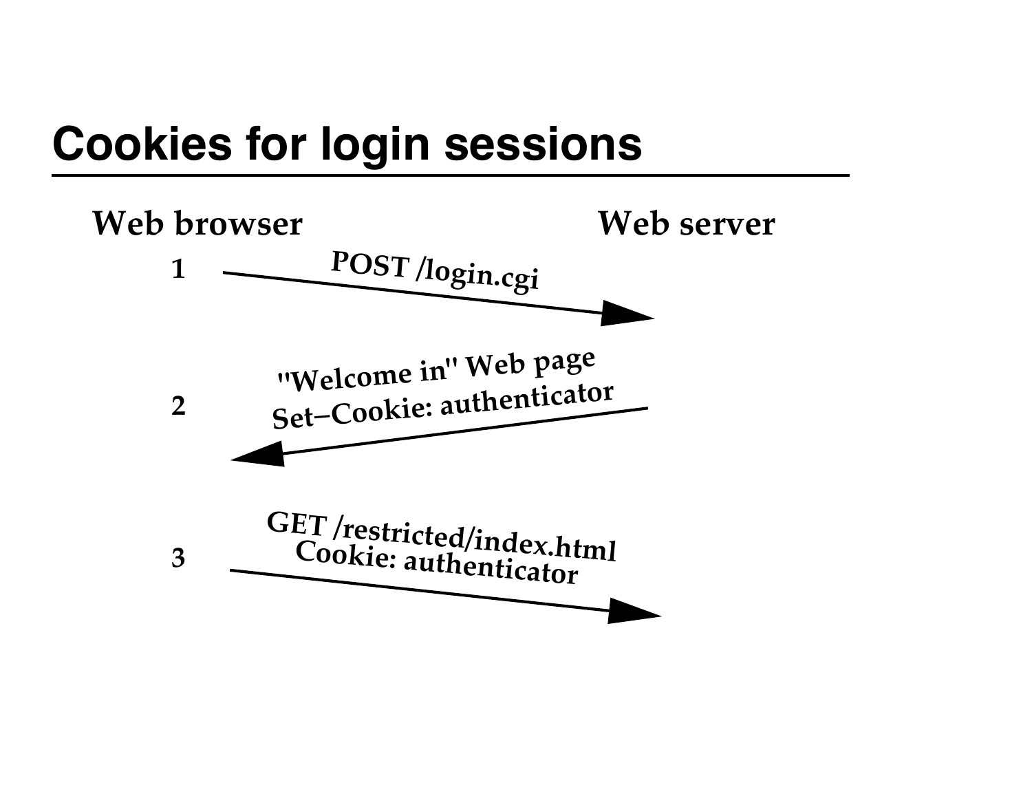# Cookies for login sessions

**Web browser** **Web server**

1. POST /login.cgi (browser → server)

2. "Welcome in" Web page
   Set–Cookie: authenticator (server → browser)

3. GET /restricted/index.html
   Cookie: authenticator (browser → server)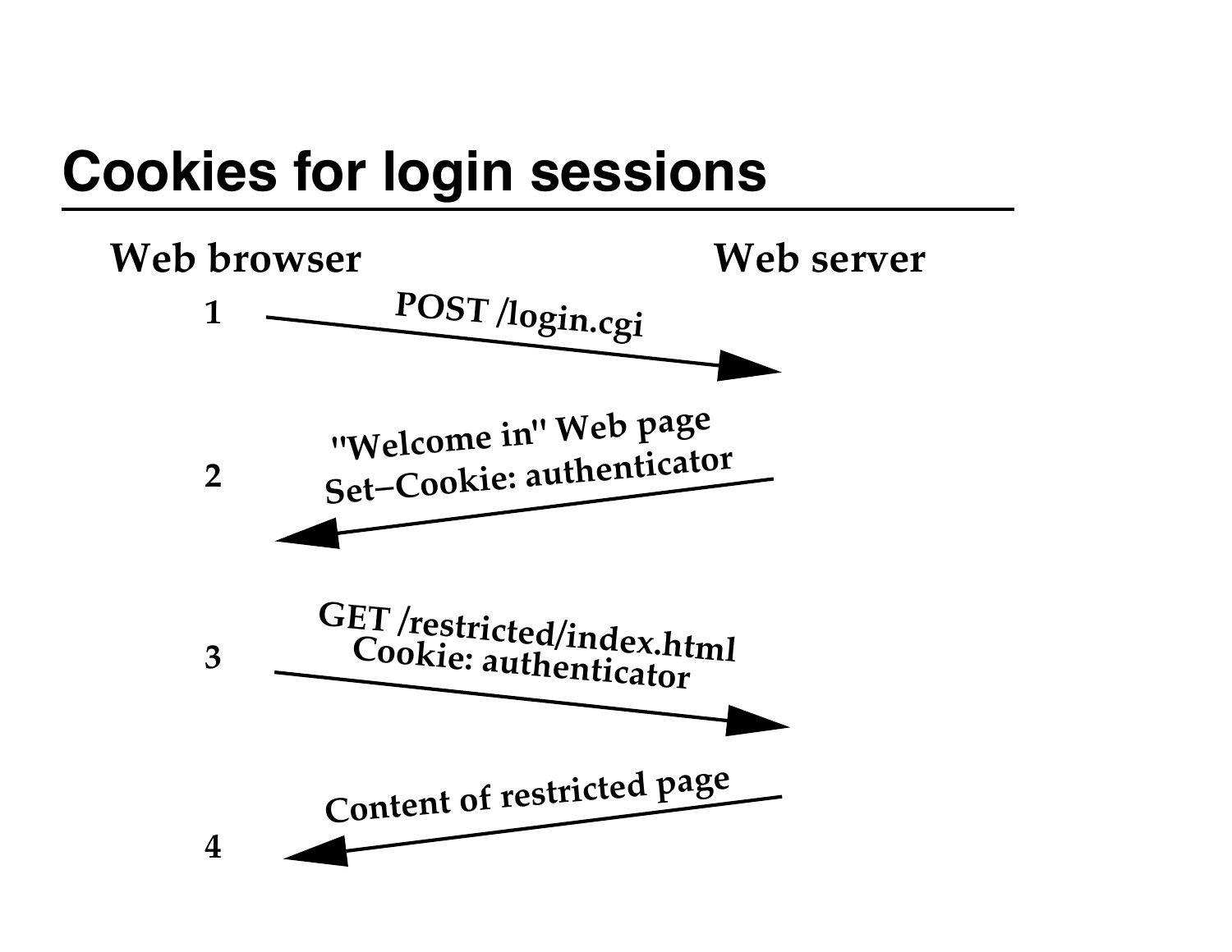# Cookies for login sessions

**Web browser** — **Web server**

1. POST /login.cgi (browser → server)
2. "Welcome in" Web page
   Set–Cookie: authenticator (server → browser)
3. GET /restricted/index.html
   Cookie: authenticator (browser → server)
4. Content of restricted page (server → browser)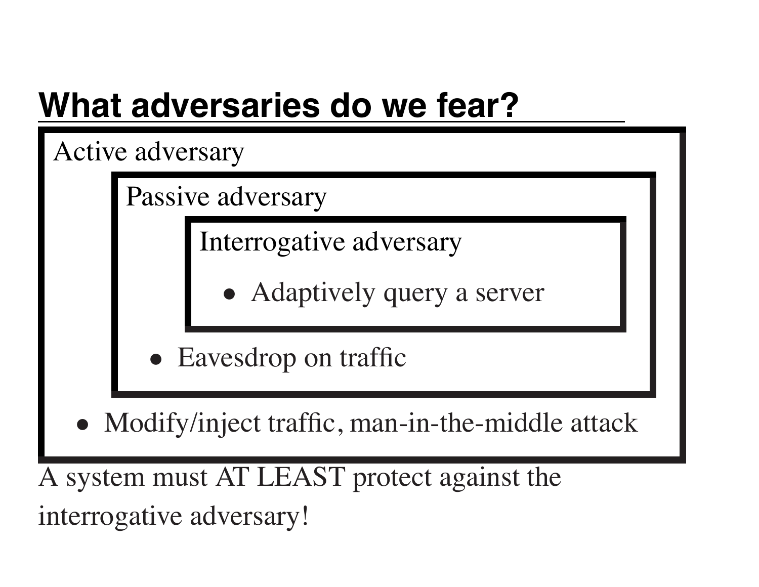## What adversaries do we fear?

Active adversary

Passive adversary

Interrogative adversary

- Adaptively query a server

- Eavesdrop on traffic

- Modify/inject traffic, man-in-the-middle attack

A system must AT LEAST protect against the interrogative adversary!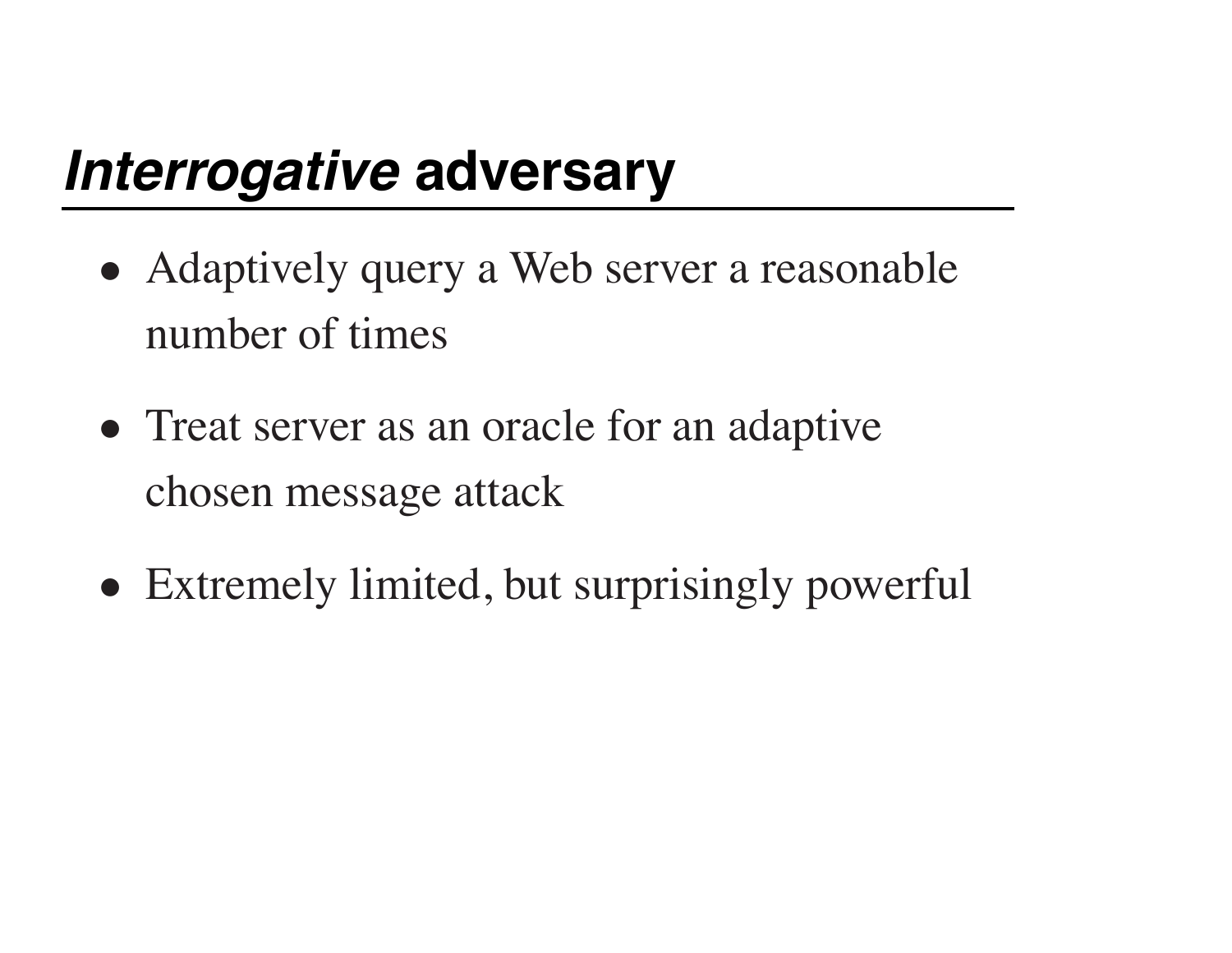## *Interrogative* adversary

- Adaptively query a Web server a reasonable number of times
- Treat server as an oracle for an adaptive chosen message attack
- Extremely limited, but surprisingly powerful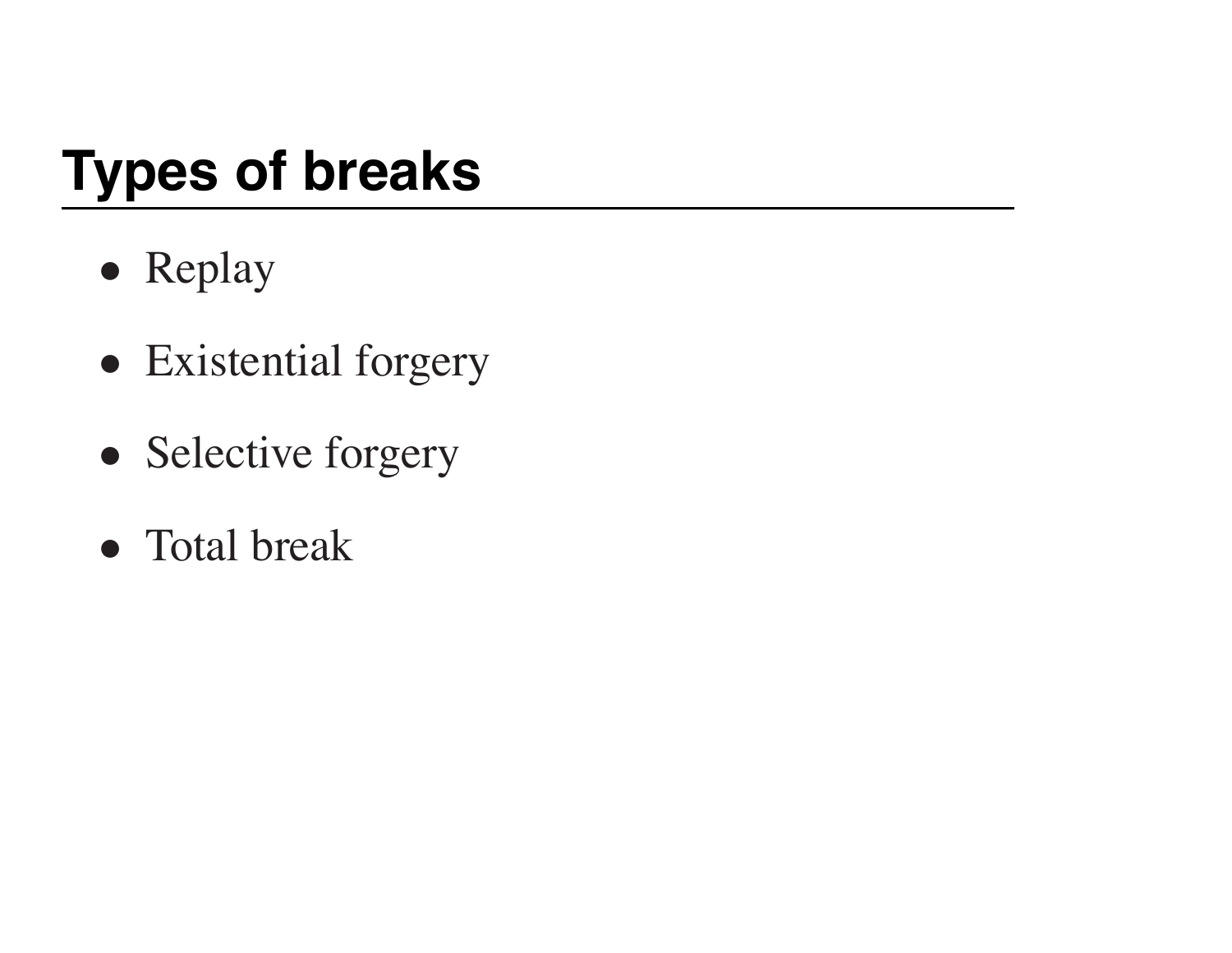## Types of breaks

- Replay
- Existential forgery
- Selective forgery
- Total break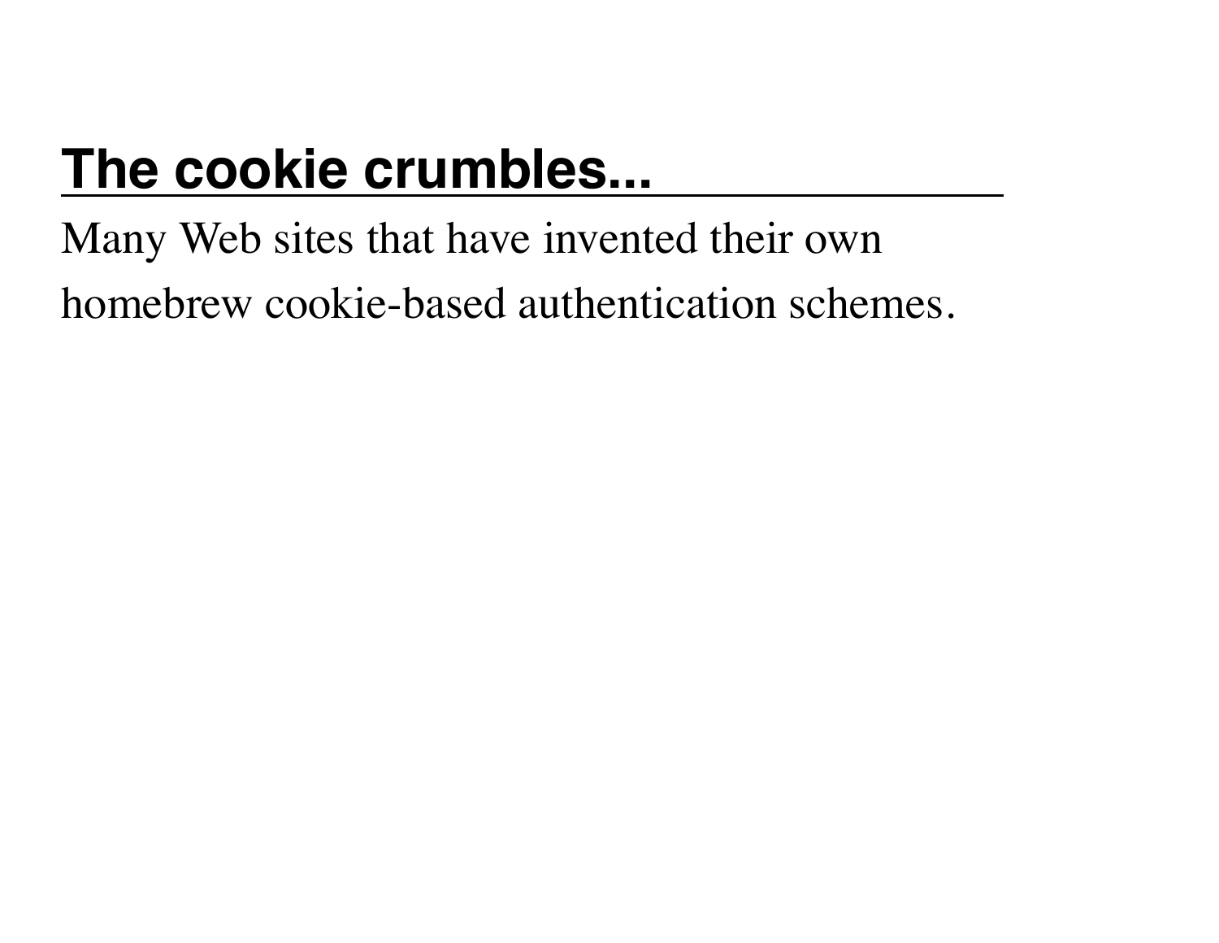## The cookie crumbles...

Many Web sites that have invented their own homebrew cookie-based authentication schemes.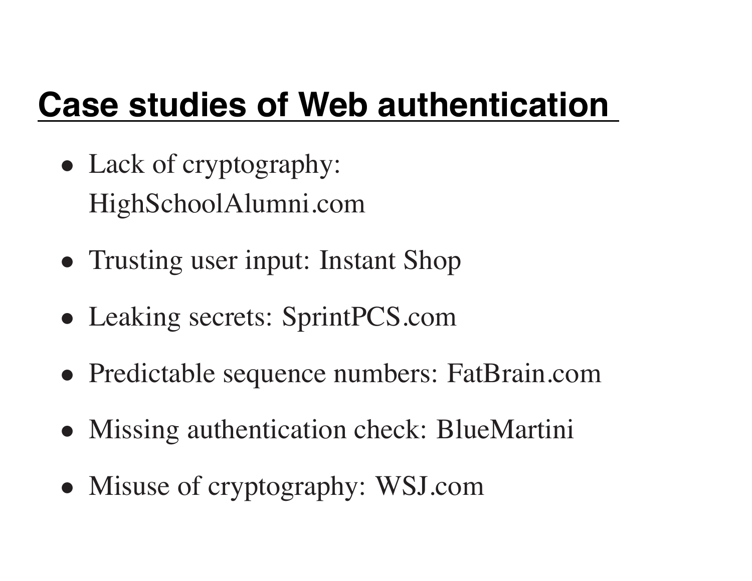## Case studies of Web authentication

- Lack of cryptography: HighSchoolAlumni.com
- Trusting user input: Instant Shop
- Leaking secrets: SprintPCS.com
- Predictable sequence numbers: FatBrain.com
- Missing authentication check: BlueMartini
- Misuse of cryptography: WSJ.com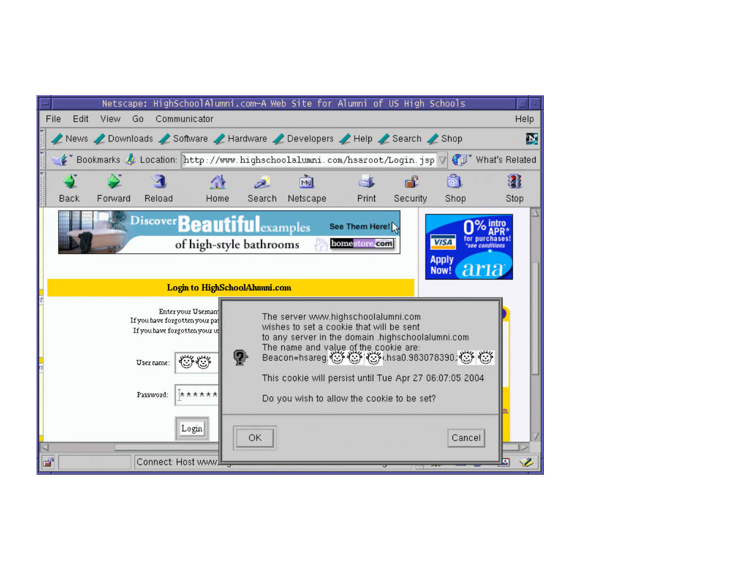Netscape: HighSchoolAlumni.com–A Web Site for Alumni of US High Schools

File Edit View Go Communicator Help

News Downloads Software Hardware Developers Help Search Shop

Bookmarks Location: http://www.highschoolalumni.com/hsaroot/Login.jsp What's Related

Back Forward Reload Home Search Netscape Print Security Shop Stop

Discover Beautiful examples of high-style bathrooms See Them Here! homestore.com

0% intro APR* for purchases! *see conditions VISA Apply Now! aria

**Login to HighSchoolAlumni.com**

Enter your Usernam
If you have forgotten your pa
If you have forgotten your u

User name:

Password: ******

Login

The server www.highschoolalumni.com
wishes to set a cookie that will be sent
to any server in the domain .highschoolalumni.com
The name and value of the cookie are:
Beacon=hsareg ... .hsa0.983078390. ...

This cookie will persist until Tue Apr 27 06:07:05 2004

Do you wish to allow the cookie to be set?

OK Cancel

Connect: Host www.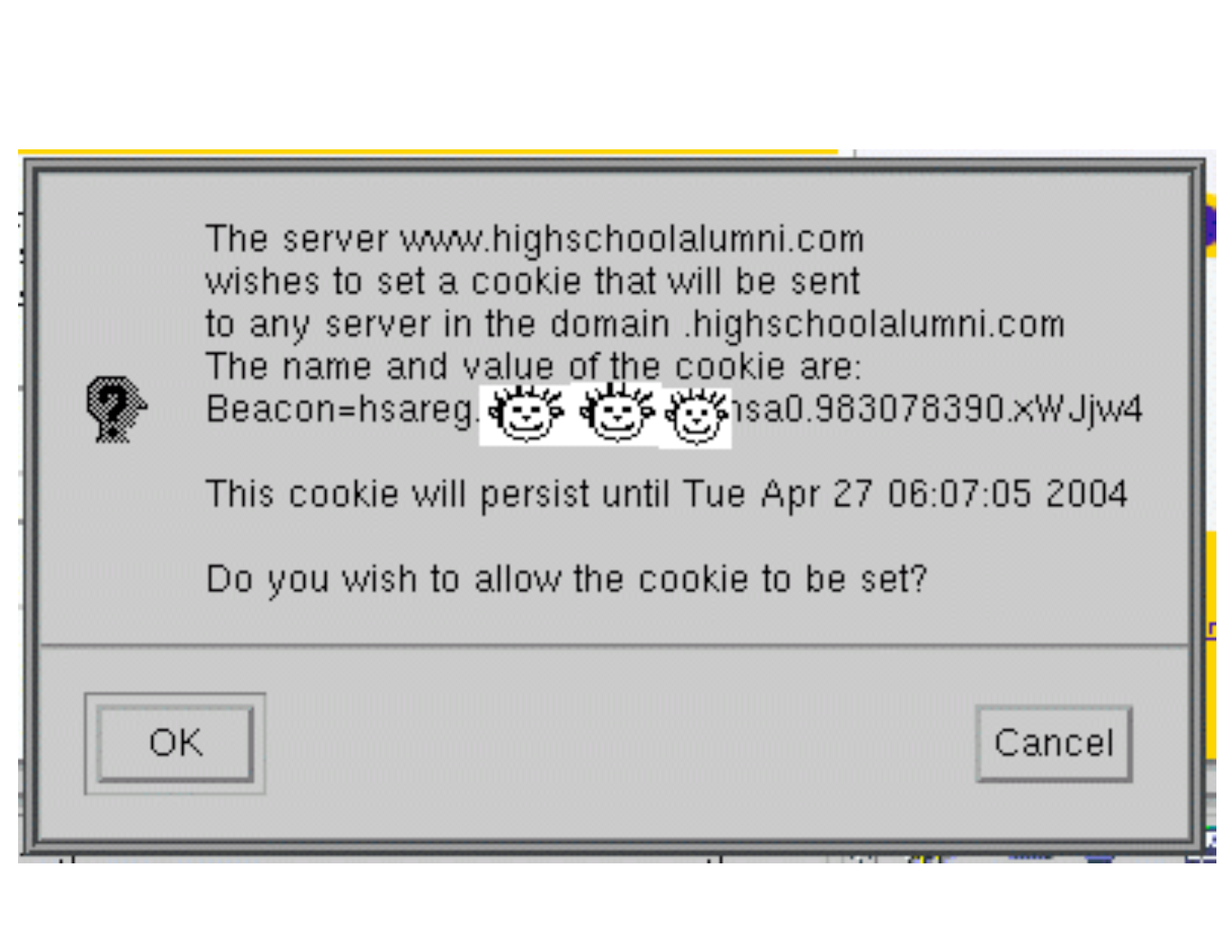The server www.highschoolalumni.com
wishes to set a cookie that will be sent
to any server in the domain .highschoolalumni.com
The name and value of the cookie are:
Beacon=hsareg.

hsa0.983078390.xWJjw4

This cookie will persist until Tue Apr 27 06:07:05 2004

Do you wish to allow the cookie to be set?

OK

Cancel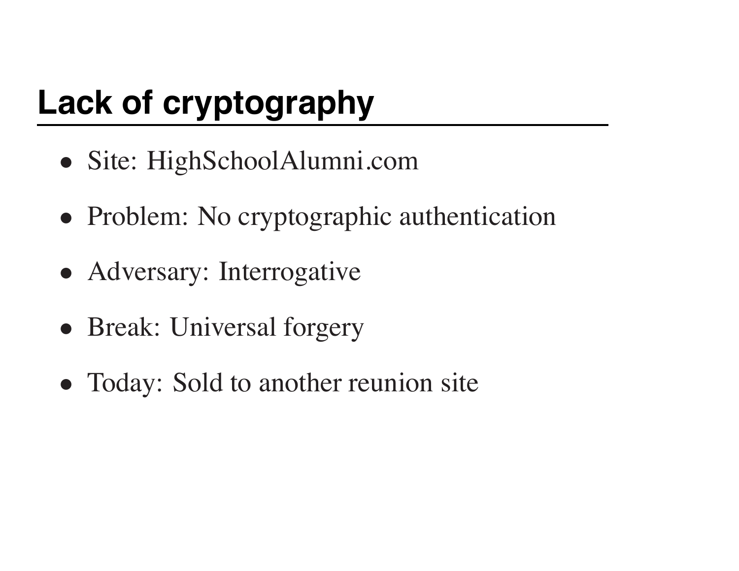## Lack of cryptography

- Site: HighSchoolAlumni.com
- Problem: No cryptographic authentication
- Adversary: Interrogative
- Break: Universal forgery
- Today: Sold to another reunion site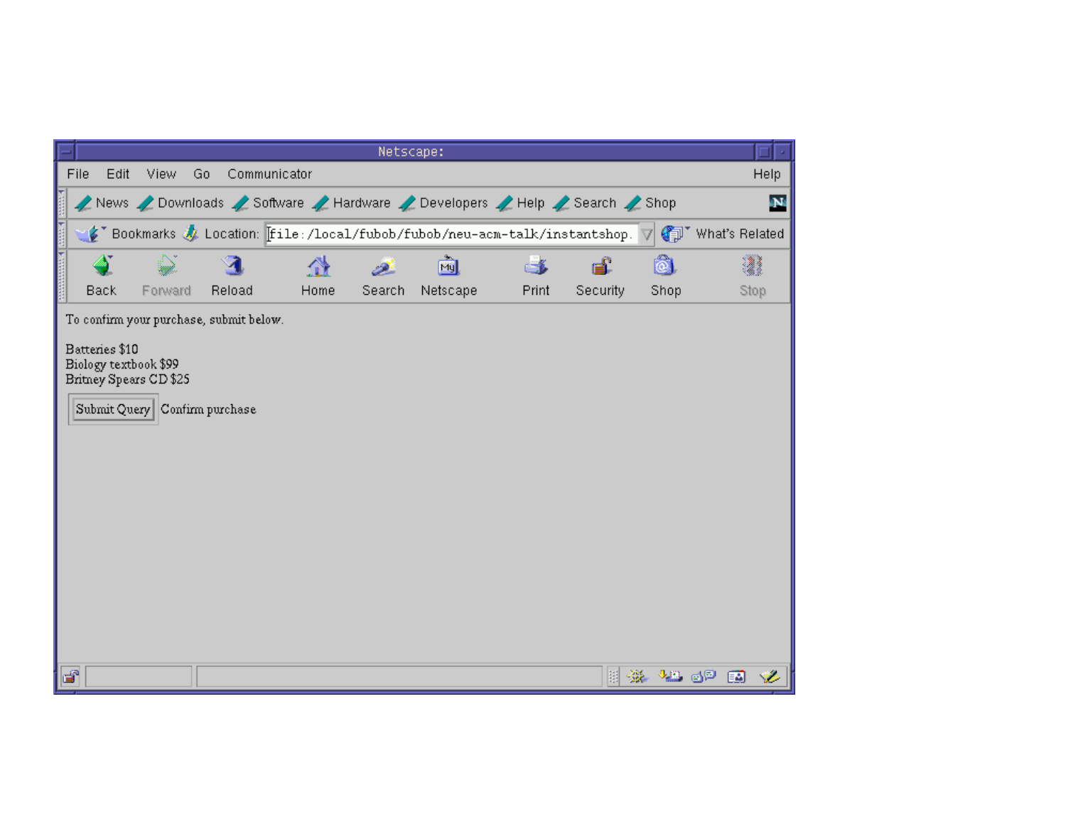Netscape:

File Edit View Go Communicator Help

News Downloads Software Hardware Developers Help Search Shop

Bookmarks Location: file:/local/fubob/fubob/neu-acm-talk/instantshop. What's Related

Back Forward Reload Home Search Netscape Print Security Shop Stop

To confirm your purchase, submit below.

Batteries $10
Biology textbook $99
Britney Spears CD $25

[Submit Query] Confirm purchase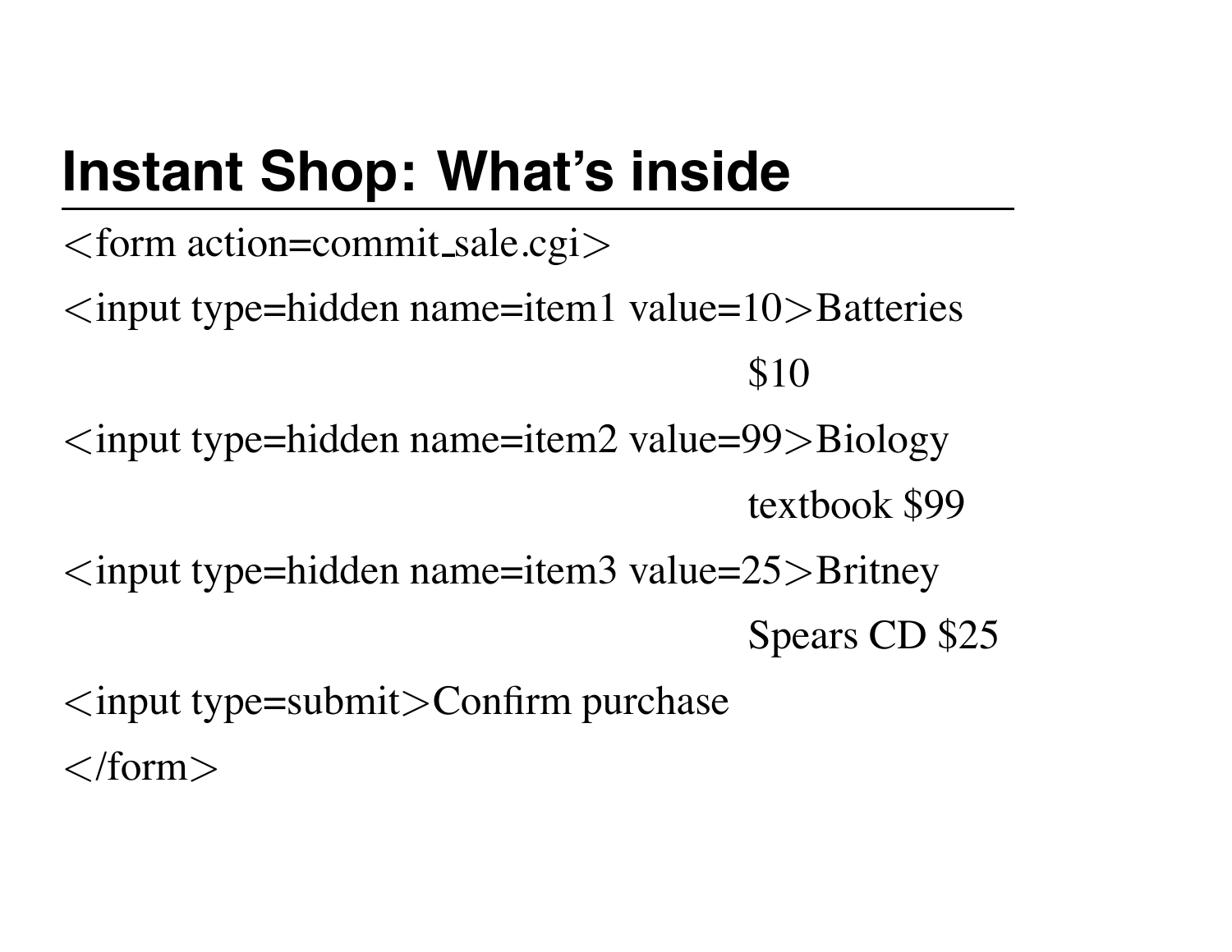# Instant Shop: What's inside

```
<form action=commit_sale.cgi>
<input type=hidden name=item1 value=10>Batteries
                                        $10
<input type=hidden name=item2 value=99>Biology
                                        textbook $99
<input type=hidden name=item3 value=25>Britney
                                        Spears CD $25
<input type=submit>Confirm purchase
</form>
```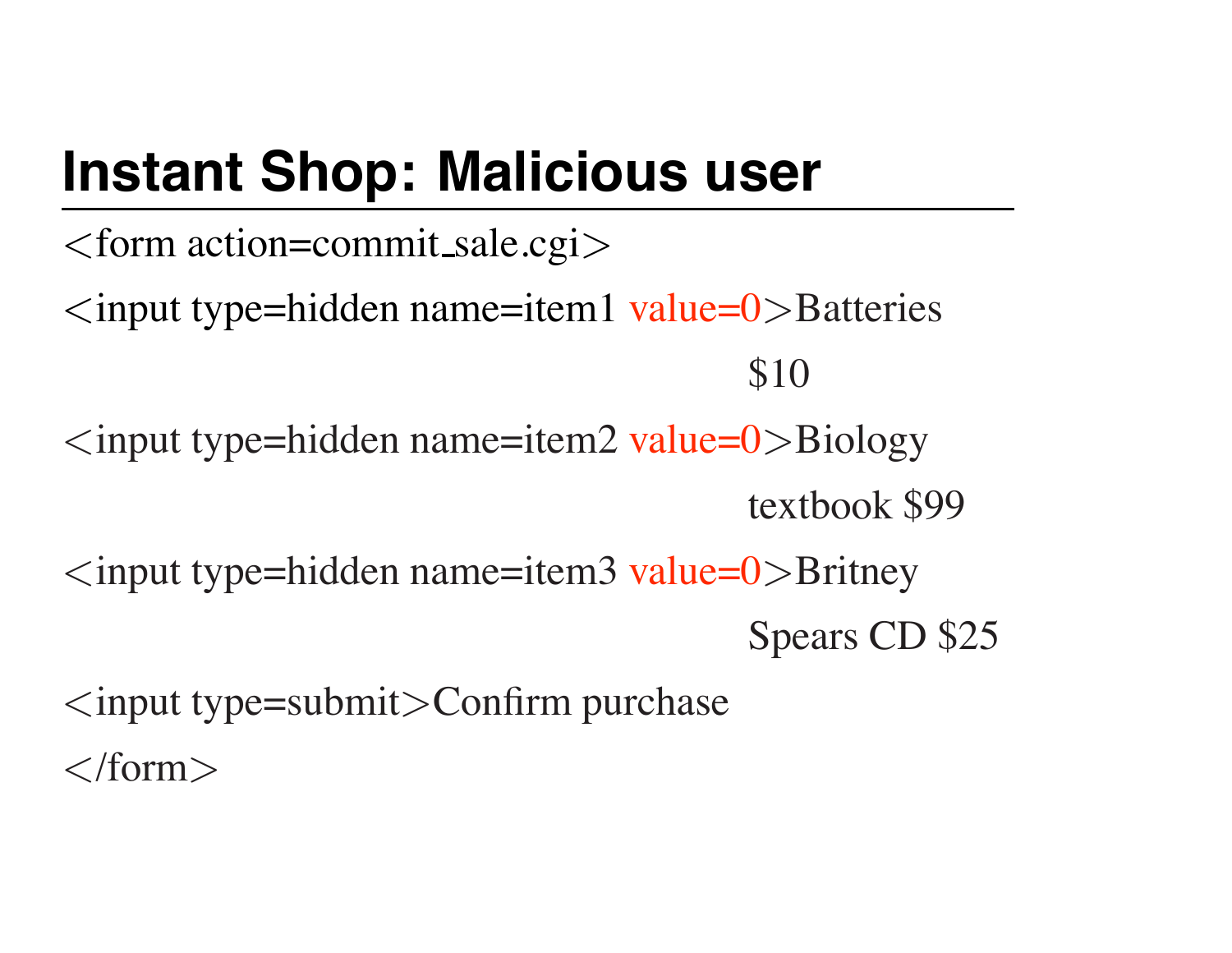# Instant Shop: Malicious user

```
<form action=commit_sale.cgi>
<input type=hidden name=item1 value=0>Batteries
                                      $10
<input type=hidden name=item2 value=0>Biology
                                      textbook $99
<input type=hidden name=item3 value=0>Britney
                                      Spears CD $25
<input type=submit>Confirm purchase
</form>
```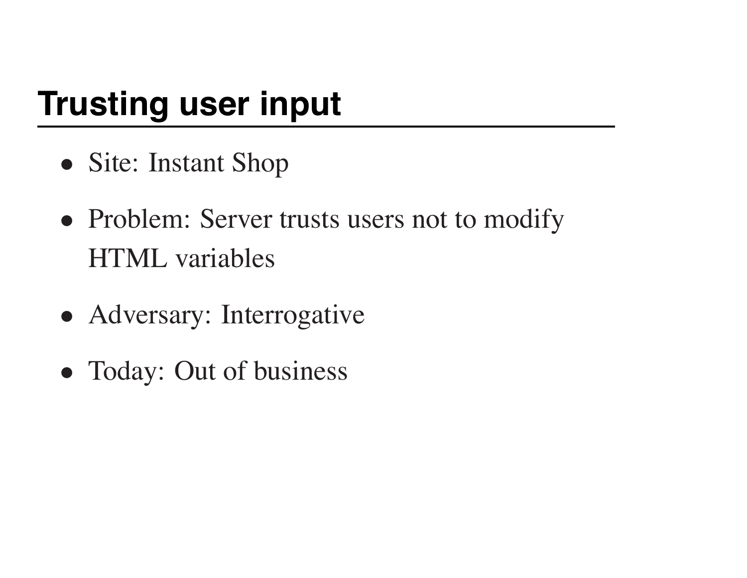## Trusting user input

- Site: Instant Shop
- Problem: Server trusts users not to modify HTML variables
- Adversary: Interrogative
- Today: Out of business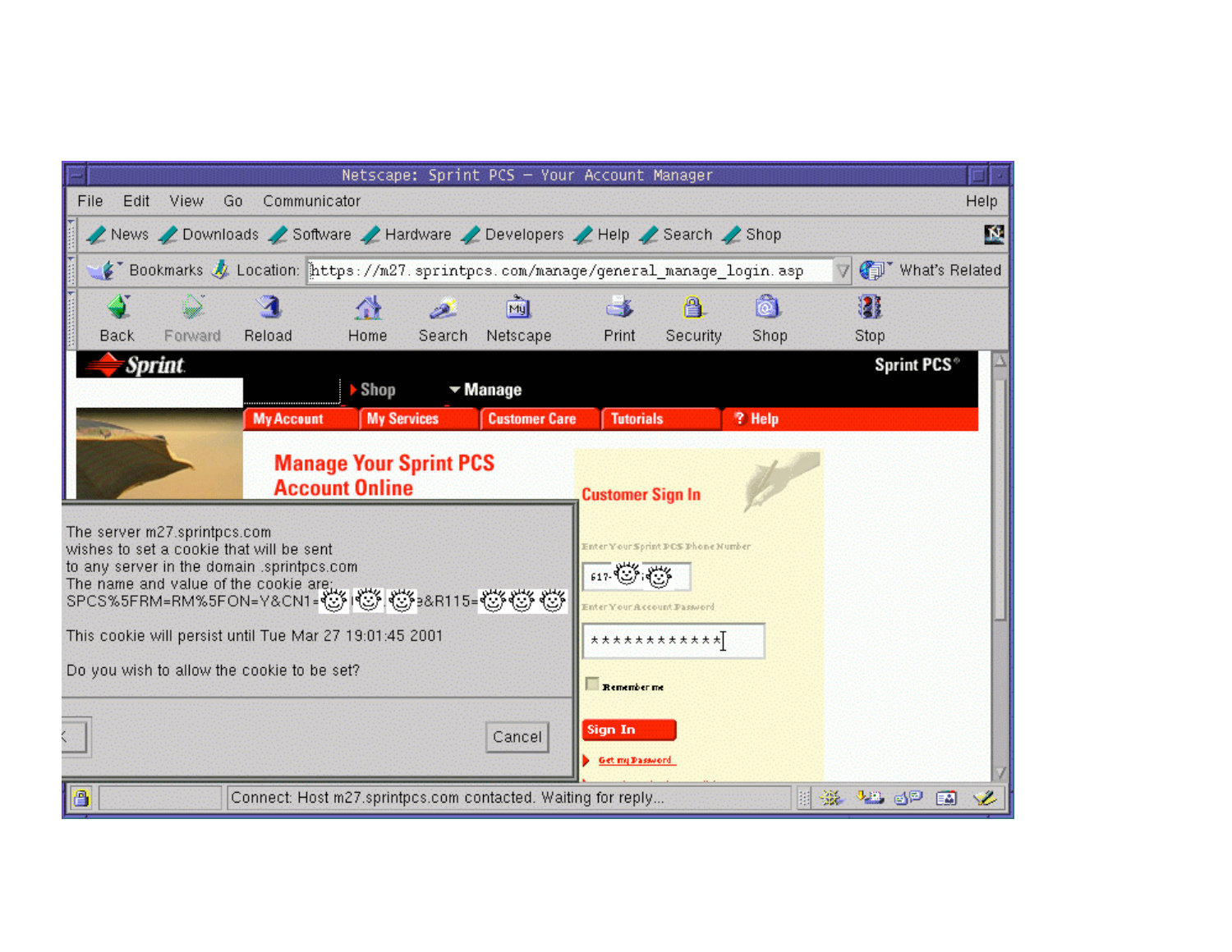Netscape: Sprint PCS – Your Account Manager

File Edit View Go Communicator Help

News Downloads Software Hardware Developers Help Search Shop

Bookmarks Location: https://m27.sprintpcs.com/manage/general_manage_login.asp What's Related

Back Forward Reload Home Search Netscape Print Security Shop Stop

Sprint Sprint PCS®

Shop Manage

My Account My Services Customer Care Tutorials ? Help

Manage Your Sprint PCS Account Online

Customer Sign In

Enter Your Sprint PCS Phone Number

617-

Enter Your Account Password

************

Remember me

Sign In

Get my Password

The server m27.sprintpcs.com wishes to set a cookie that will be sent to any server in the domain .sprintpcs.com
The name and value of the cookie are:
SPCS%5FRM=RM%5FON=Y&CN1= &R115=

This cookie will persist until Tue Mar 27 19:01:45 2001

Do you wish to allow the cookie to be set?

Cancel

Connect: Host m27.sprintpcs.com contacted. Waiting for reply...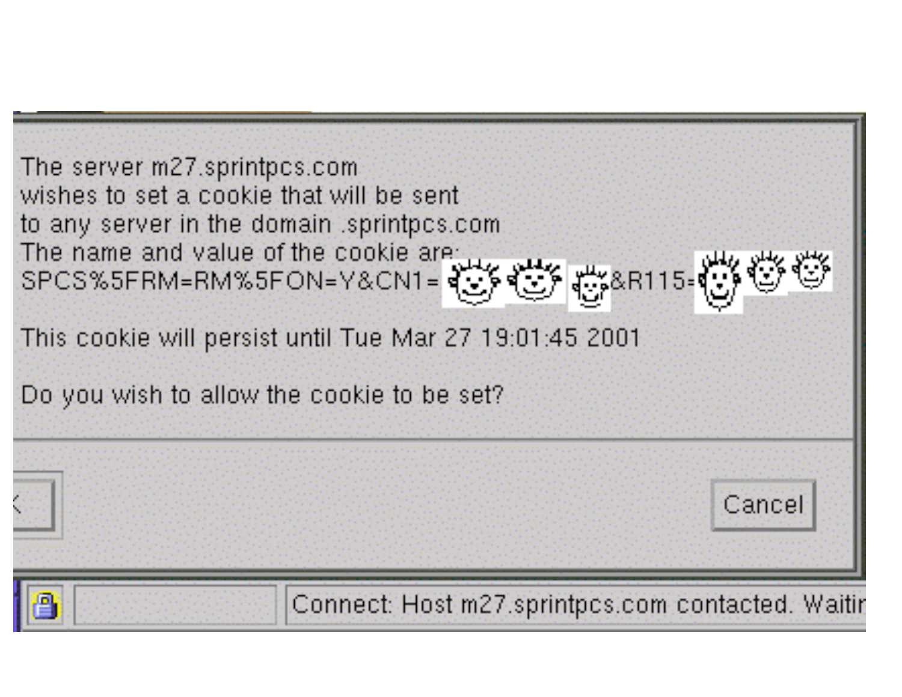The server m27.sprintpcs.com
wishes to set a cookie that will be sent
to any server in the domain .sprintpcs.com
The name and value of the cookie are:
SPCS%5FRM=RM%5FON=Y&CN1= &R115=

This cookie will persist until Tue Mar 27 19:01:45 2001

Do you wish to allow the cookie to be set?

Cancel

Connect: Host m27.sprintpcs.com contacted. Waitir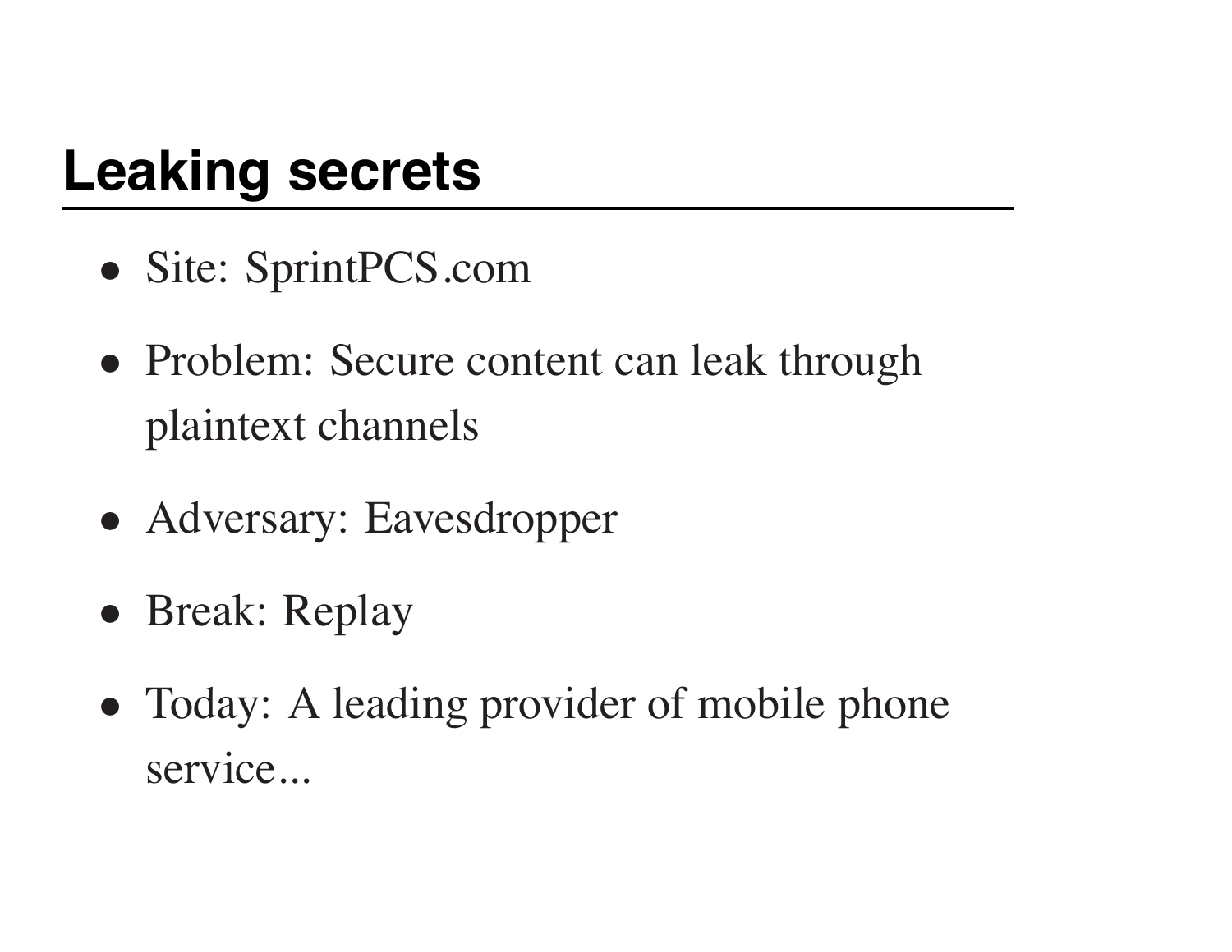## Leaking secrets

- Site: SprintPCS.com
- Problem: Secure content can leak through plaintext channels
- Adversary: Eavesdropper
- Break: Replay
- Today: A leading provider of mobile phone service...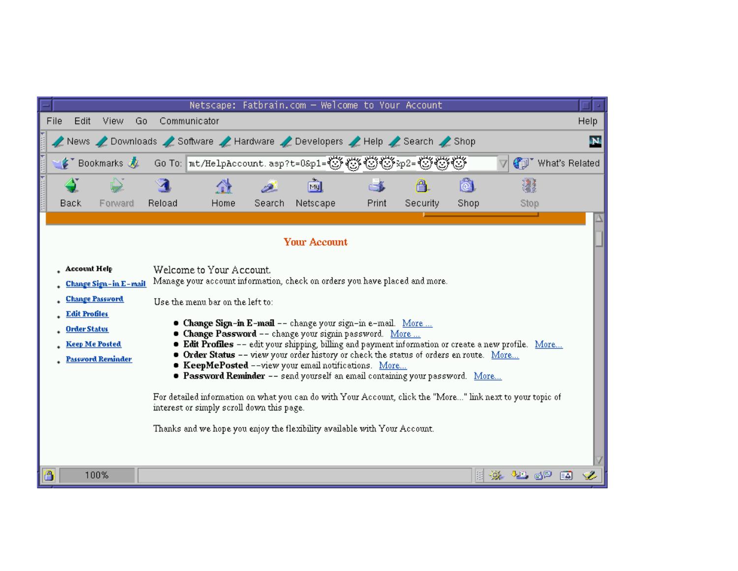Netscape: Fatbrain.com – Welcome to Your Account

File Edit View Go Communicator Help

News Downloads Software Hardware Developers Help Search Shop

Bookmarks Go To: mt/HelpAccount.asp?t=0&p1=☺☺☺☺&p2=☺☺☺ What's Related

Back Forward Reload Home Search Netscape Print Security Shop Stop

## Your Account

- **Account Help**
- Change Sign-in E-mail
- Change Password
- Edit Profiles
- Order Status
- Keep Me Posted
- Password Reminder

Welcome to Your Account.

Manage your account information, check on orders you have placed and more.

Use the menu bar on the left to:

- **Change Sign-in E-mail** -- change your sign-in e-mail. More ...
- **Change Password** -- change your signin password. More ...
- **Edit Profiles** -- edit your shipping, billing and payment information or create a new profile. More...
- **Order Status** -- view your order history or check the status of orders en route. More...
- **KeepMePosted** --view your email notifications. More...
- **Password Reminder** -- send yourself an email containing your password. More...

For detailed information on what you can do with Your Account, click the "More..." link next to your topic of interest or simply scroll down this page.

Thanks and we hope you enjoy the flexibility available with Your Account.

100%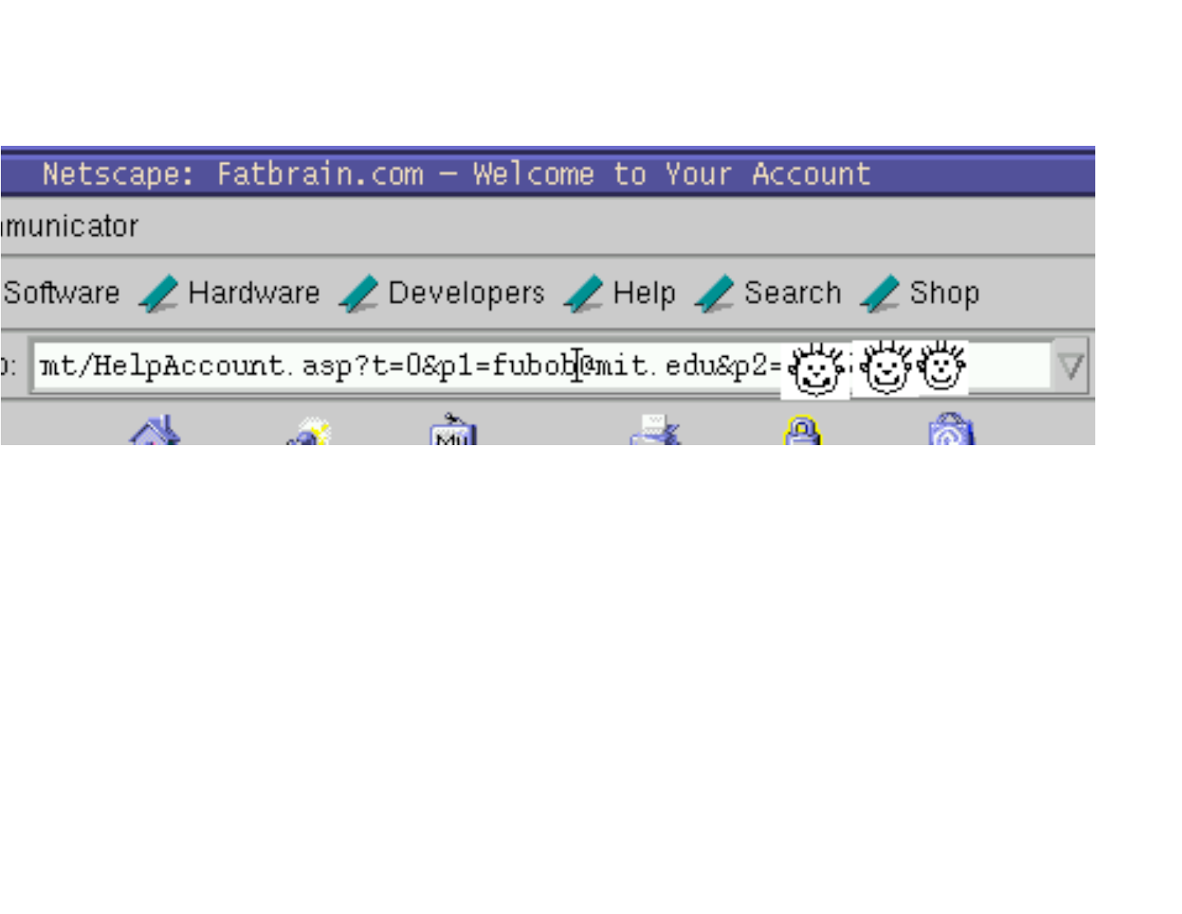Netscape: Fatbrain.com – Welcome to Your Account

municator

Software Hardware Developers Help Search Shop

mt/HelpAccount.asp?t=0&p1=fubob@mit.edu&p2=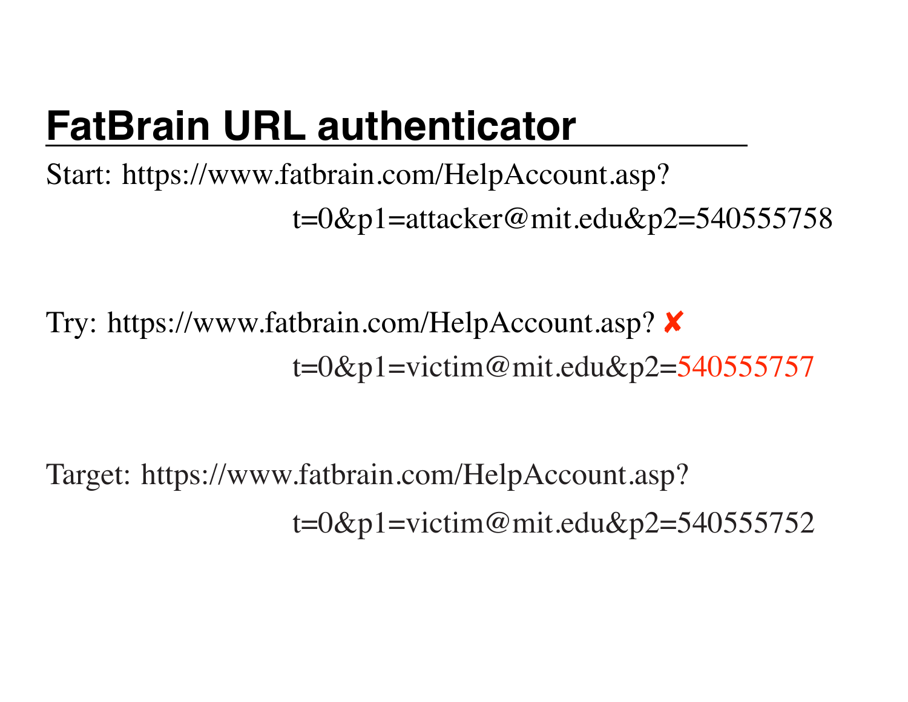# FatBrain URL authenticator

Start: https://www.fatbrain.com/HelpAccount.asp?
t=0&p1=attacker@mit.edu&p2=540555758

Try: https://www.fatbrain.com/HelpAccount.asp? ✘
t=0&p1=victim@mit.edu&p2=540555757

Target: https://www.fatbrain.com/HelpAccount.asp?
t=0&p1=victim@mit.edu&p2=540555752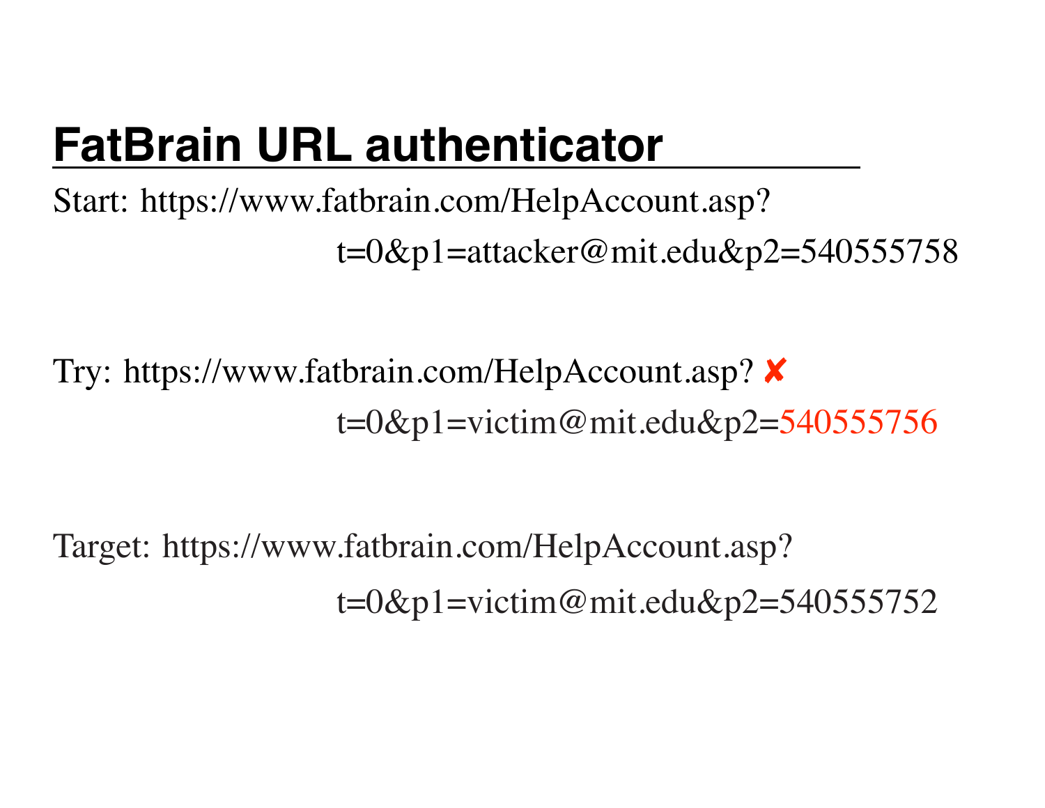# FatBrain URL authenticator

Start: https://www.fatbrain.com/HelpAccount.asp?

t=0&p1=attacker@mit.edu&p2=540555758

Try: https://www.fatbrain.com/HelpAccount.asp? ✘

t=0&p1=victim@mit.edu&p2=540555756

Target: https://www.fatbrain.com/HelpAccount.asp?

t=0&p1=victim@mit.edu&p2=540555752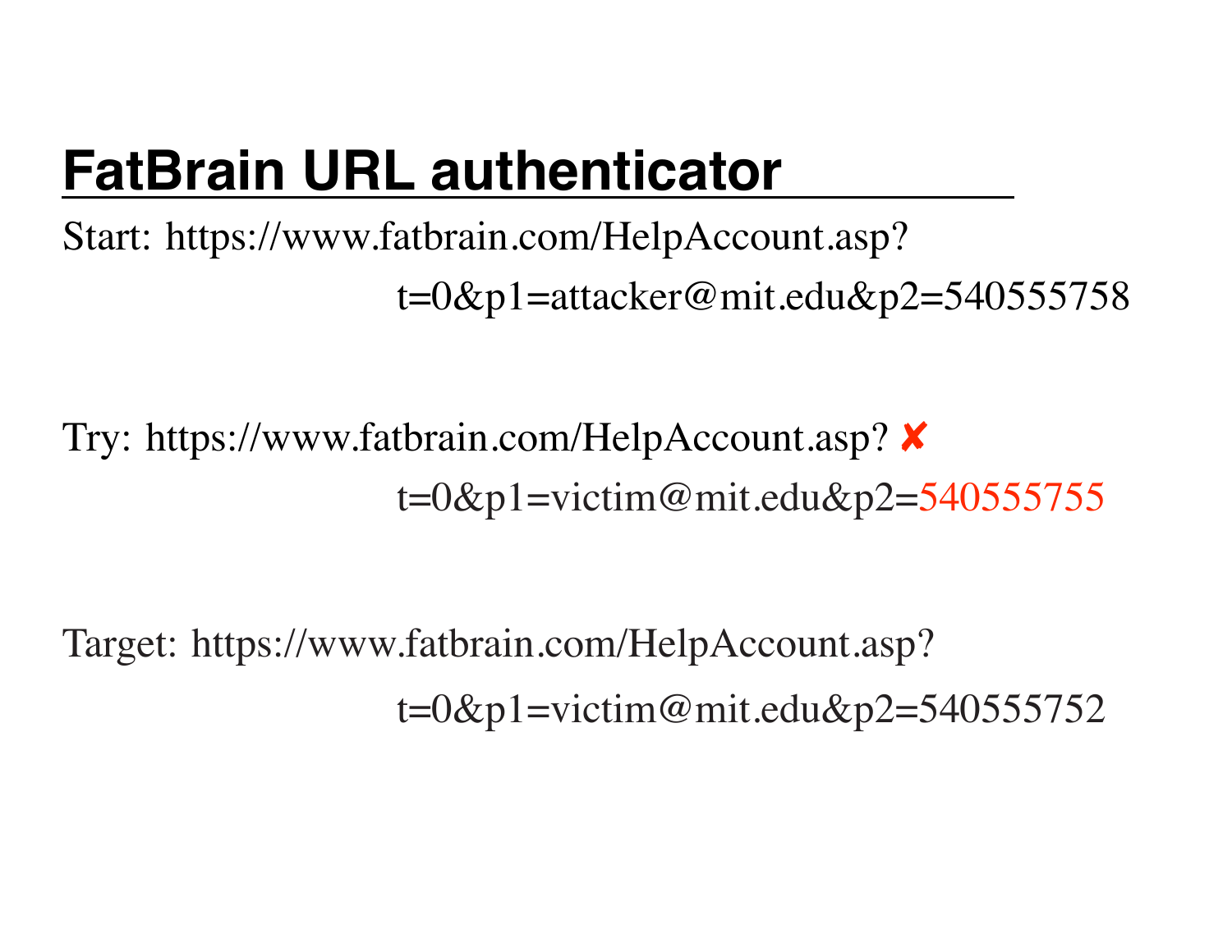# FatBrain URL authenticator

Start: https://www.fatbrain.com/HelpAccount.asp?
t=0&p1=attacker@mit.edu&p2=540555758

Try: https://www.fatbrain.com/HelpAccount.asp? ✘
t=0&p1=victim@mit.edu&p2=540555755

Target: https://www.fatbrain.com/HelpAccount.asp?
t=0&p1=victim@mit.edu&p2=540555752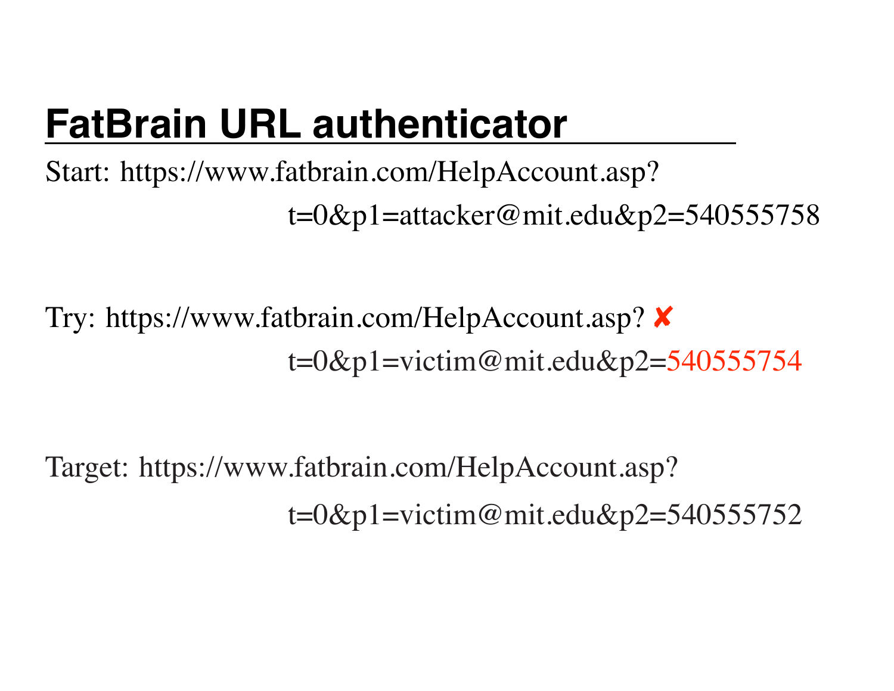# FatBrain URL authenticator

Start: https://www.fatbrain.com/HelpAccount.asp?
t=0&p1=attacker@mit.edu&p2=540555758

Try: https://www.fatbrain.com/HelpAccount.asp? ✘
t=0&p1=victim@mit.edu&p2=540555754

Target: https://www.fatbrain.com/HelpAccount.asp?
t=0&p1=victim@mit.edu&p2=540555752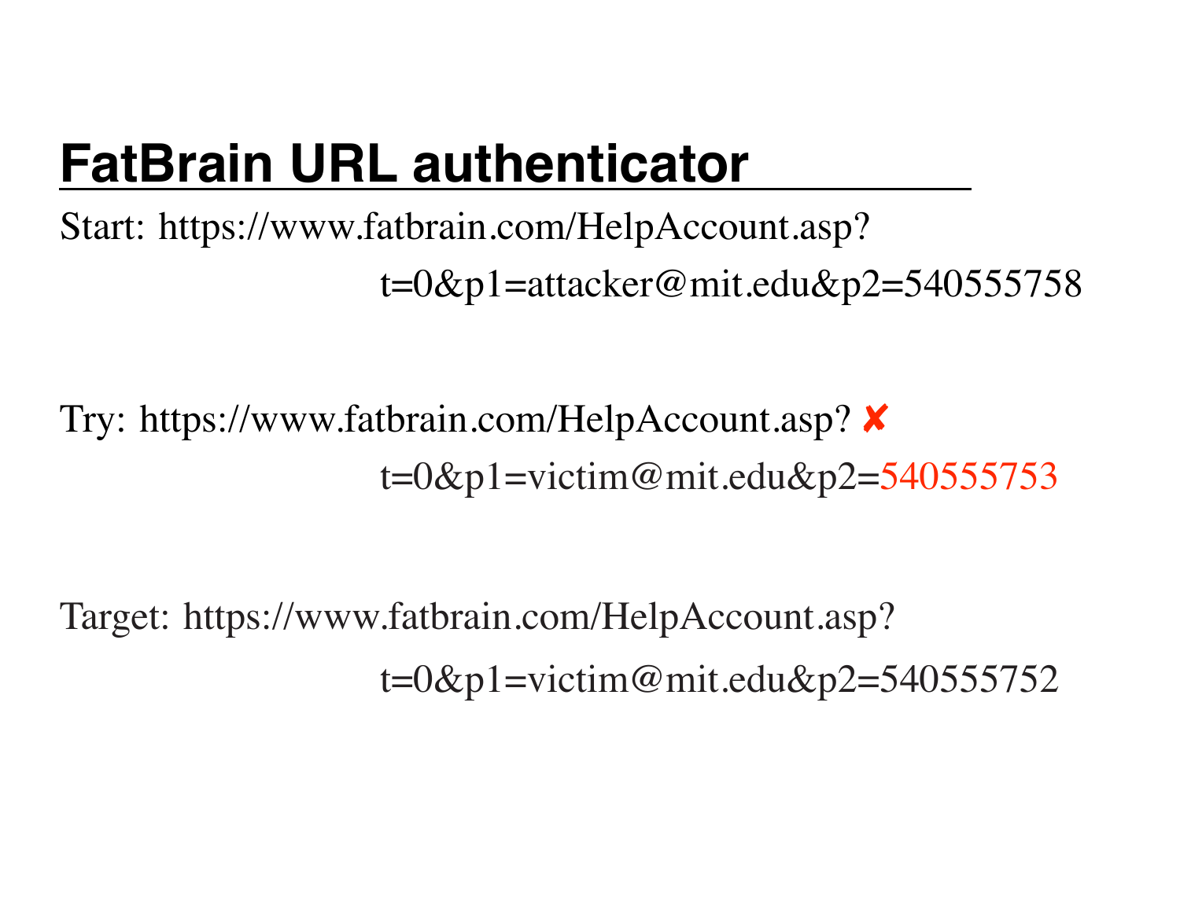# FatBrain URL authenticator

Start: https://www.fatbrain.com/HelpAccount.asp?
t=0&p1=attacker@mit.edu&p2=540555758

Try: https://www.fatbrain.com/HelpAccount.asp? ✘
t=0&p1=victim@mit.edu&p2=540555753

Target: https://www.fatbrain.com/HelpAccount.asp?
t=0&p1=victim@mit.edu&p2=540555752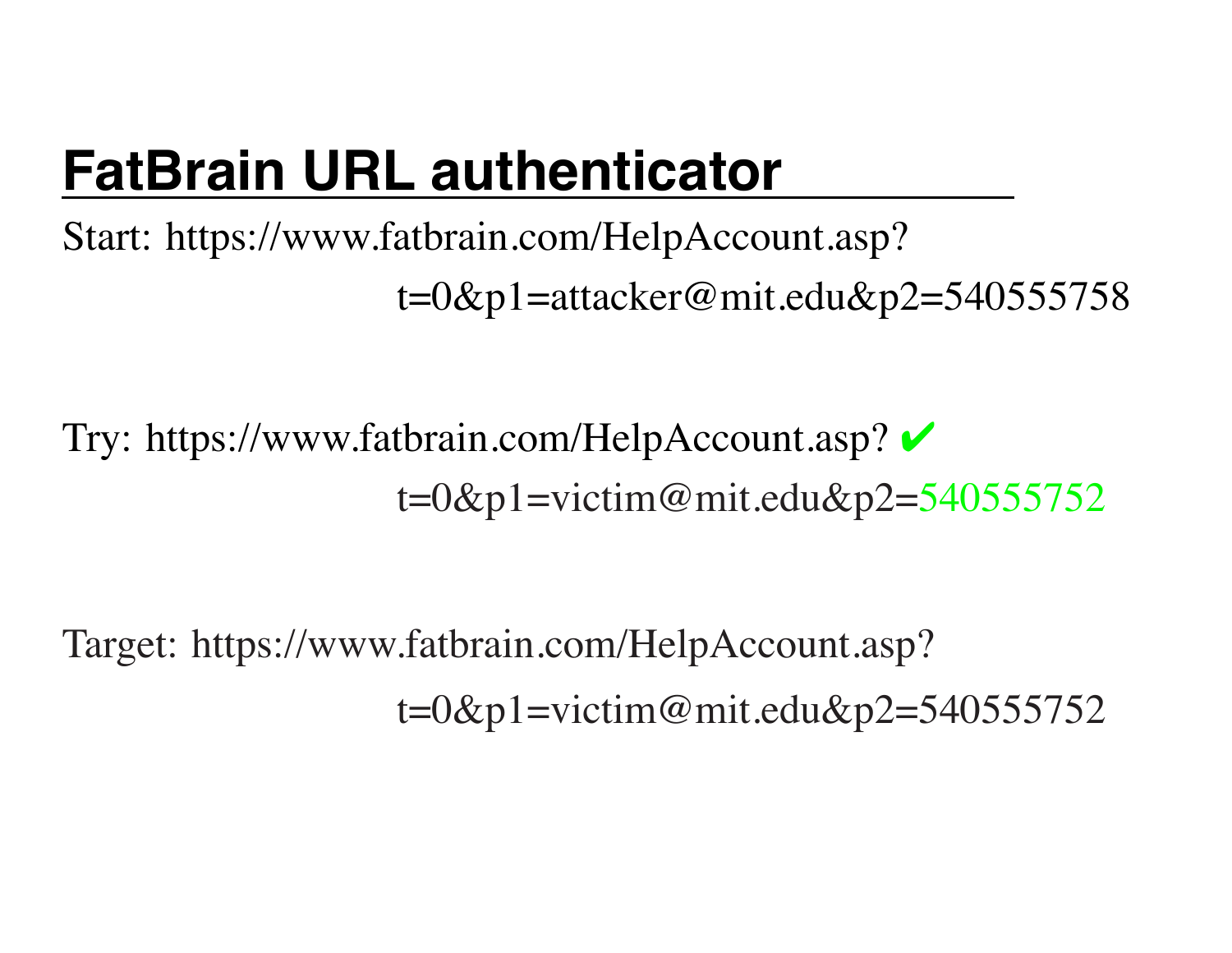# FatBrain URL authenticator

Start: https://www.fatbrain.com/HelpAccount.asp?
t=0&p1=attacker@mit.edu&p2=540555758

Try: https://www.fatbrain.com/HelpAccount.asp? ✔
t=0&p1=victim@mit.edu&p2=540555752

Target: https://www.fatbrain.com/HelpAccount.asp?
t=0&p1=victim@mit.edu&p2=540555752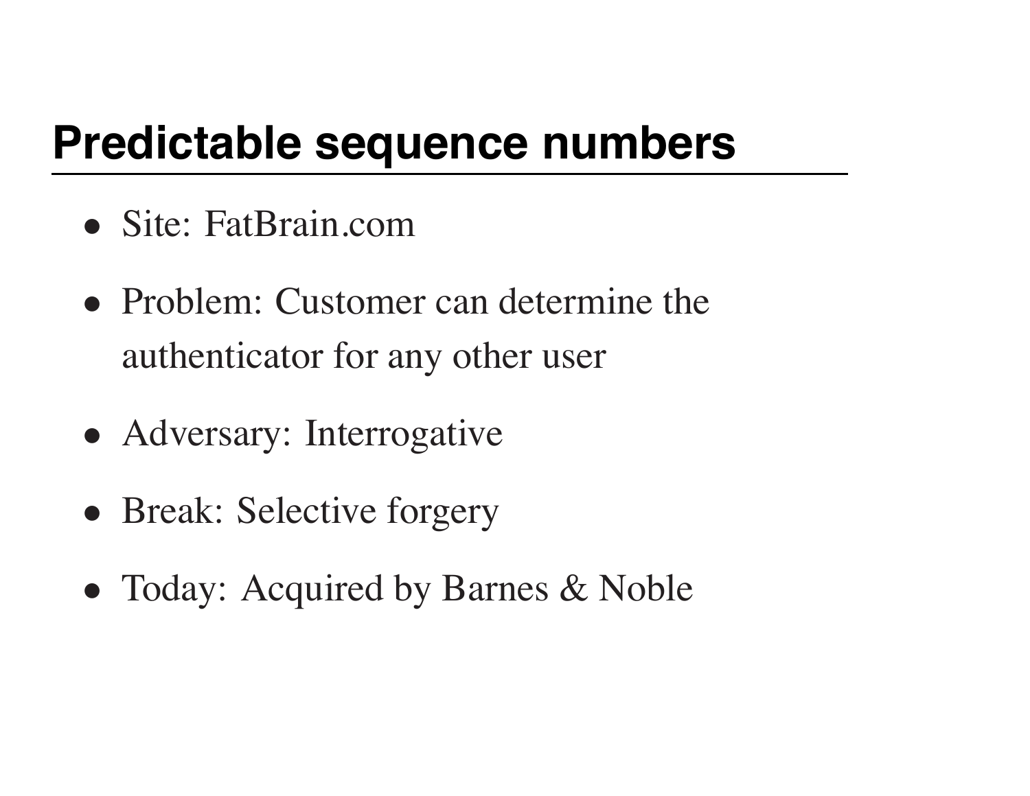## Predictable sequence numbers

- Site: FatBrain.com
- Problem: Customer can determine the authenticator for any other user
- Adversary: Interrogative
- Break: Selective forgery
- Today: Acquired by Barnes & Noble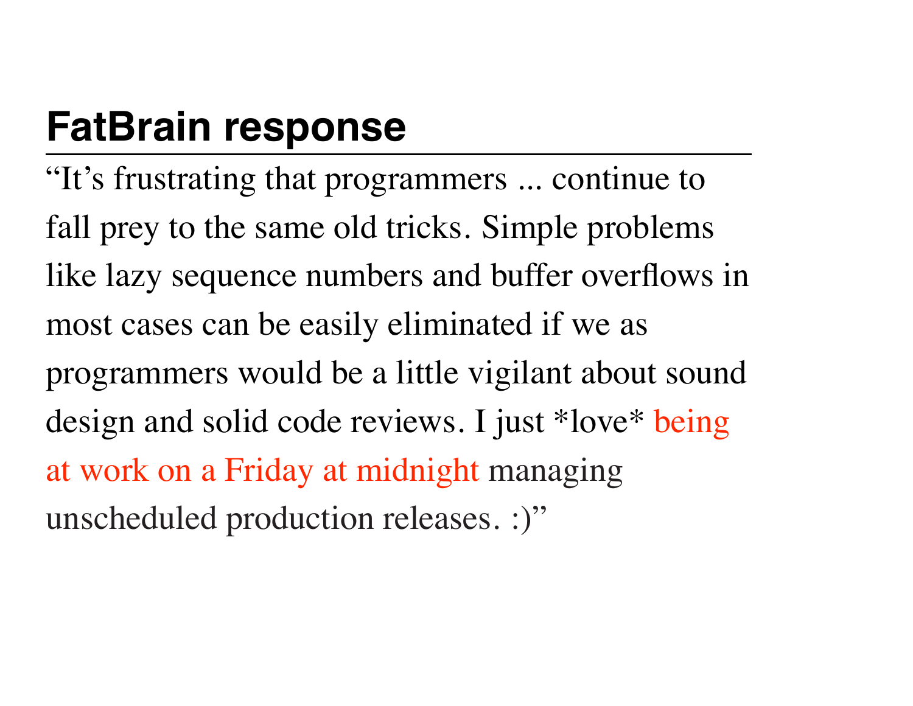# FatBrain response

"It's frustrating that programmers ... continue to fall prey to the same old tricks. Simple problems like lazy sequence numbers and buffer overflows in most cases can be easily eliminated if we as programmers would be a little vigilant about sound design and solid code reviews. I just *love* being at work on a Friday at midnight managing unscheduled production releases. :)"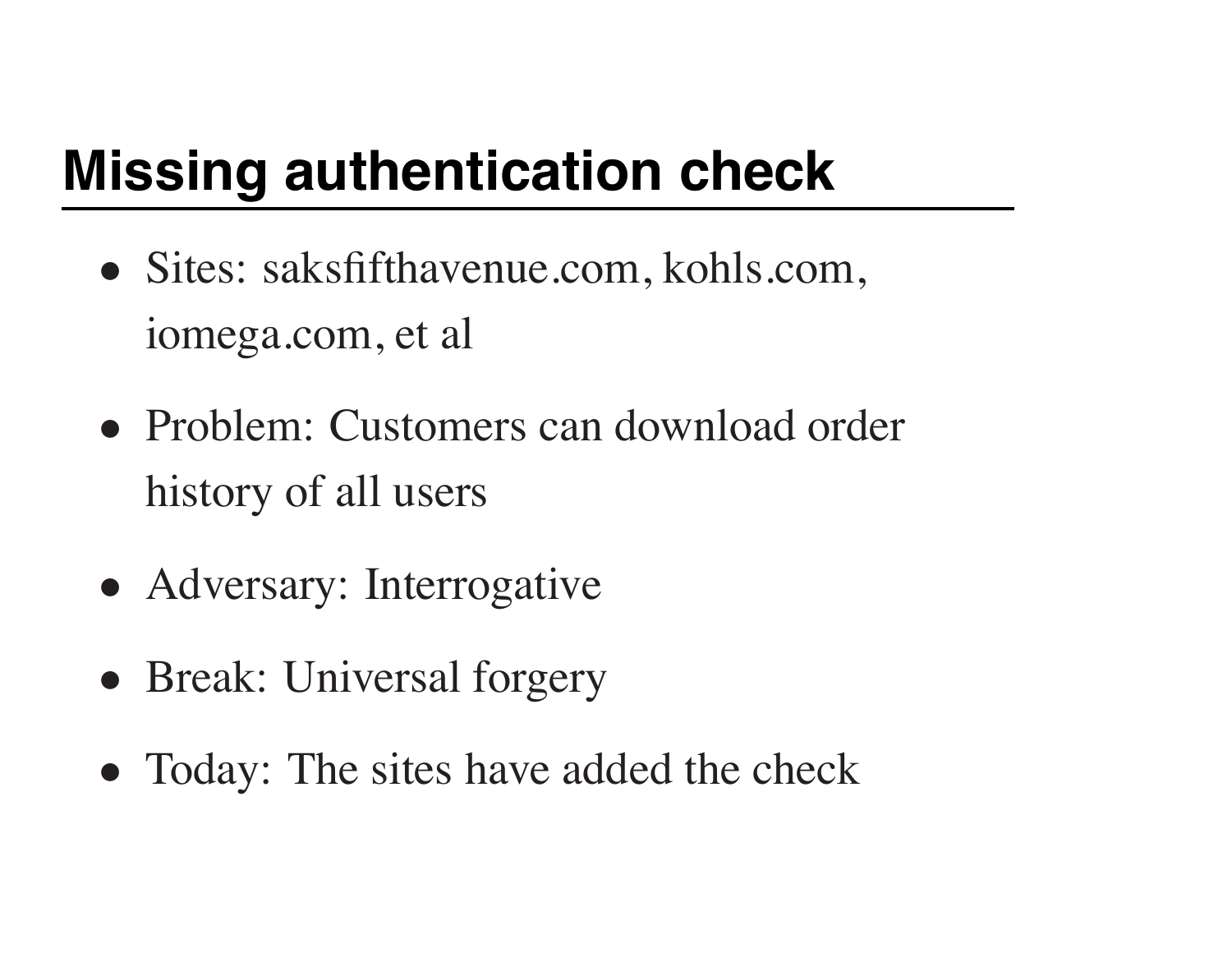## Missing authentication check

- Sites: saksfifthavenue.com, kohls.com, iomega.com, et al
- Problem: Customers can download order history of all users
- Adversary: Interrogative
- Break: Universal forgery
- Today: The sites have added the check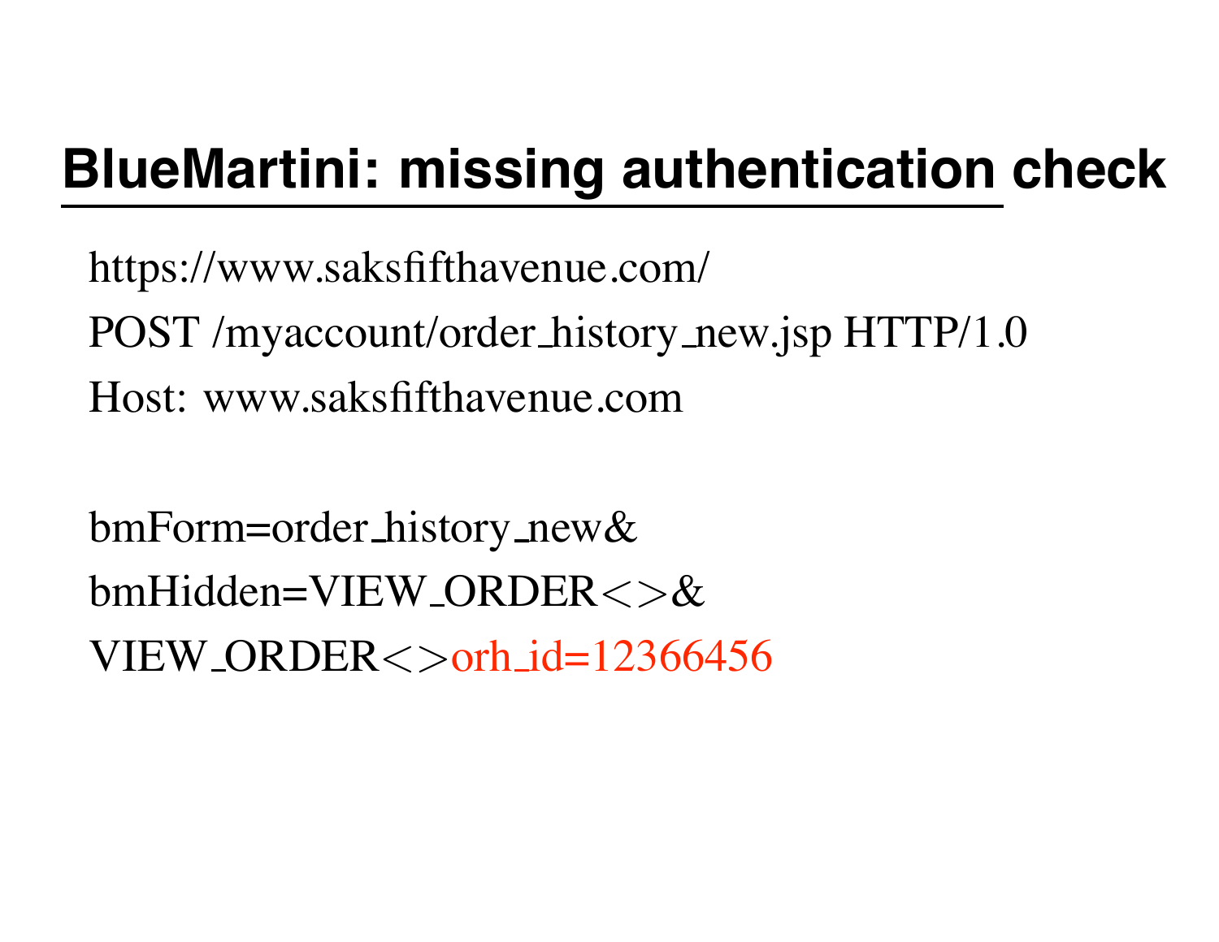## BlueMartini: missing authentication check

```
https://www.saksfifthavenue.com/
POST /myaccount/order_history_new.jsp HTTP/1.0
Host: www.saksfifthavenue.com

bmForm=order_history_new&
bmHidden=VIEW_ORDER<>&
VIEW_ORDER<>orh_id=12366456
```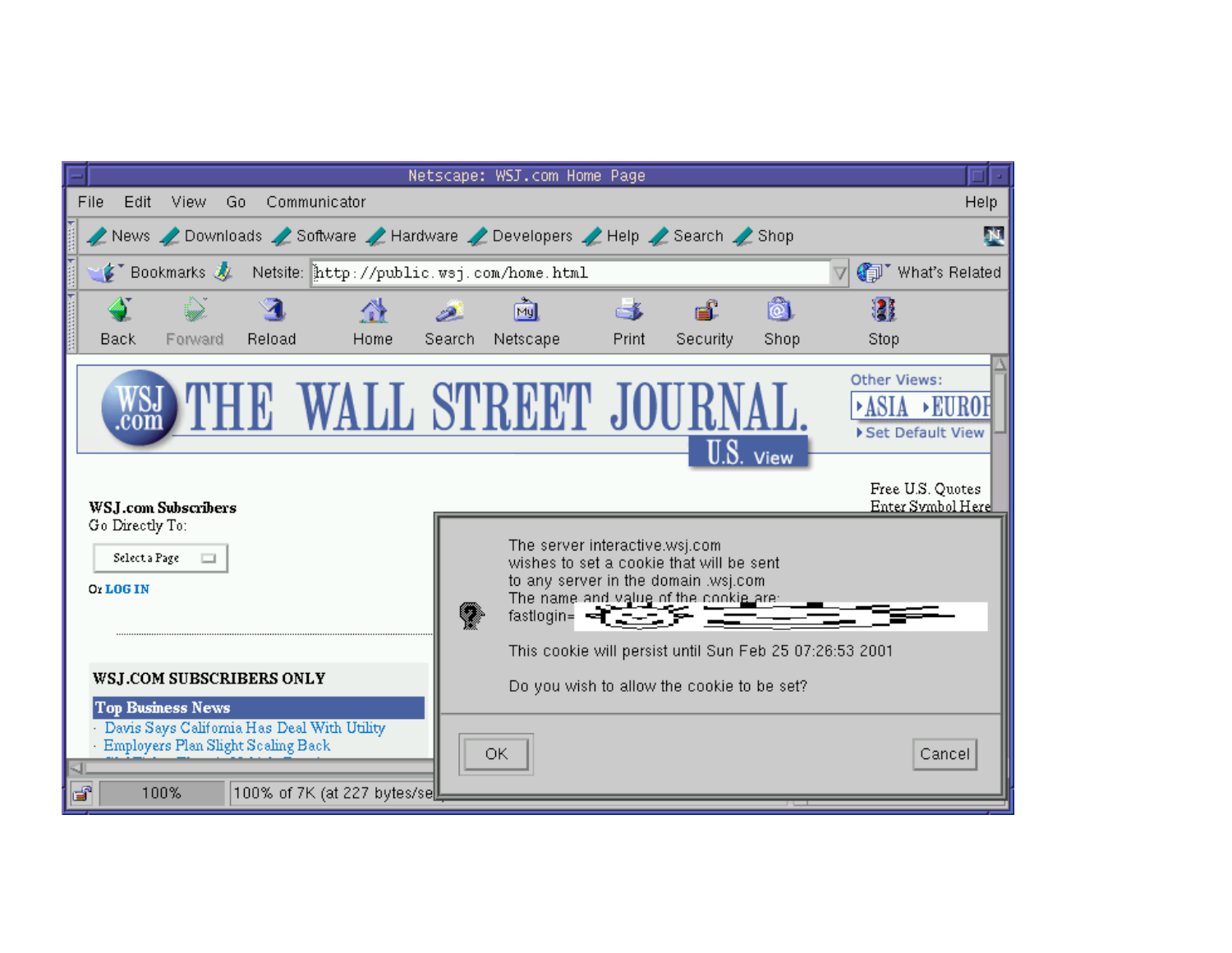Netscape: WSJ.com Home Page

File Edit View Go Communicator Help

News Downloads Software Hardware Developers Help Search Shop

Bookmarks Netsite: http://public.wsj.com/home.html What's Related

Back Forward Reload Home Search Netscape Print Security Shop Stop

THE WALL STREET JOURNAL. U.S. View

Other Views: ASIA EUROP

Set Default View

WSJ.com Subscribers
Go Directly To:

Select a Page

Or LOG IN

Free U.S. Quotes
Enter Symbol Here

WSJ.COM SUBSCRIBERS ONLY

Top Business News

- Davis Says California Has Deal With Utility
- Employers Plan Slight Scaling Back

The server interactive.wsj.com
wishes to set a cookie that will be sent
to any server in the domain .wsj.com
The name and value of the cookie are:
fastlogin=

This cookie will persist until Sun Feb 25 07:26:53 2001

Do you wish to allow the cookie to be set?

OK Cancel

100% 100% of 7K (at 227 bytes/se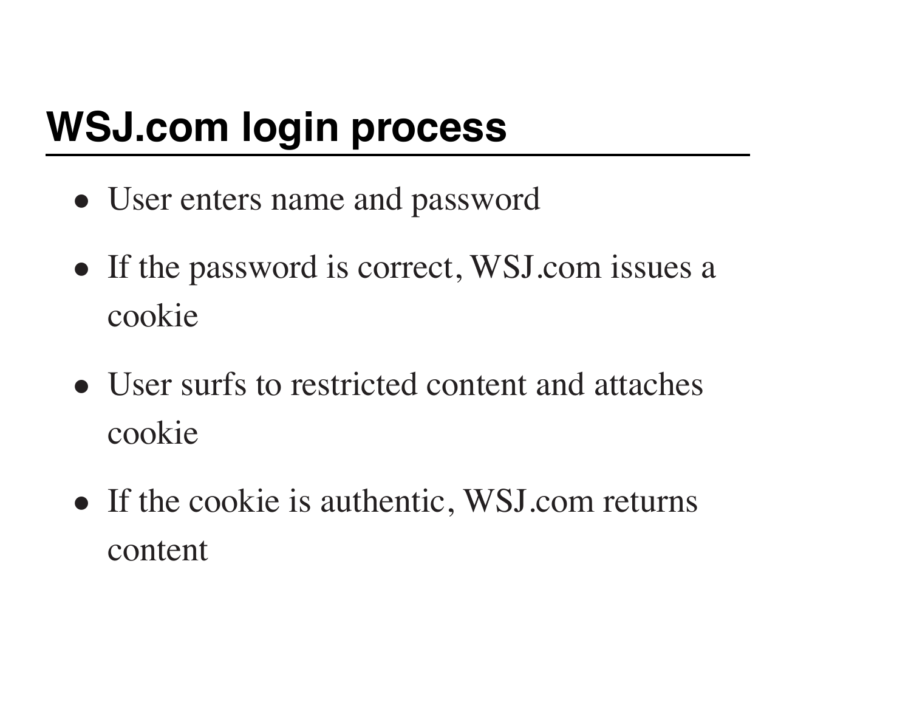## WSJ.com login process

- User enters name and password
- If the password is correct, WSJ.com issues a cookie
- User surfs to restricted content and attaches cookie
- If the cookie is authentic, WSJ.com returns content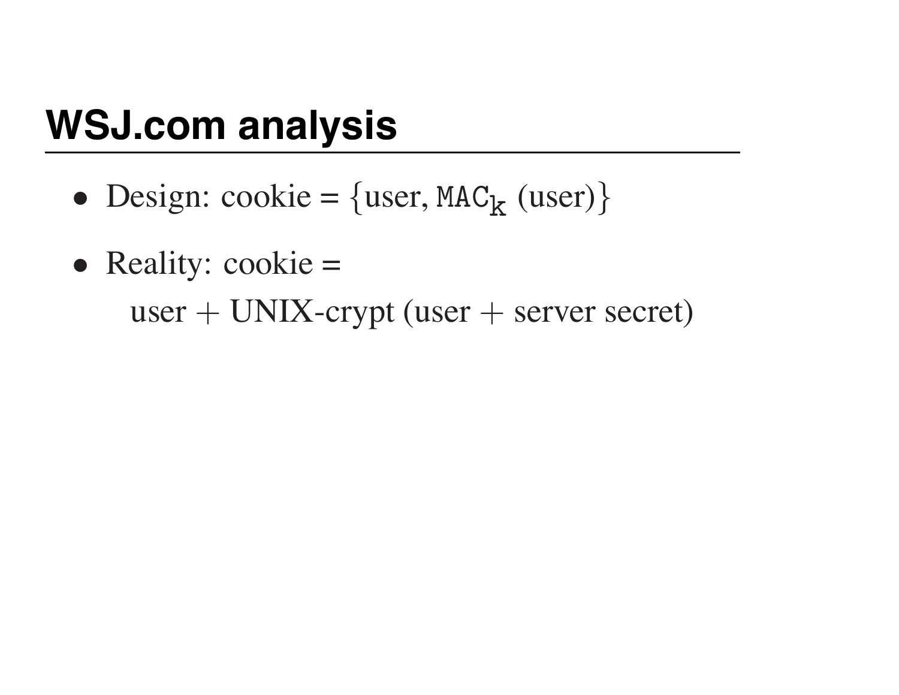# WSJ.com analysis

- Design: cookie = {user, $\texttt{MAC}_\texttt{k}$ (user)}
- Reality: cookie =

  user + UNIX-crypt (user + server secret)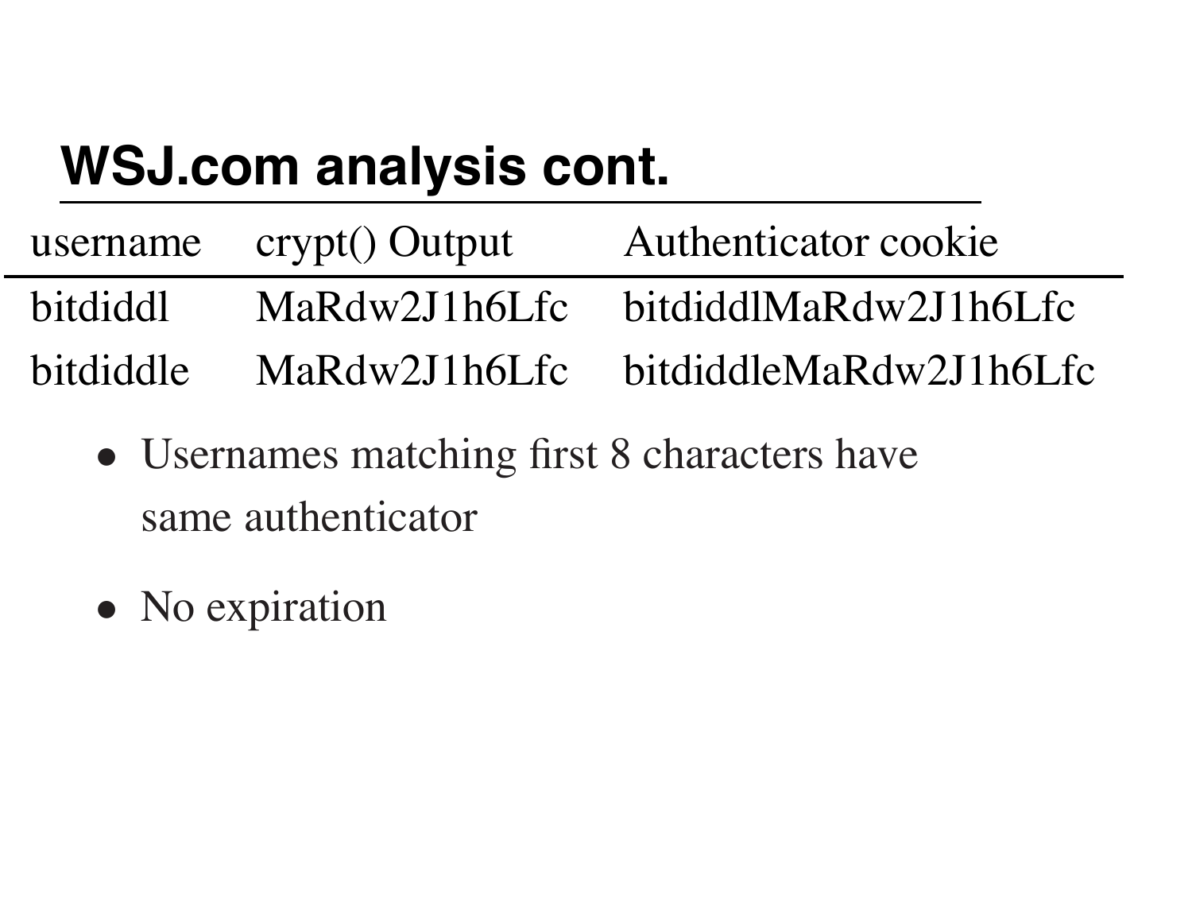## WSJ.com analysis cont.

| username | crypt() Output | Authenticator cookie |
|---|---|---|
| bitdiddl | MaRdw2J1h6Lfc | bitdiddlMaRdw2J1h6Lfc |
| bitdiddle | MaRdw2J1h6Lfc | bitdiddleMaRdw2J1h6Lfc |

- Usernames matching first 8 characters have same authenticator
- No expiration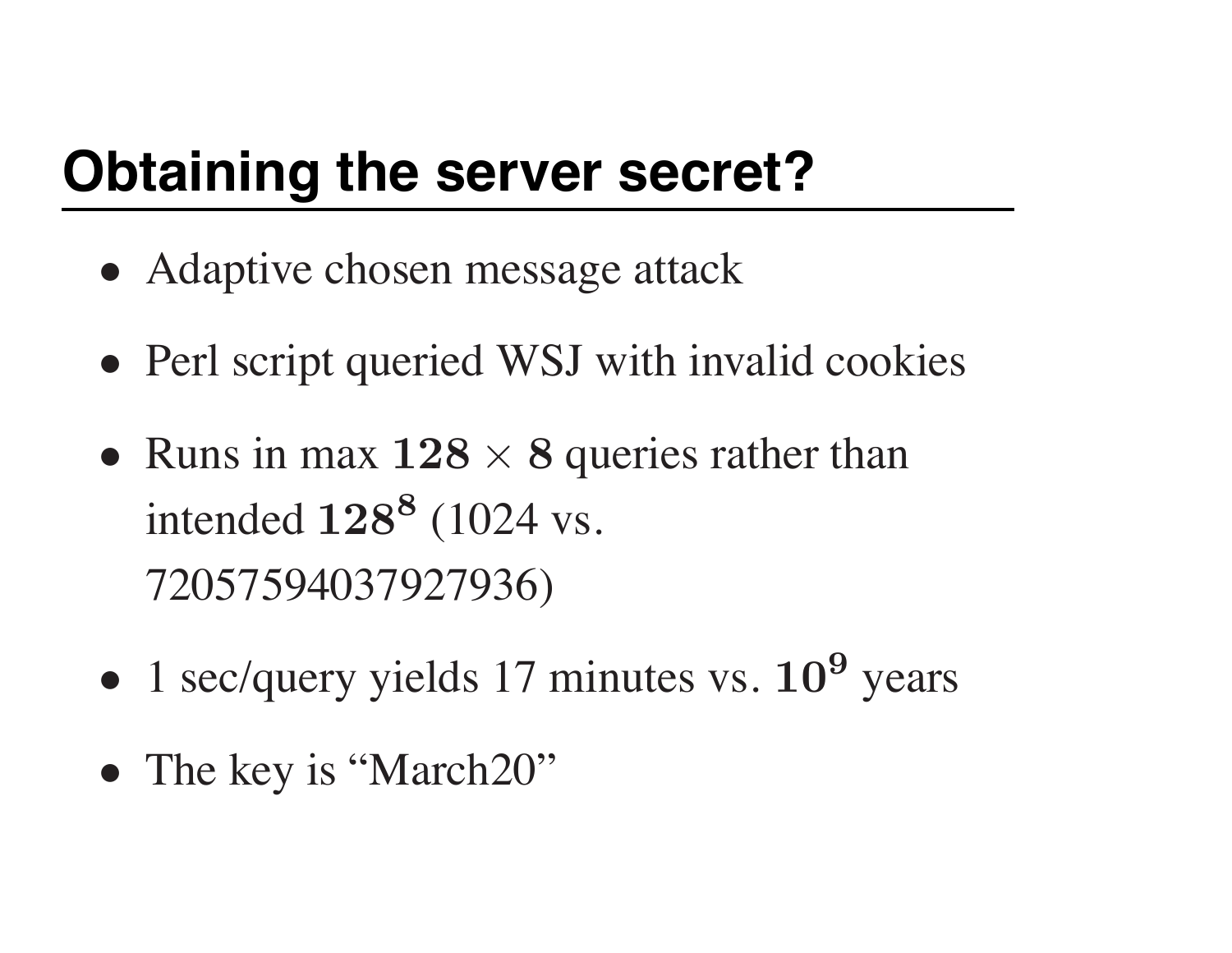## Obtaining the server secret?

- Adaptive chosen message attack
- Perl script queried WSJ with invalid cookies
- Runs in max $\mathbf{128} \times \mathbf{8}$ queries rather than intended $\mathbf{128^8}$ (1024 vs. 72057594037927936)
- 1 sec/query yields 17 minutes vs. $\mathbf{10^9}$ years
- The key is “March20”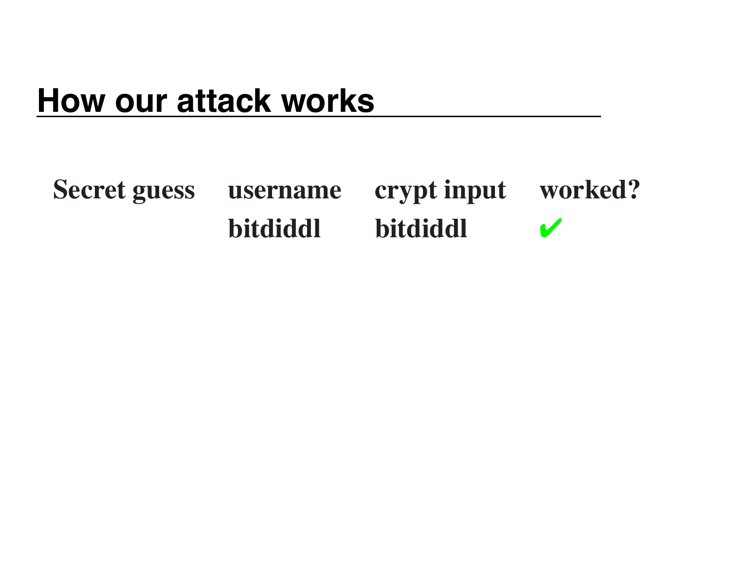# How our attack works

| Secret guess | username | crypt input | worked? |
| --- | --- | --- | --- |
| | bitdiddl | bitdiddl | ✔ |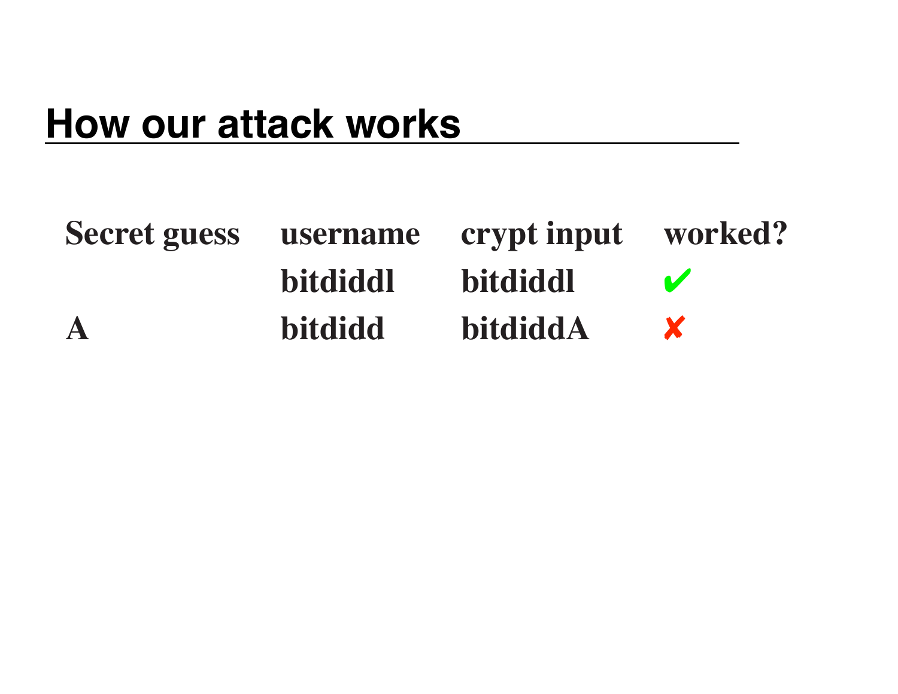# How our attack works

| Secret guess | username | crypt input | worked? |
|---|---|---|---|
| | bitdiddl | bitdiddl | ✔ |
| A | bitdidd | bitdiddA | ✘ |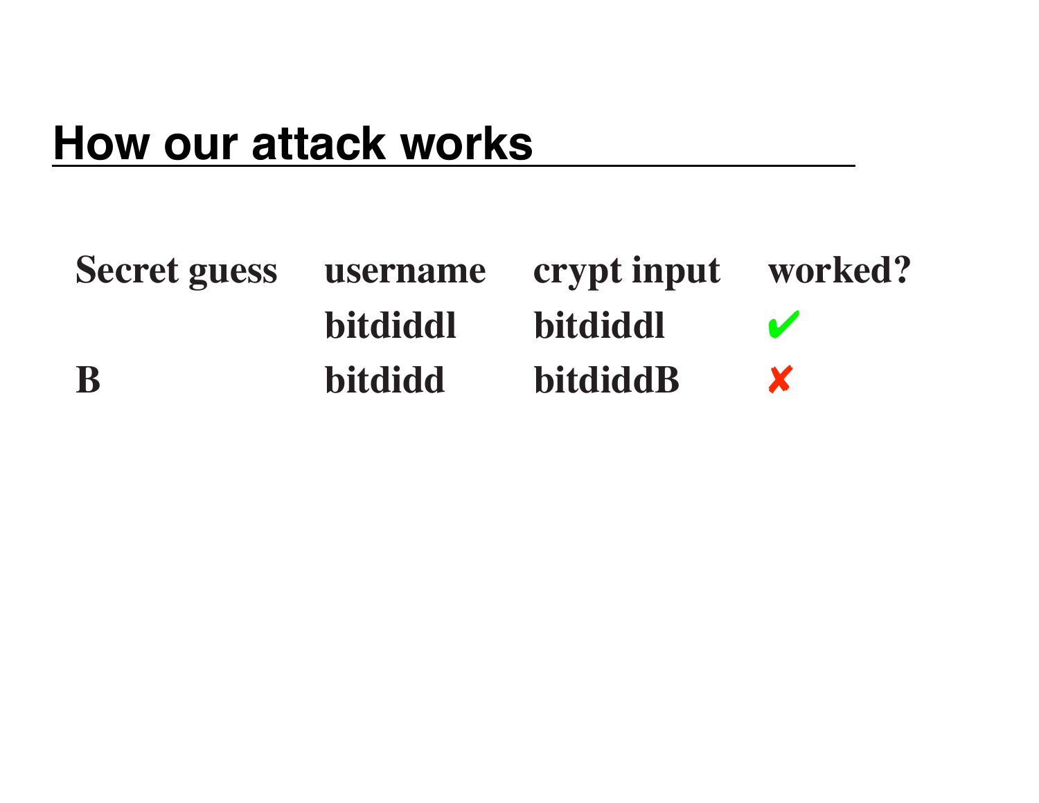## How our attack works

| Secret guess | username | crypt input | worked? |
|---|---|---|---|
| | bitdiddl | bitdiddl | ✔ |
| B | bitdidd | bitdiddB | ✘ |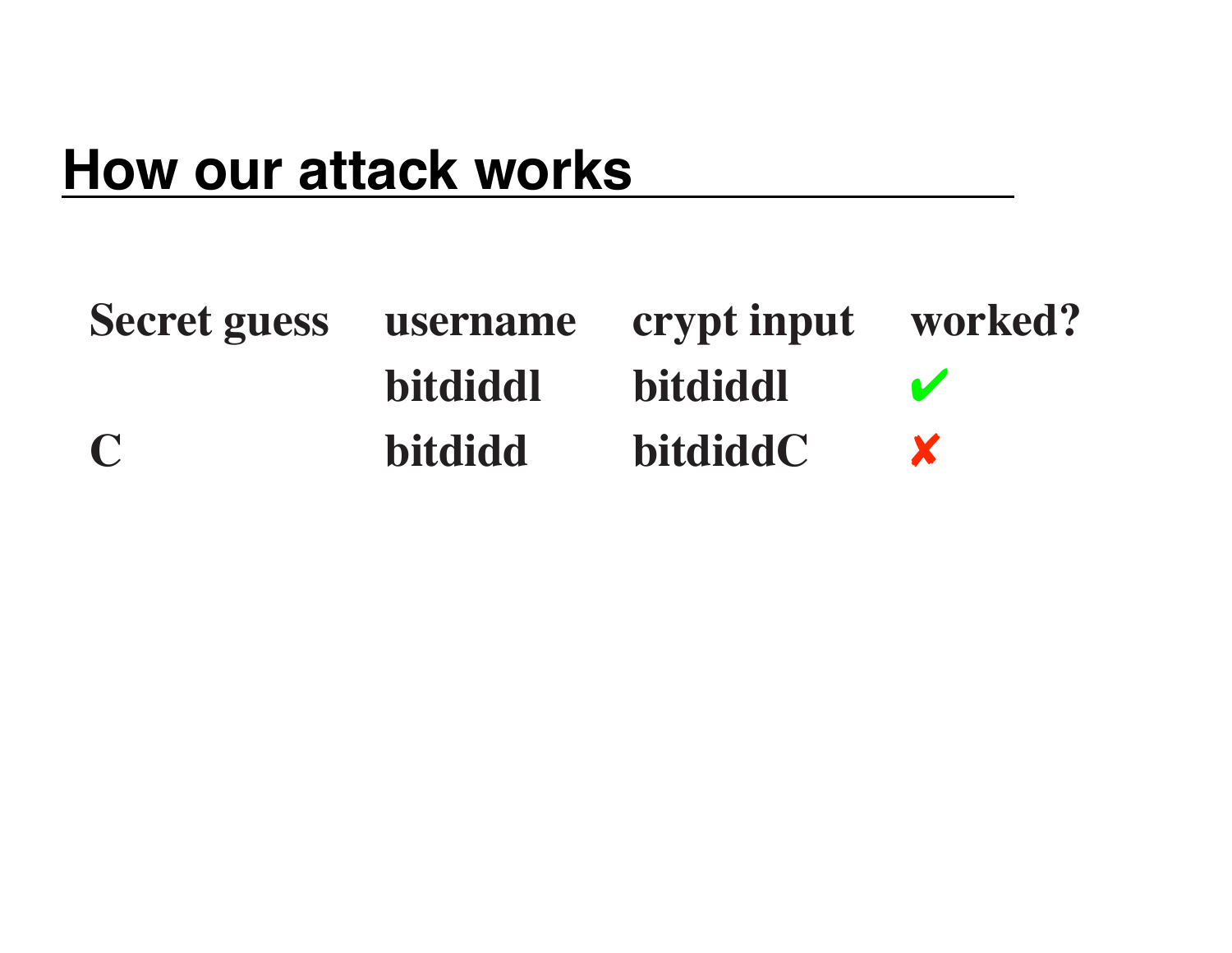## How our attack works

| Secret guess | username | crypt input | worked? |
|---|---|---|---|
| | bitdiddl | bitdiddl | ✔ |
| C | bitdidd | bitdiddC | ✘ |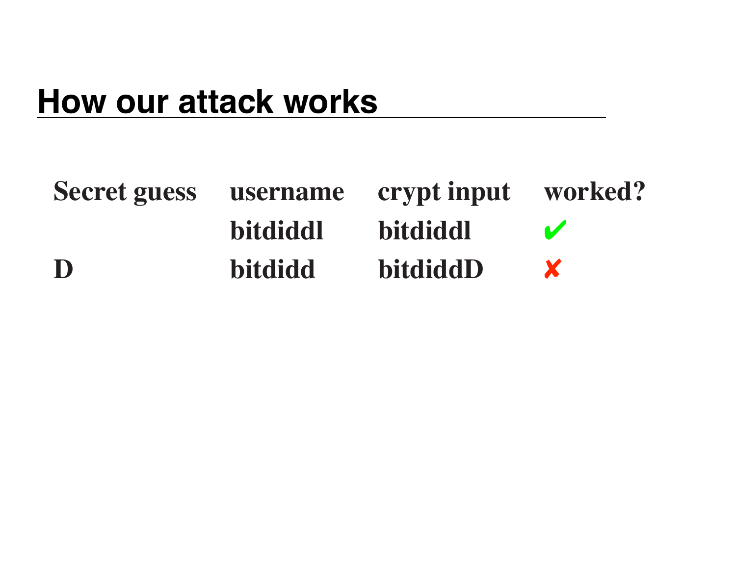# How our attack works

| Secret guess | username | crypt input | worked? |
| --- | --- | --- | --- |
| | bitdiddl | bitdiddl | ✔ |
| D | bitdidd | bitdiddD | ✘ |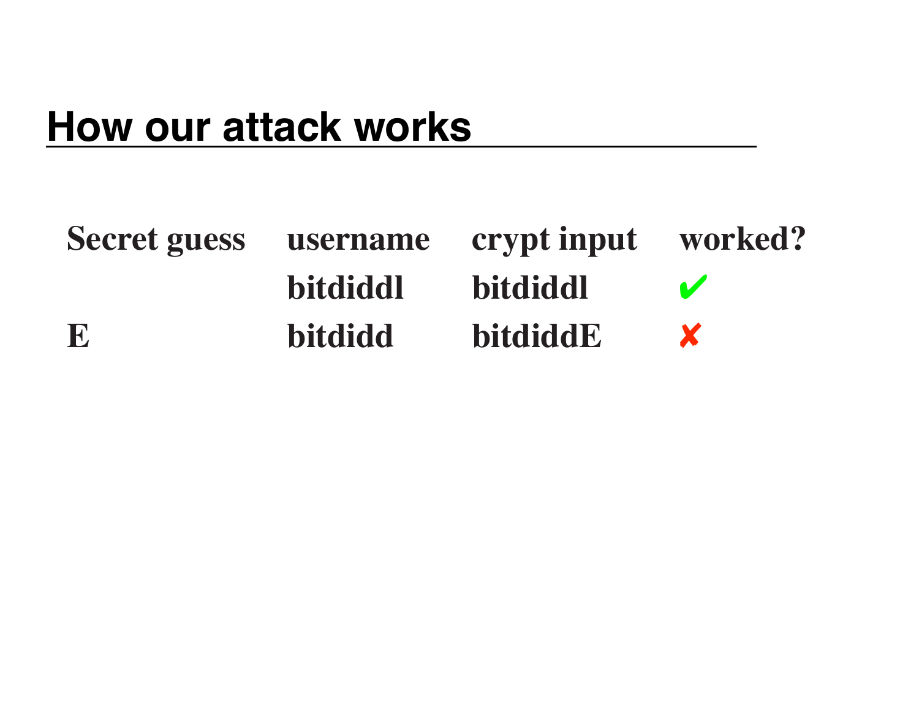## How our attack works

| Secret guess | username | crypt input | worked? |
| --- | --- | --- | --- |
| | bitdiddl | bitdiddl | ✔ |
| E | bitdidd | bitdiddE | ✘ |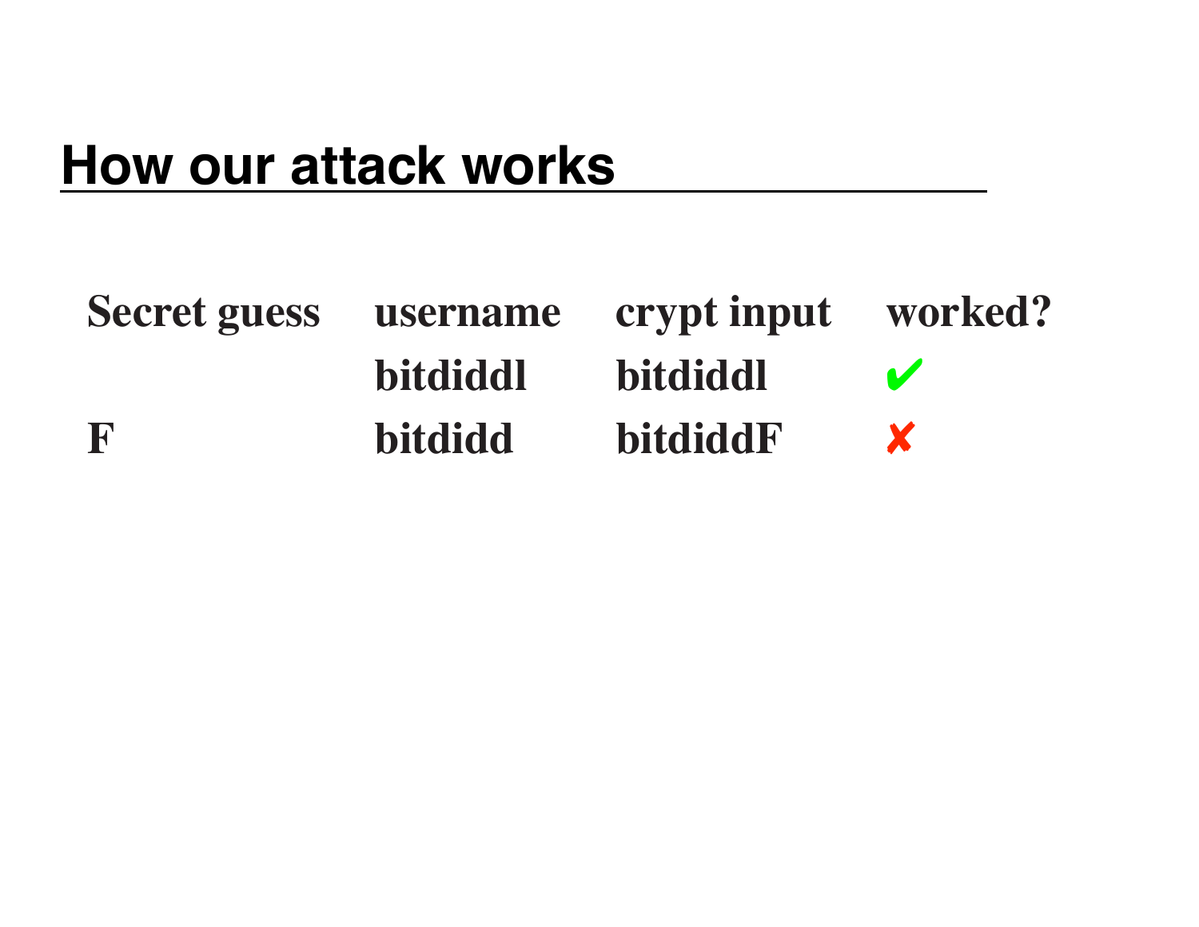## How our attack works

| Secret guess | username | crypt input | worked? |
|---|---|---|---|
| | bitdiddl | bitdiddl | ✔ |
| F | bitdidd | bitdiddF | ✘ |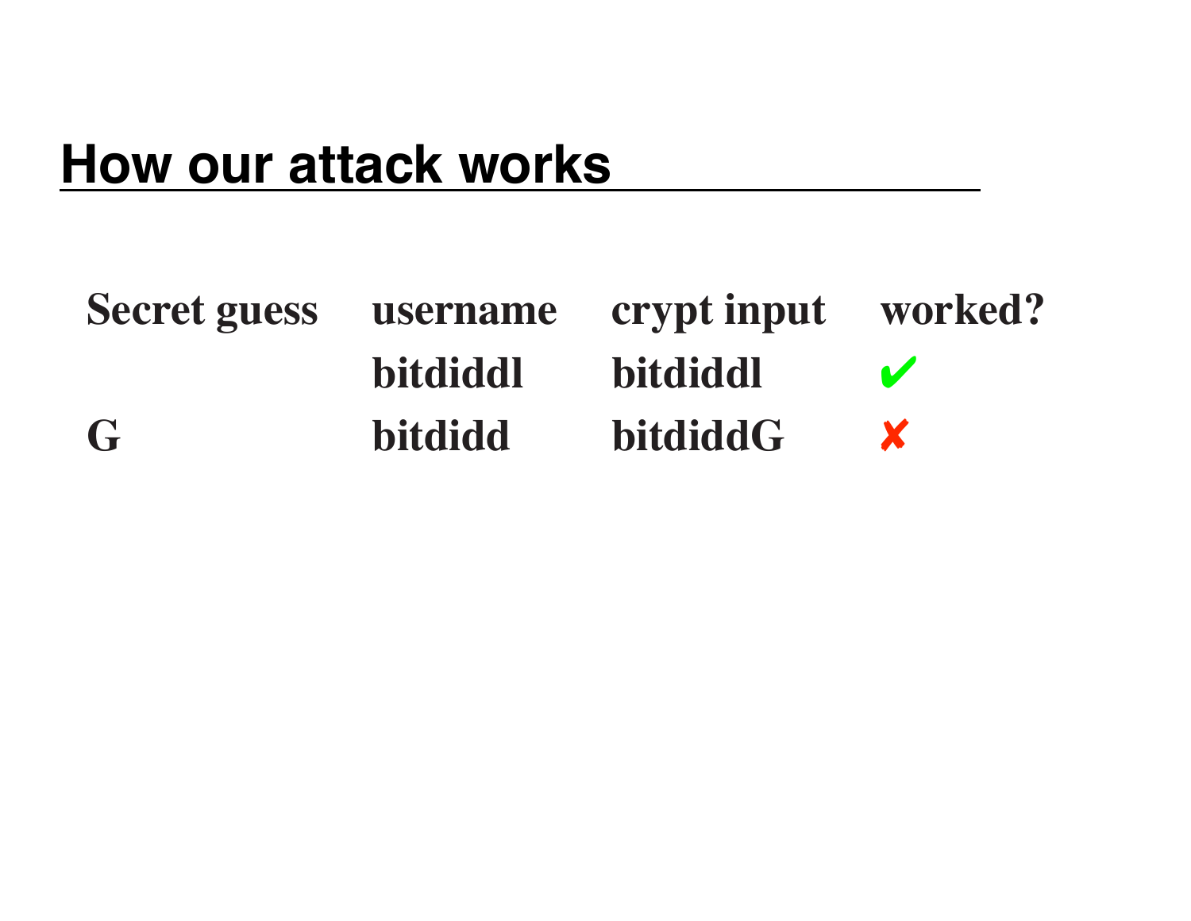# How our attack works

| Secret guess | username | crypt input | worked? |
| --- | --- | --- | --- |
| | bitdiddl | bitdiddl | ✔ |
| G | bitdidd | bitdiddG | ✘ |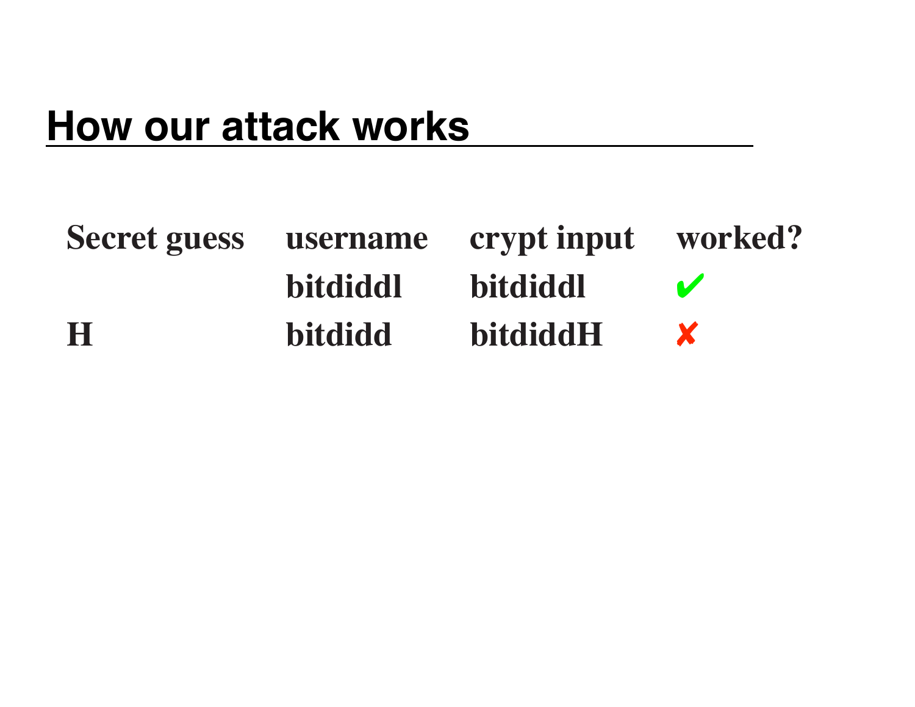## How our attack works

| Secret guess | username | crypt input | worked? |
|---|---|---|---|
| | bitdiddl | bitdiddl | ✔ |
| H | bitdidd | bitdiddH | ✘ |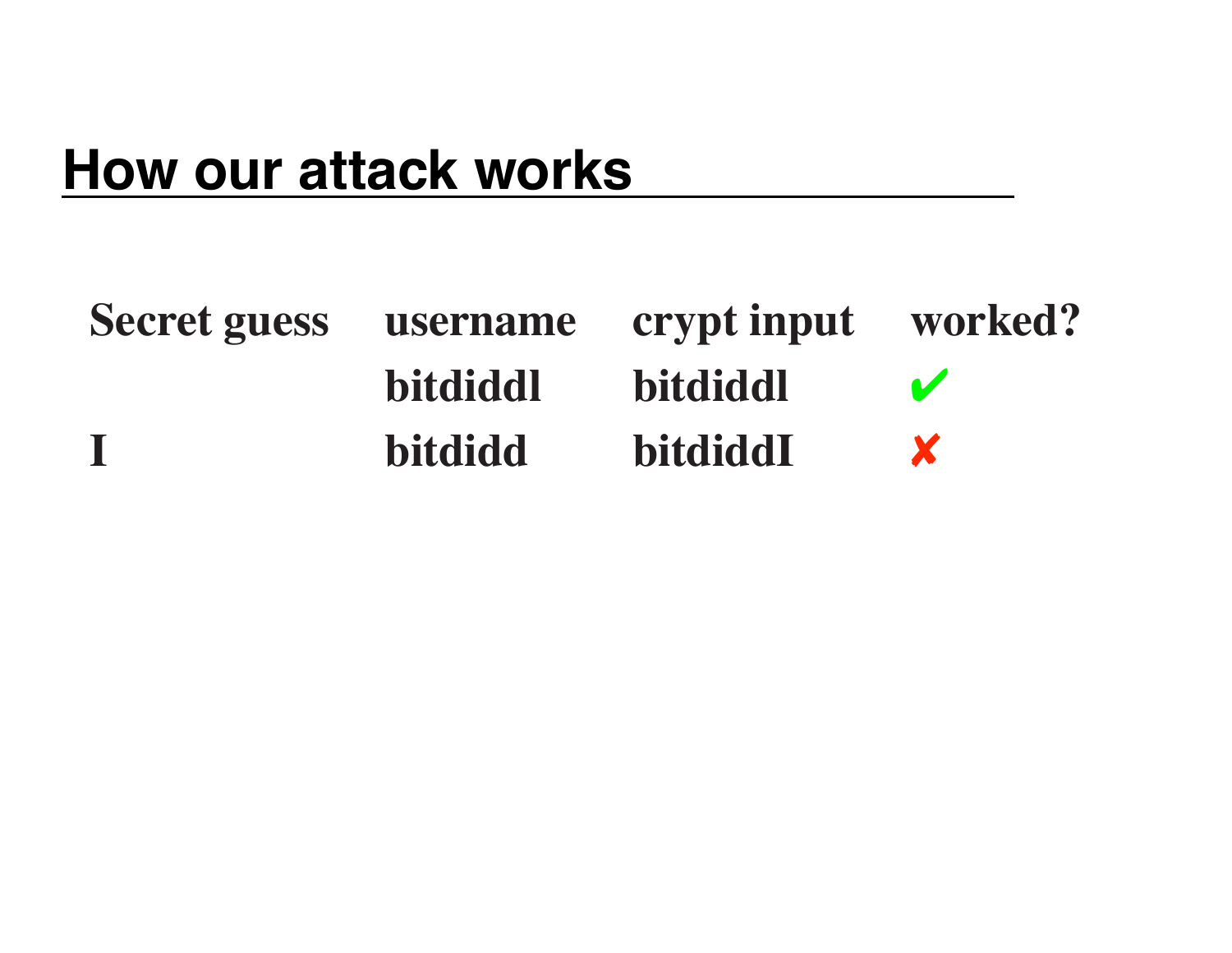# How our attack works

| Secret guess | username | crypt input | worked? |
|---|---|---|---|
| | bitdiddl | bitdiddl | ✔ |
| I | bitdidd | bitdiddI | ✘ |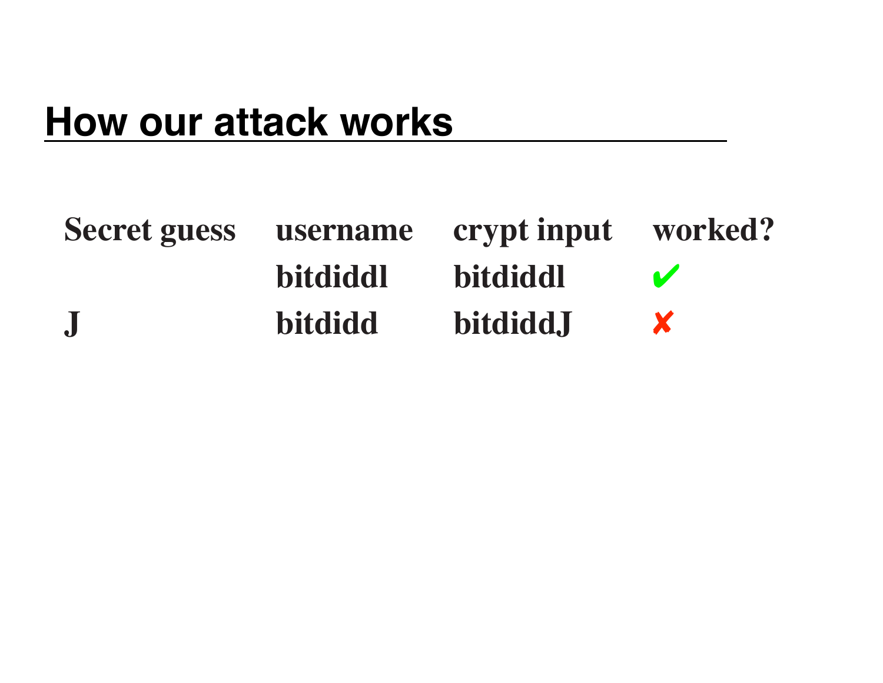# How our attack works

| Secret guess | username | crypt input | worked? |
|---|---|---|---|
| | bitdiddl | bitdiddl | ✔ |
| J | bitdidd | bitdiddJ | ✘ |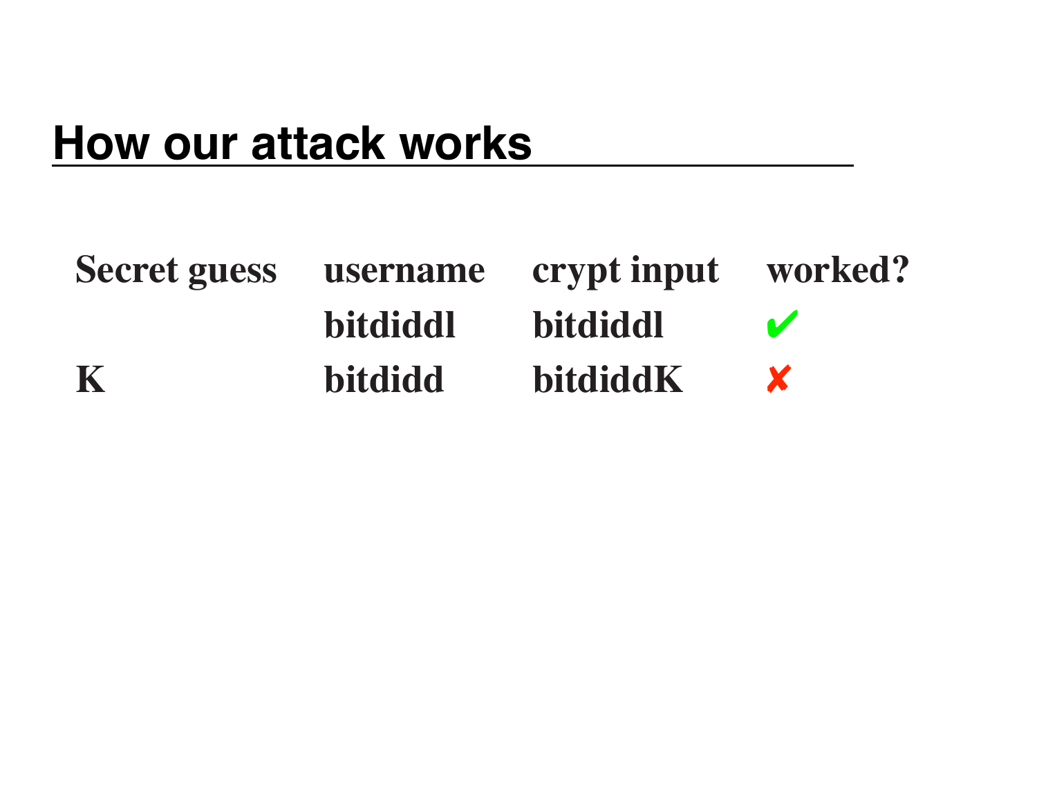## How our attack works

| Secret guess | username | crypt input | worked? |
|---|---|---|---|
| | bitdiddl | bitdiddl | ✔ |
| K | bitdidd | bitdiddK | ✘ |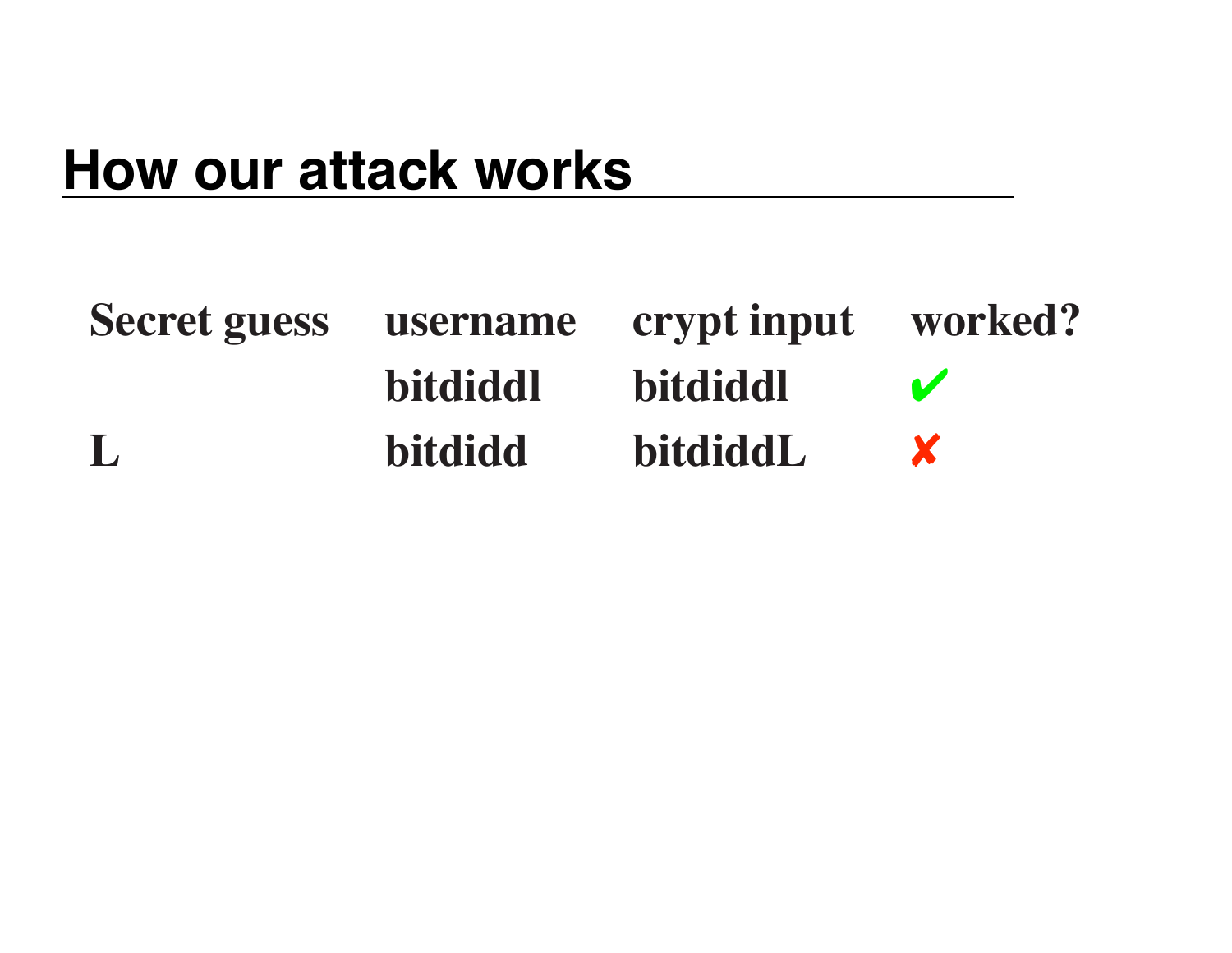## How our attack works

| Secret guess | username | crypt input | worked? |
|---|---|---|---|
| | bitdiddl | bitdiddl | ✔ |
| L | bitdidd | bitdiddL | ✘ |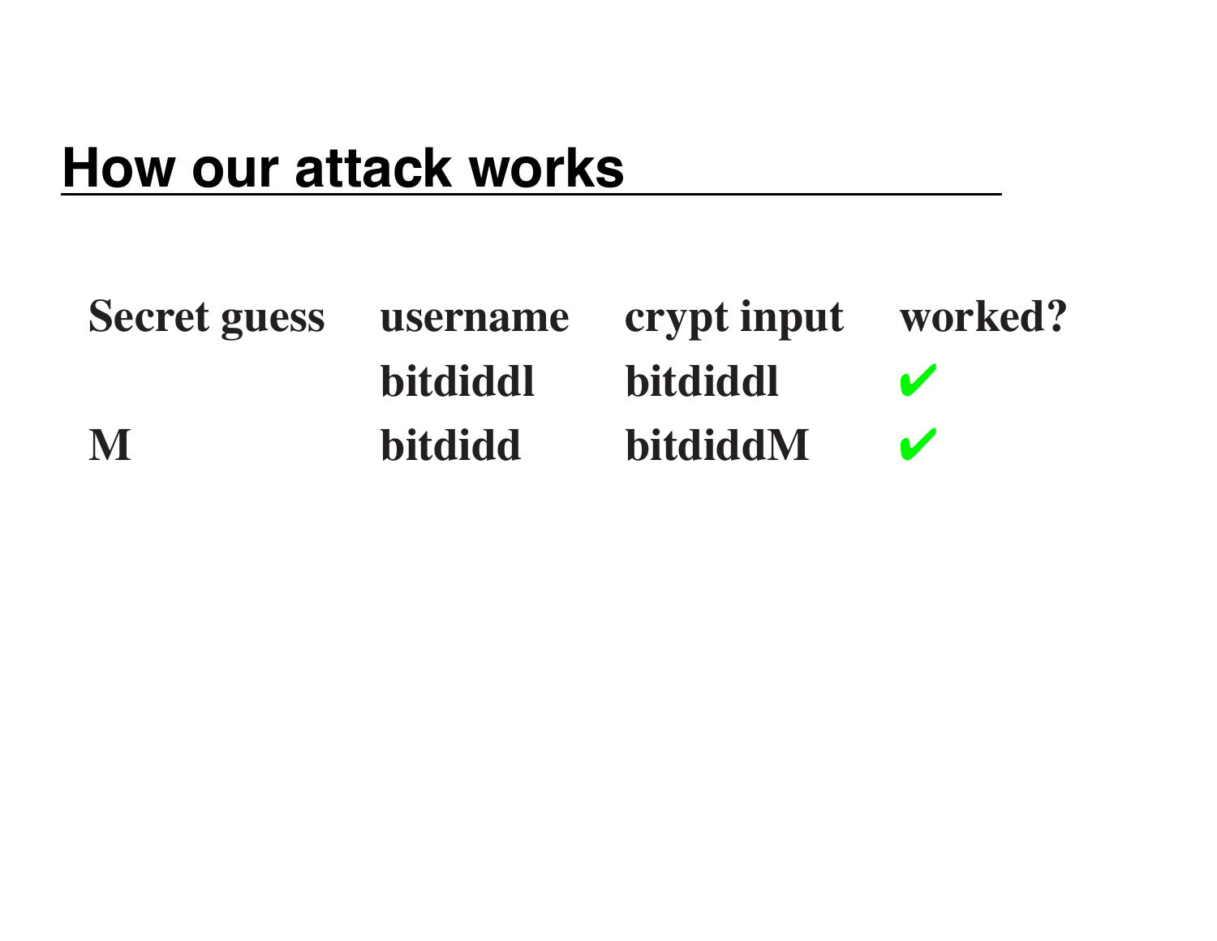## How our attack works

| Secret guess | username | crypt input | worked? |
|---|---|---|---|
| | bitdiddl | bitdiddl | ✔ |
| M | bitdidd | bitdiddM | ✔ |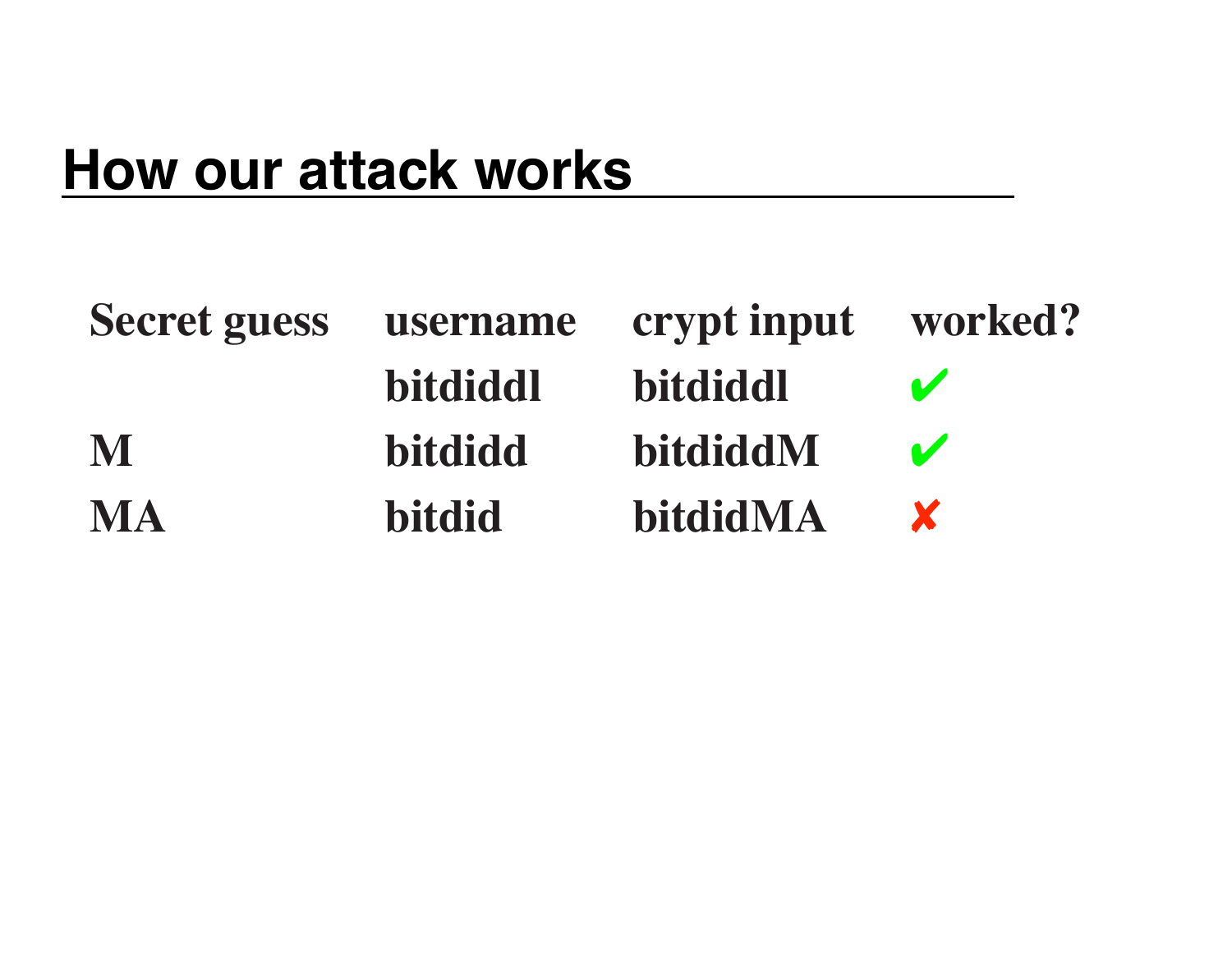# How our attack works

| Secret guess | username | crypt input | worked? |
|---|---|---|---|
| | bitdiddl | bitdiddl | ✔ |
| M | bitdidd | bitdiddM | ✔ |
| MA | bitdid | bitdidMA | ✘ |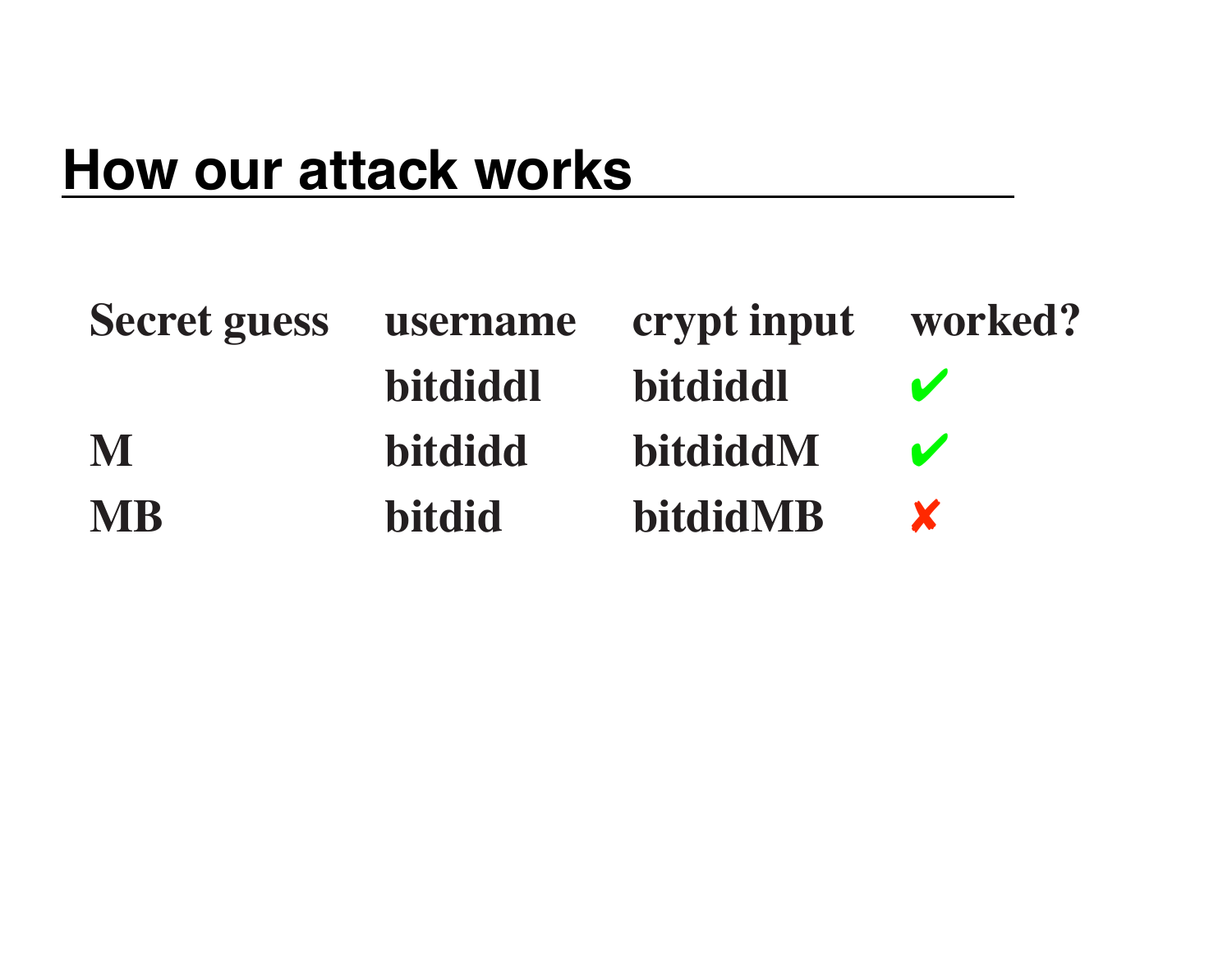## How our attack works

| Secret guess | username | crypt input | worked? |
|---|---|---|---|
| | bitdiddl | bitdiddl | ✔ |
| M | bitdidd | bitdiddM | ✔ |
| MB | bitdid | bitdidMB | ✘ |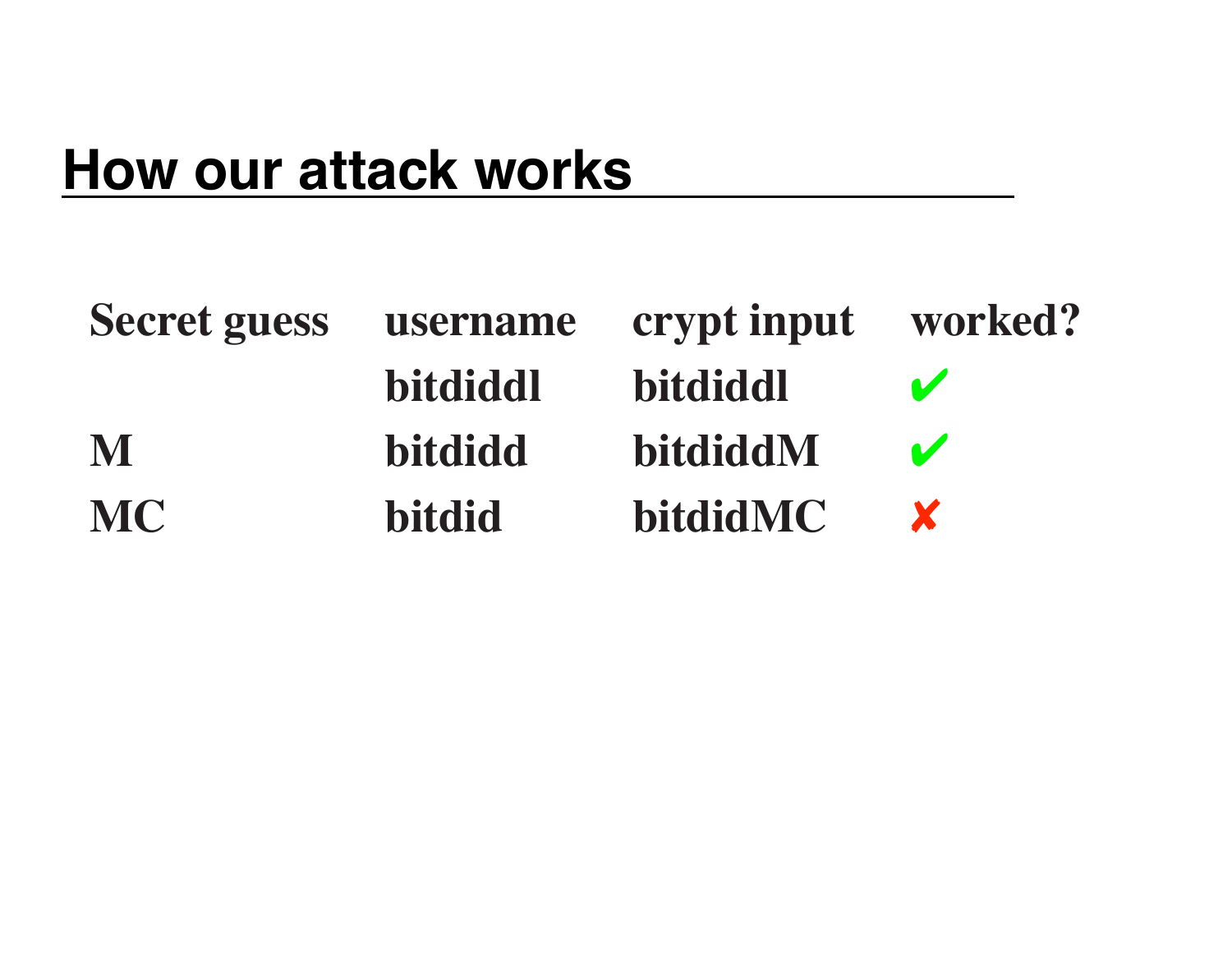## How our attack works

| Secret guess | username | crypt input | worked? |
|---|---|---|---|
| | bitdiddl | bitdiddl | ✔ |
| M | bitdidd | bitdiddM | ✔ |
| MC | bitdid | bitdidMC | ✘ |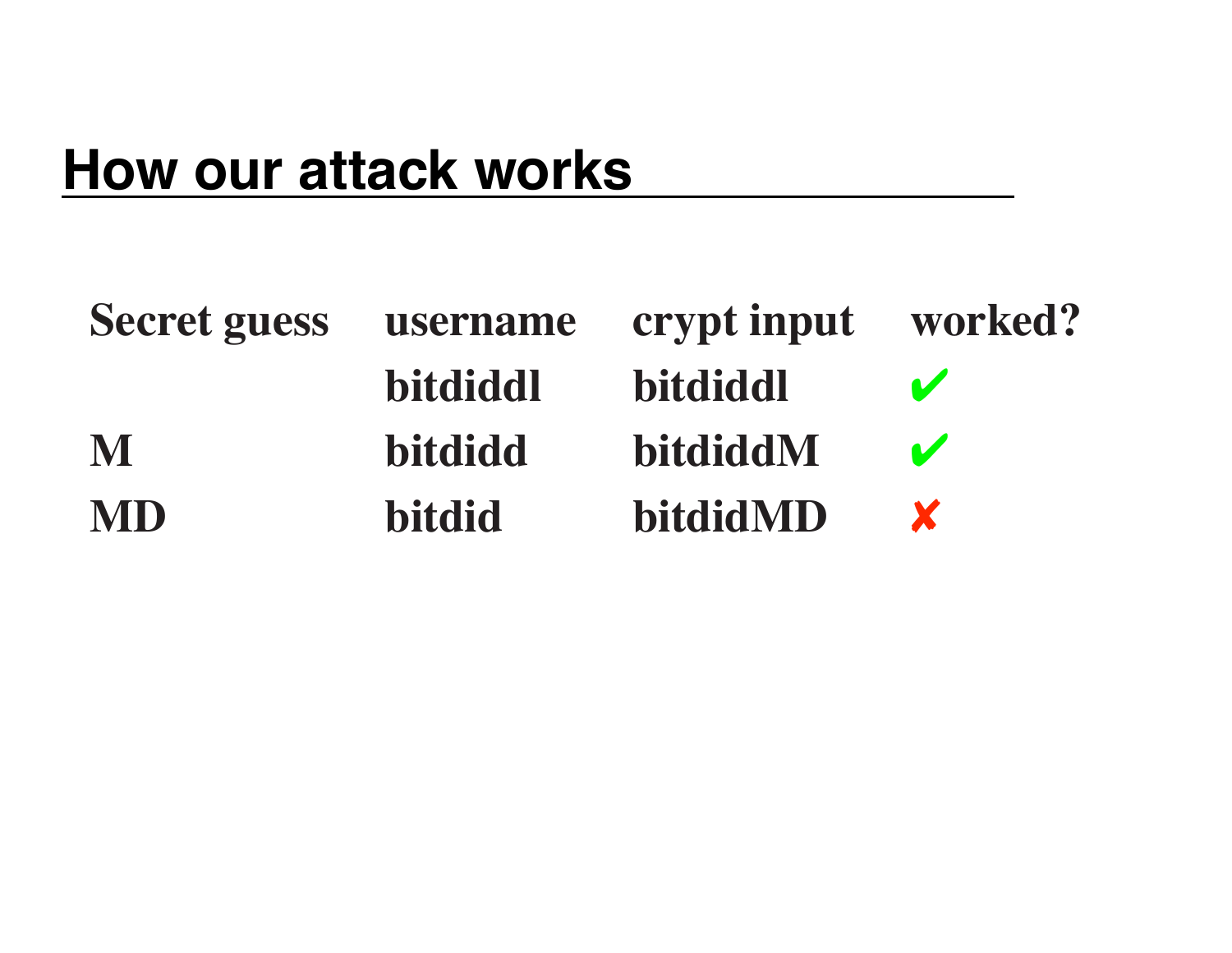## How our attack works

| Secret guess | username | crypt input | worked? |
| --- | --- | --- | --- |
| | bitdiddl | bitdiddl | ✔ |
| M | bitdidd | bitdiddM | ✔ |
| MD | bitdid | bitdidMD | ✘ |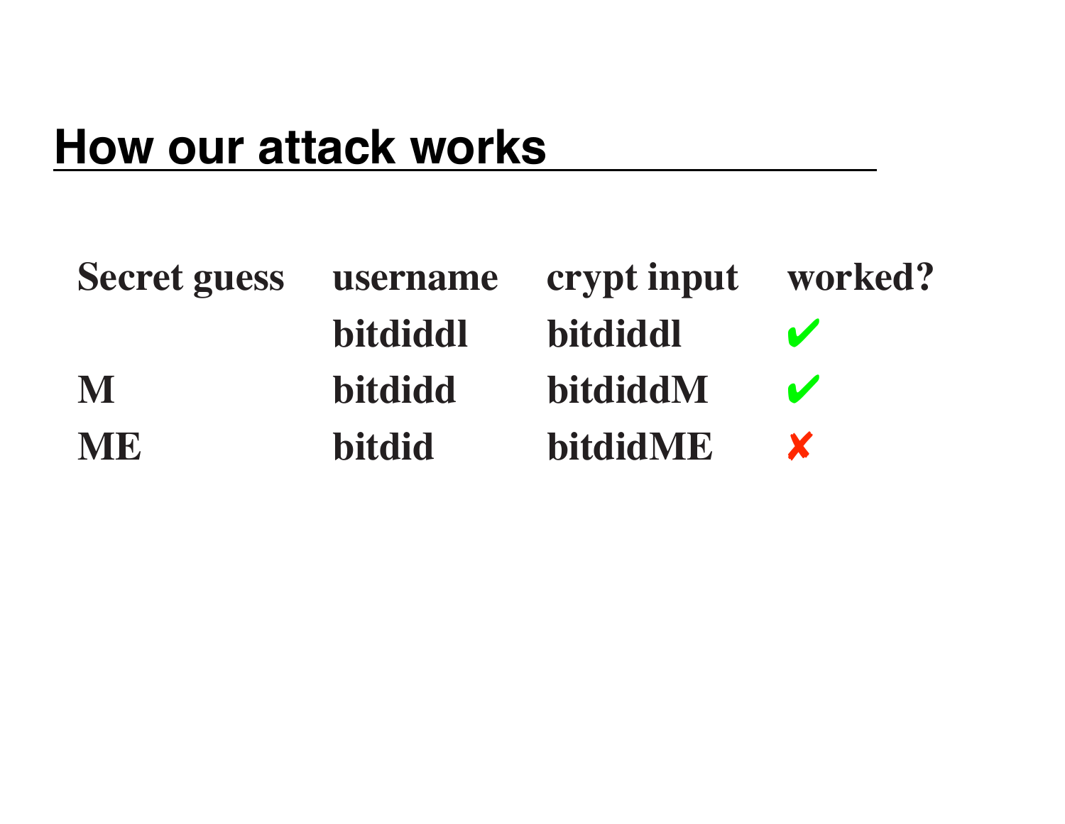## How our attack works

| Secret guess | username | crypt input | worked? |
|---|---|---|---|
| | bitdiddl | bitdiddl | ✔ |
| M | bitdidd | bitdiddM | ✔ |
| ME | bitdid | bitdidME | ✘ |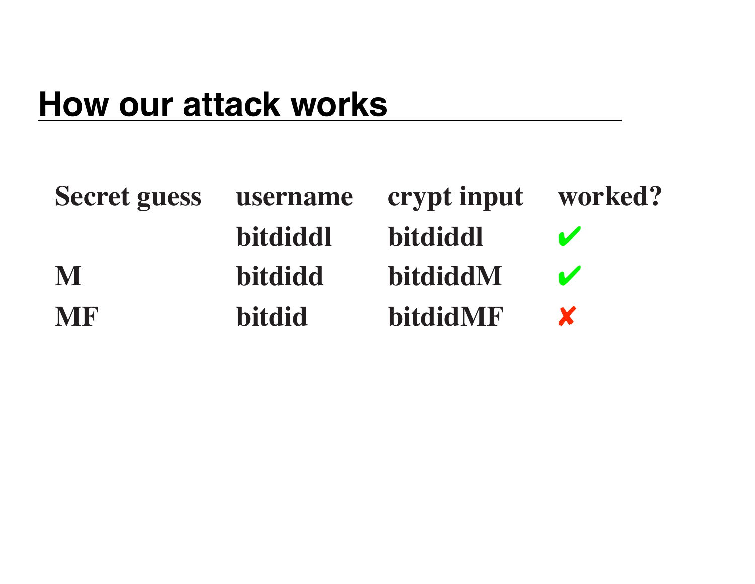## How our attack works

| Secret guess | username | crypt input | worked? |
|---|---|---|---|
| | bitdiddl | bitdiddl | ✔ |
| M | bitdidd | bitdiddM | ✔ |
| MF | bitdid | bitdidMF | ✘ |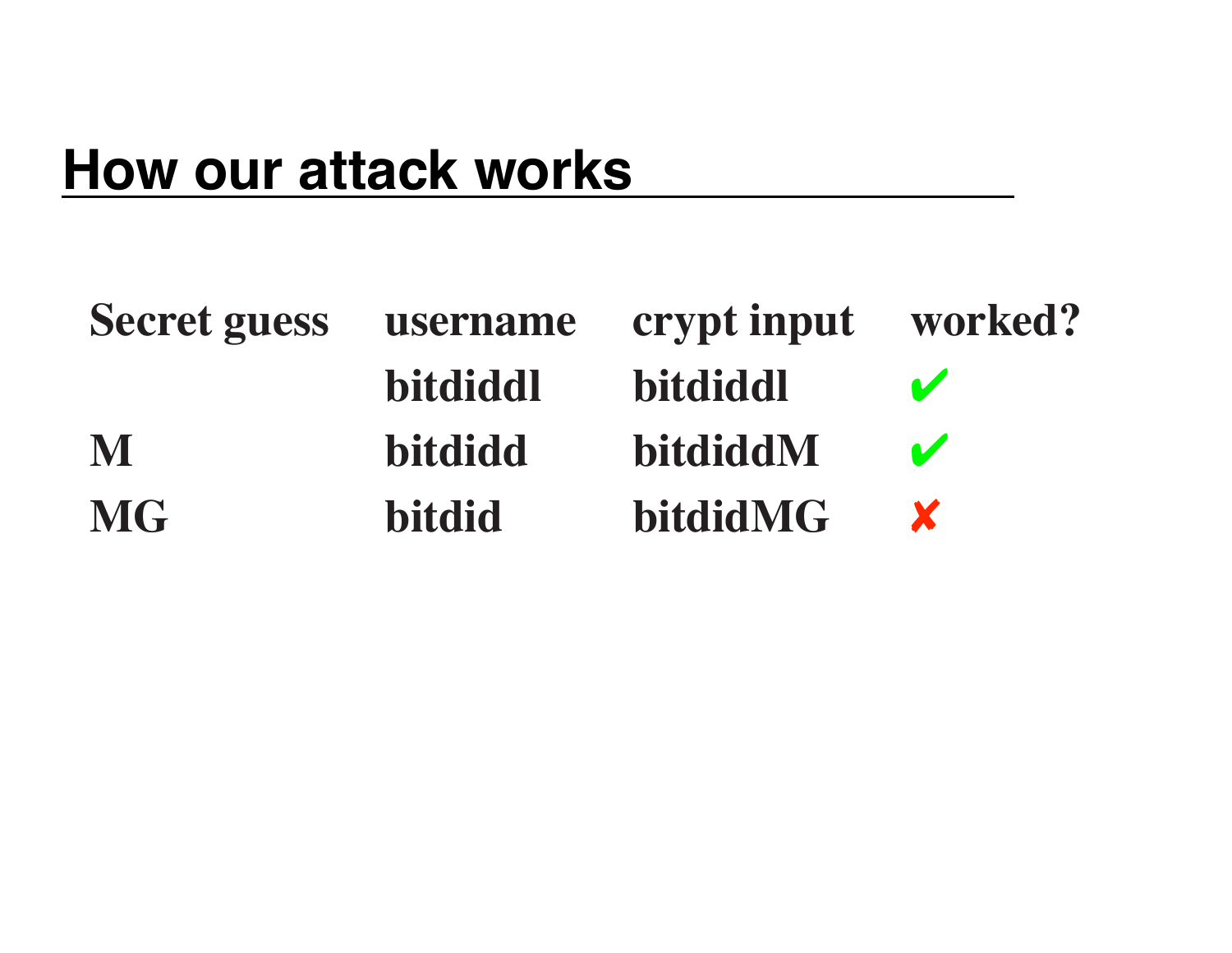## How our attack works

| Secret guess | username | crypt input | worked? |
| --- | --- | --- | --- |
| | bitdiddl | bitdiddl | ✔ |
| M | bitdidd | bitdiddM | ✔ |
| MG | bitdid | bitdidMG | ✘ |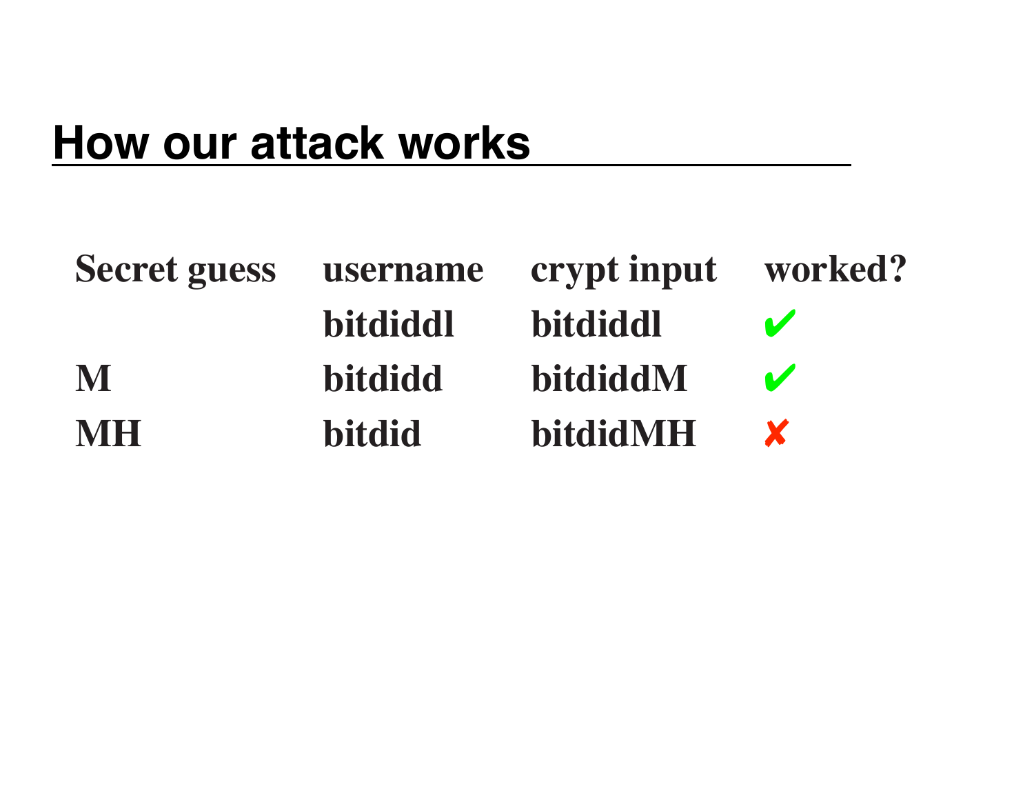# How our attack works

| Secret guess | username | crypt input | worked? |
|---|---|---|---|
| | bitdiddl | bitdiddl | ✔ |
| M | bitdidd | bitdiddM | ✔ |
| MH | bitdid | bitdidMH | ✘ |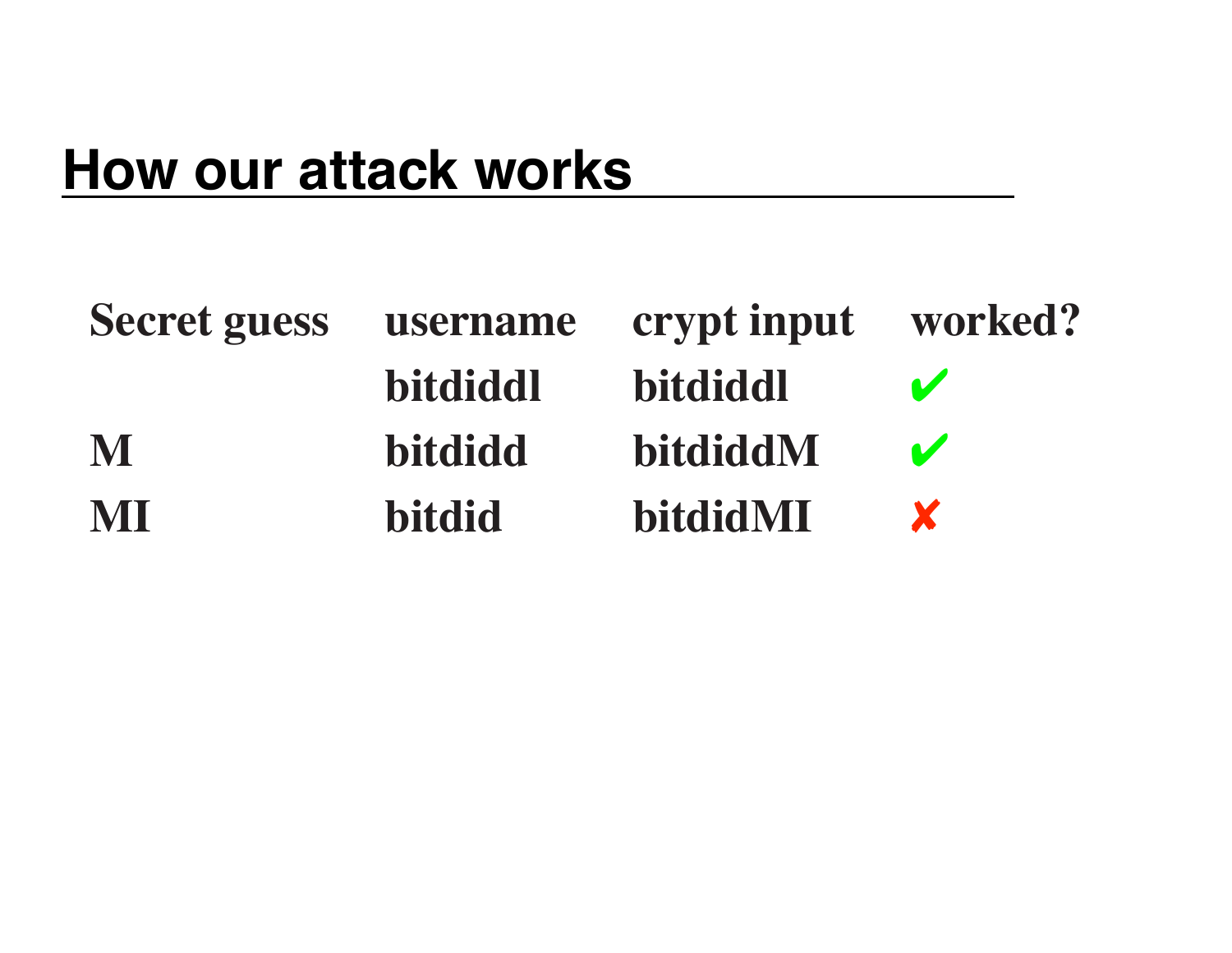## How our attack works

| Secret guess | username | crypt input | worked? |
|---|---|---|---|
| | bitdiddl | bitdiddl | ✔ |
| M | bitdidd | bitdiddM | ✔ |
| MI | bitdid | bitdidMI | ✘ |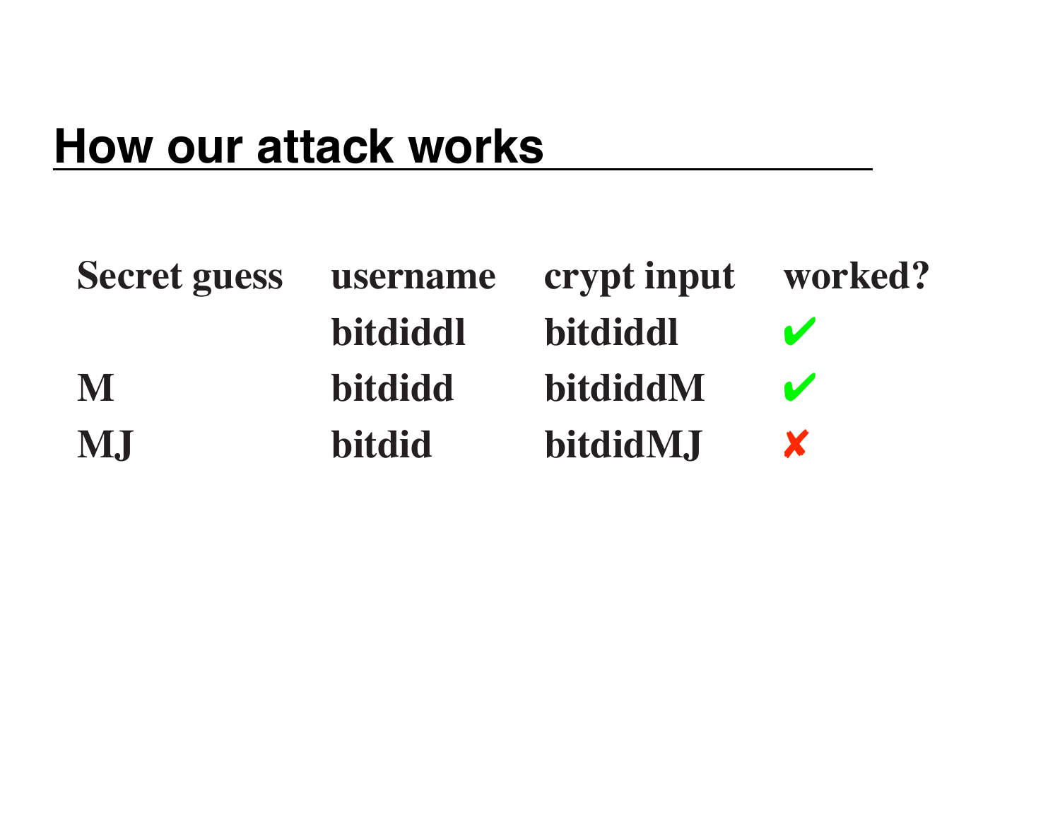## How our attack works

| Secret guess | username | crypt input | worked? |
|---|---|---|---|
| | bitdiddl | bitdiddl | ✔ |
| M | bitdidd | bitdiddM | ✔ |
| MJ | bitdid | bitdidMJ | ✘ |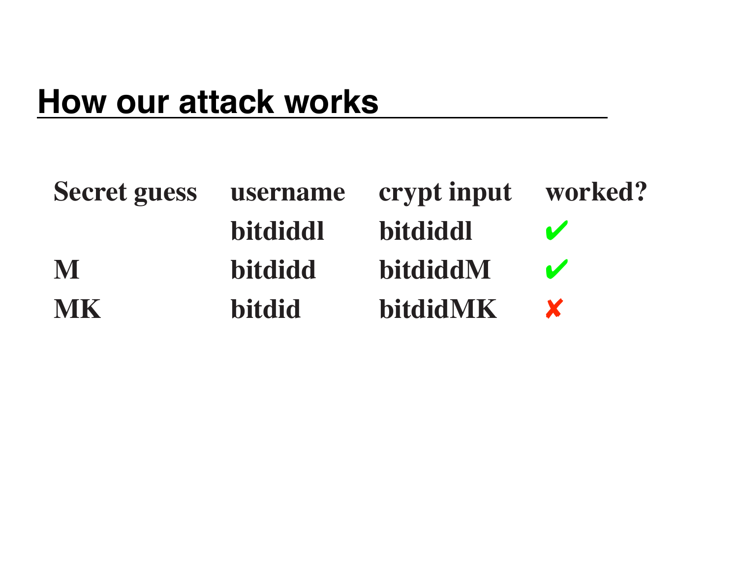## How our attack works

| Secret guess | username | crypt input | worked? |
|---|---|---|---|
| | bitdiddl | bitdiddl | ✔ |
| M | bitdidd | bitdiddM | ✔ |
| MK | bitdid | bitdidMK | ✘ |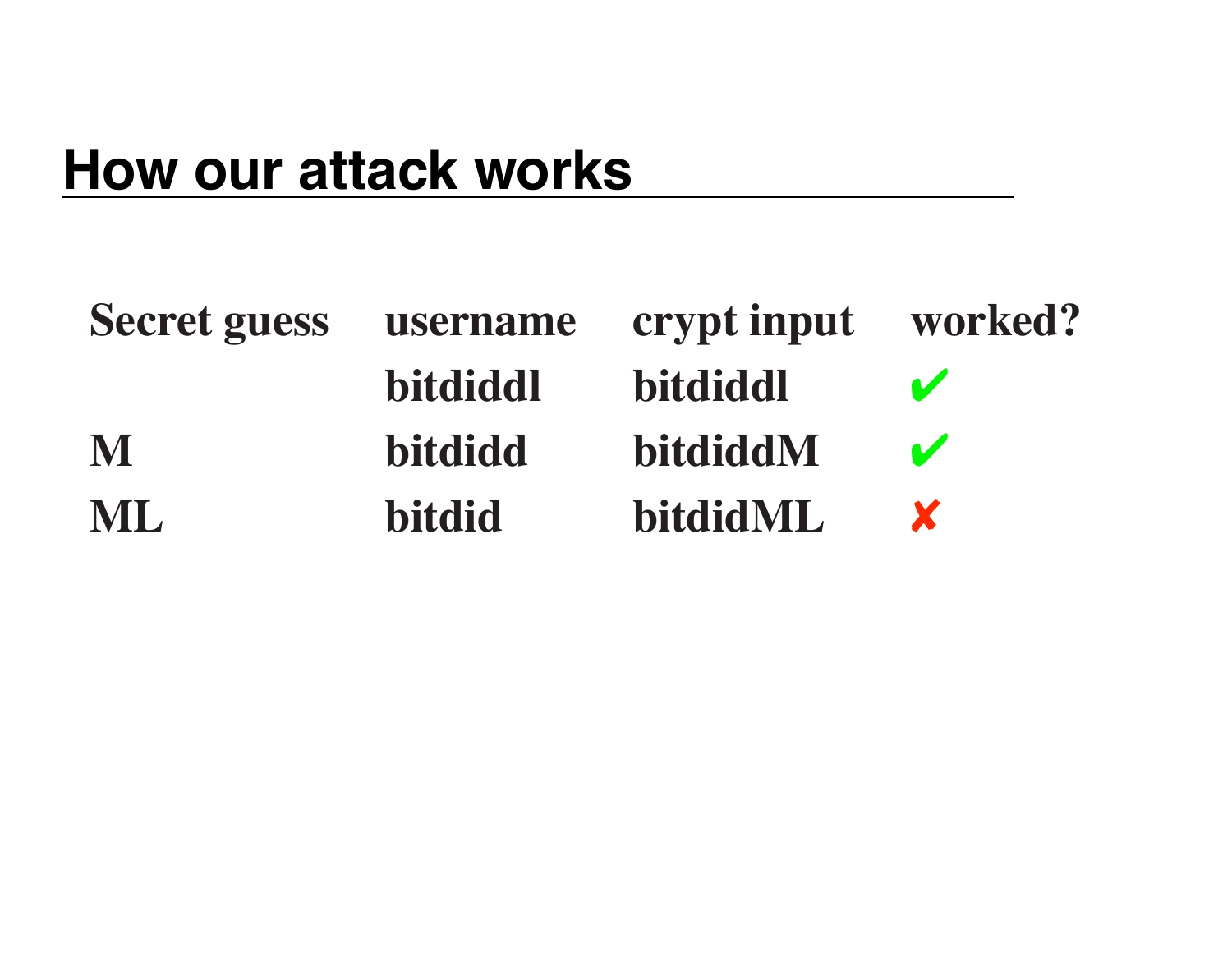## How our attack works

| Secret guess | username | crypt input | worked? |
|---|---|---|---|
| | bitdiddl | bitdiddl | ✔ |
| M | bitdidd | bitdiddM | ✔ |
| ML | bitdid | bitdidML | ✘ |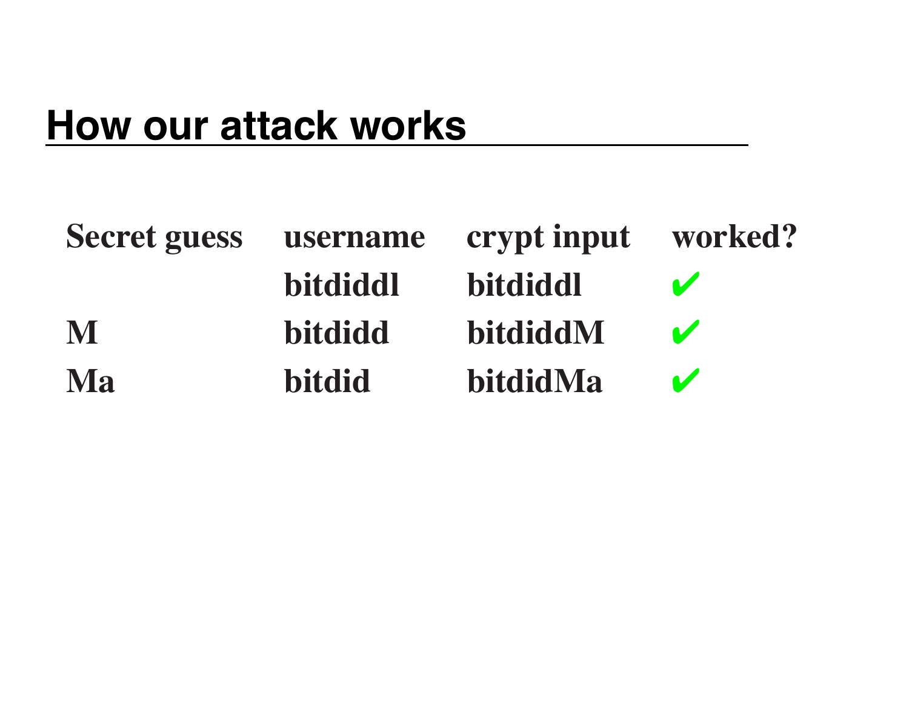## How our attack works

| Secret guess | username | crypt input | worked? |
|---|---|---|---|
| | bitdiddl | bitdiddl | ✔ |
| M | bitdidd | bitdiddM | ✔ |
| Ma | bitdid | bitdidMa | ✔ |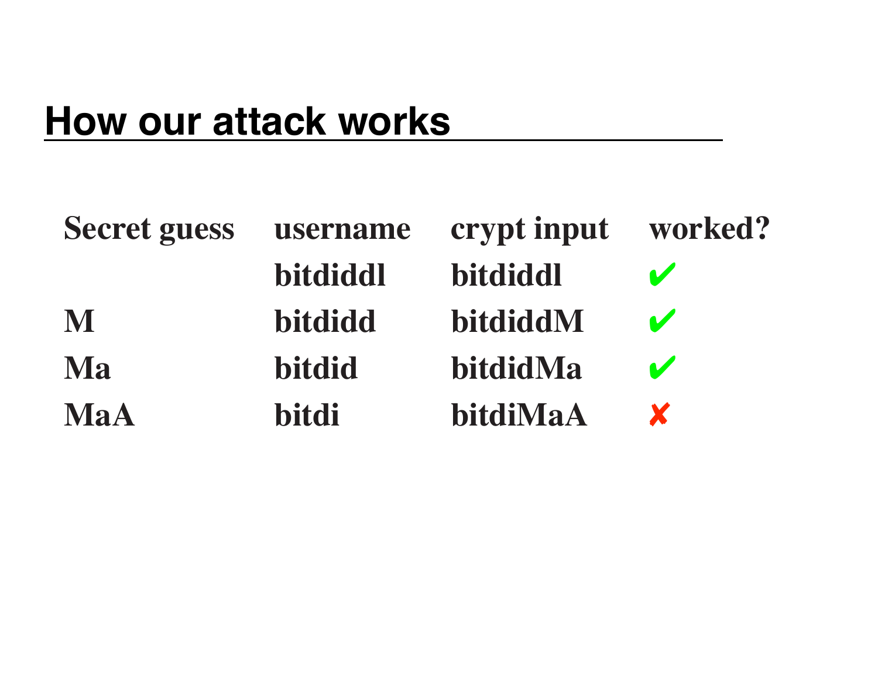## How our attack works

| Secret guess | username | crypt input | worked? |
|---|---|---|---|
| | bitdiddl | bitdiddl | ✔ |
| M | bitdidd | bitdiddM | ✔ |
| Ma | bitdid | bitdidMa | ✔ |
| MaA | bitdi | bitdiMaA | ✘ |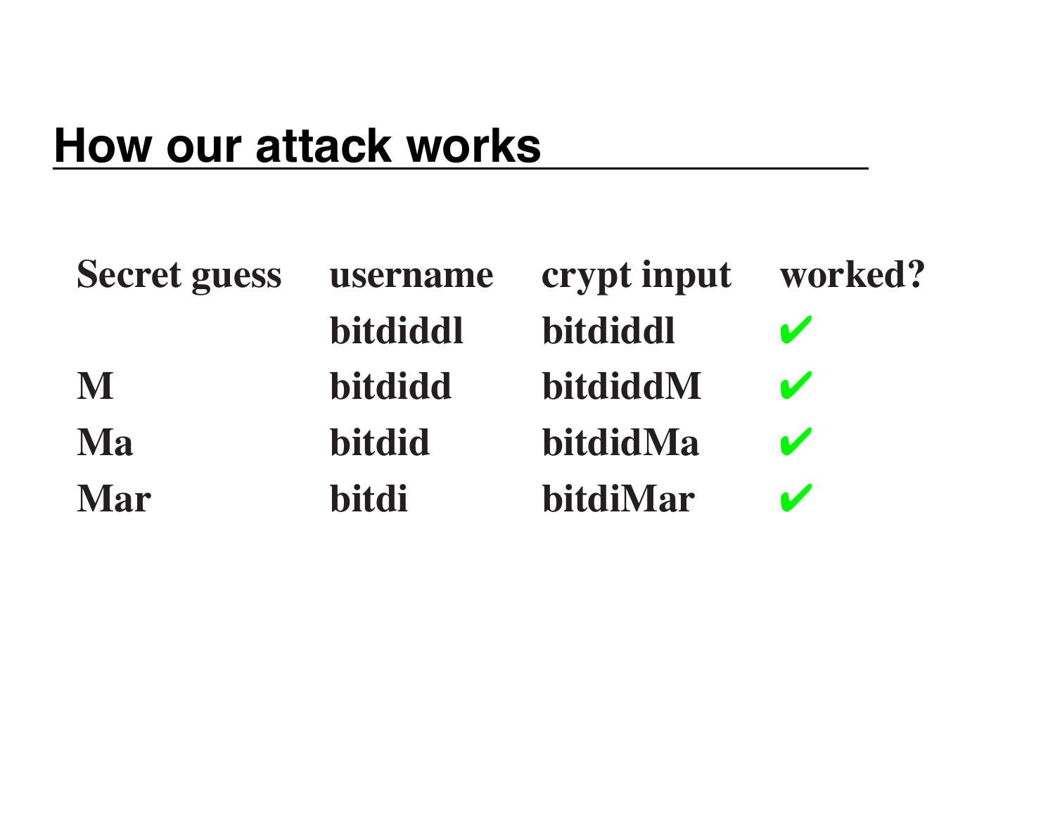## How our attack works

| Secret guess | username | crypt input | worked? |
| --- | --- | --- | --- |
| | bitdiddl | bitdiddl | ✔ |
| M | bitdidd | bitdiddM | ✔ |
| Ma | bitdid | bitdidMa | ✔ |
| Mar | bitdi | bitdiMar | ✔ |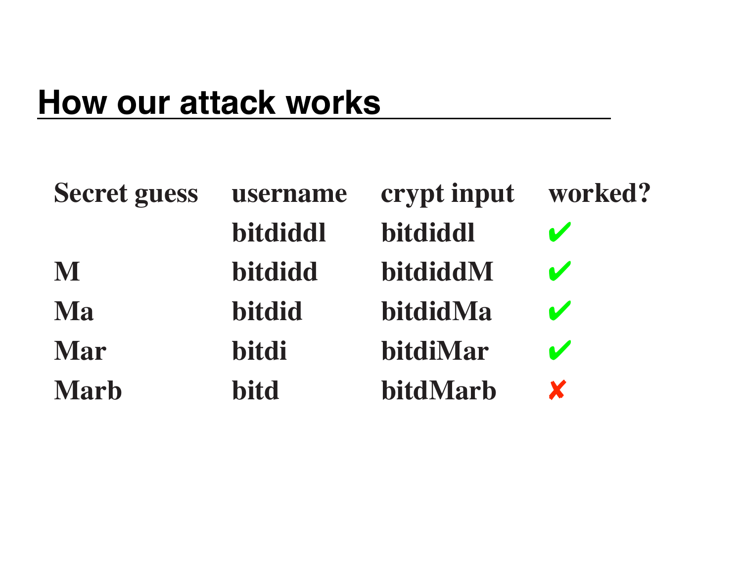## How our attack works

| Secret guess | username | crypt input | worked? |
| --- | --- | --- | --- |
| | bitdiddl | bitdiddl | ✔ |
| M | bitdidd | bitdiddM | ✔ |
| Ma | bitdid | bitdidMa | ✔ |
| Mar | bitdi | bitdiMar | ✔ |
| Marb | bitd | bitdMarb | ✘ |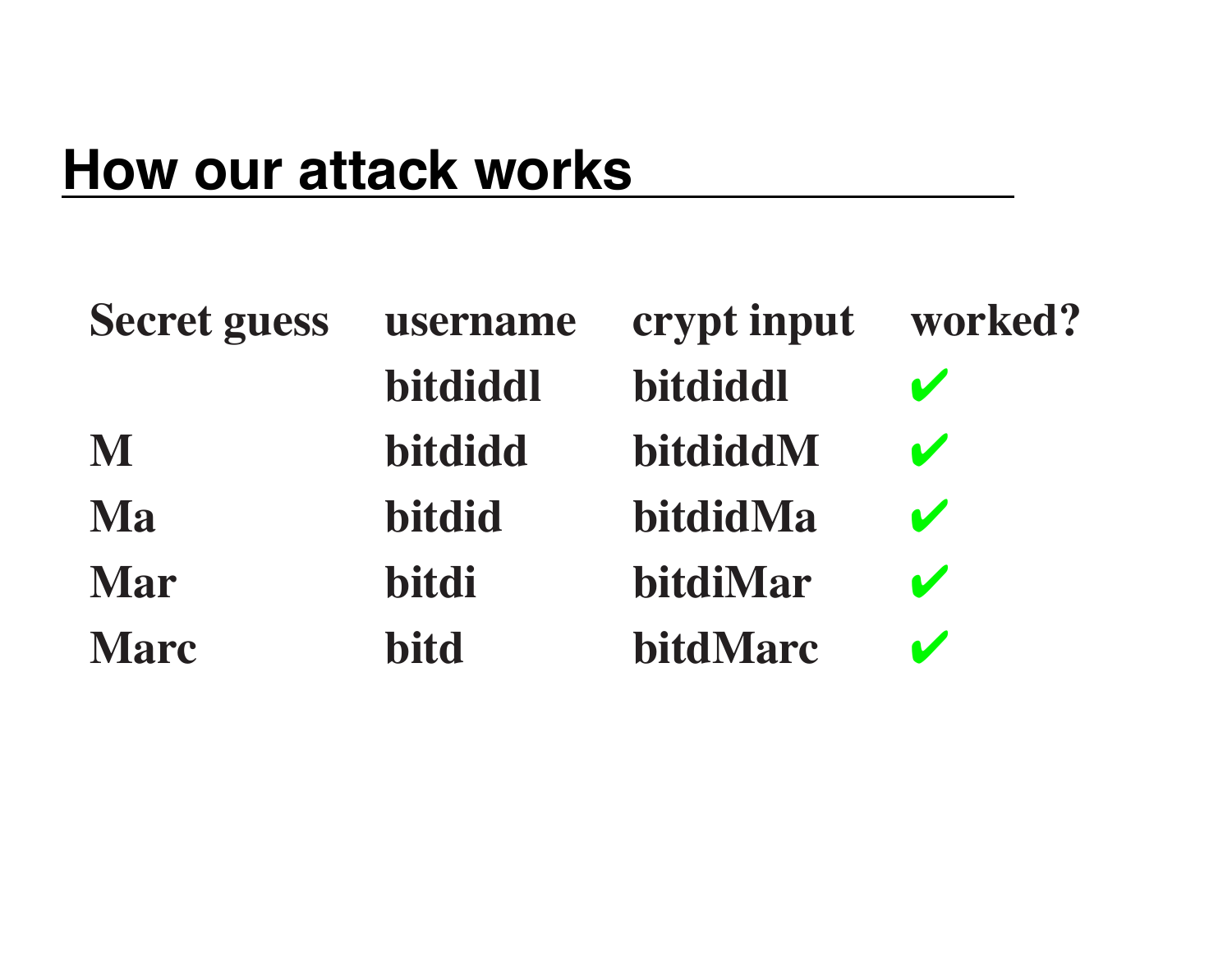# How our attack works

| Secret guess | username | crypt input | worked? |
| --- | --- | --- | --- |
| | bitdiddl | bitdiddl | ✔ |
| M | bitdidd | bitdiddM | ✔ |
| Ma | bitdid | bitdidMa | ✔ |
| Mar | bitdi | bitdiMar | ✔ |
| Marc | bitd | bitdMarc | ✔ |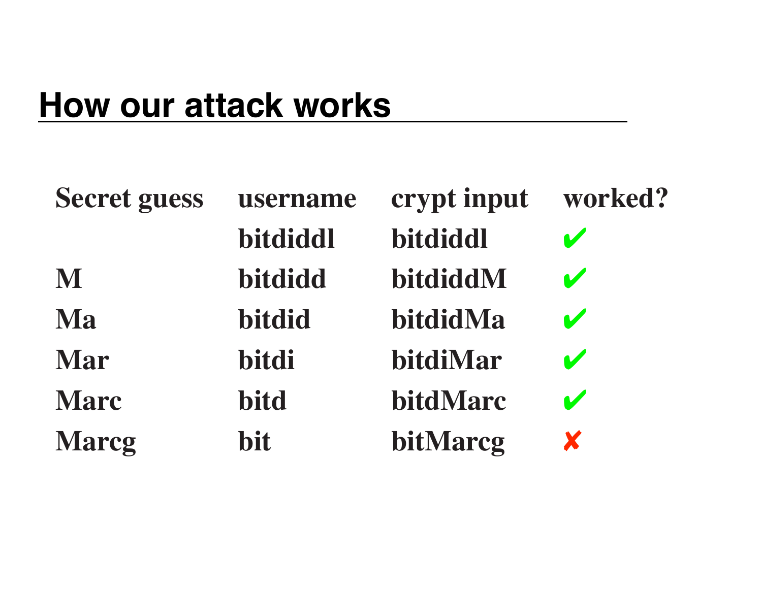# How our attack works

| Secret guess | username | crypt input | worked? |
|---|---|---|---|
| | bitdiddl | bitdiddl | ✔ |
| M | bitdidd | bitdiddM | ✔ |
| Ma | bitdid | bitdidMa | ✔ |
| Mar | bitdi | bitdiMar | ✔ |
| Marc | bitd | bitdMarc | ✔ |
| Marcg | bit | bitMarcg | ✘ |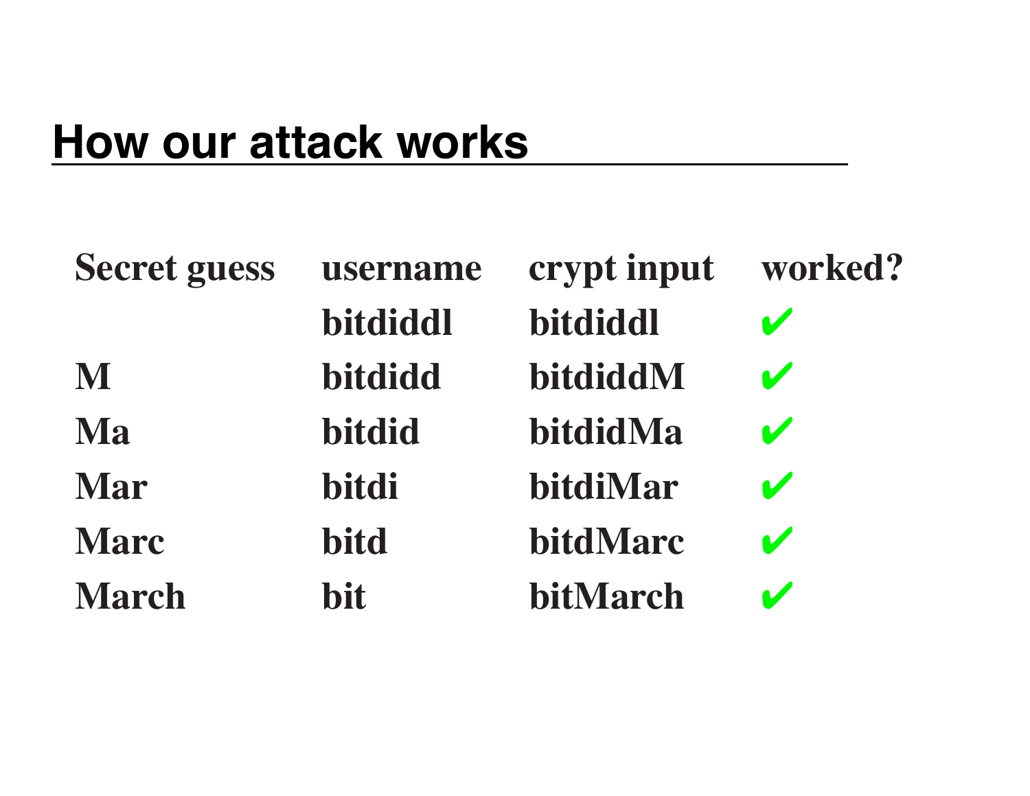## How our attack works

| Secret guess | username | crypt input | worked? |
|---|---|---|---|
| | bitdiddl | bitdiddl | ✔ |
| M | bitdidd | bitdiddM | ✔ |
| Ma | bitdid | bitdidMa | ✔ |
| Mar | bitdi | bitdiMar | ✔ |
| Marc | bitd | bitdMarc | ✔ |
| March | bit | bitMarch | ✔ |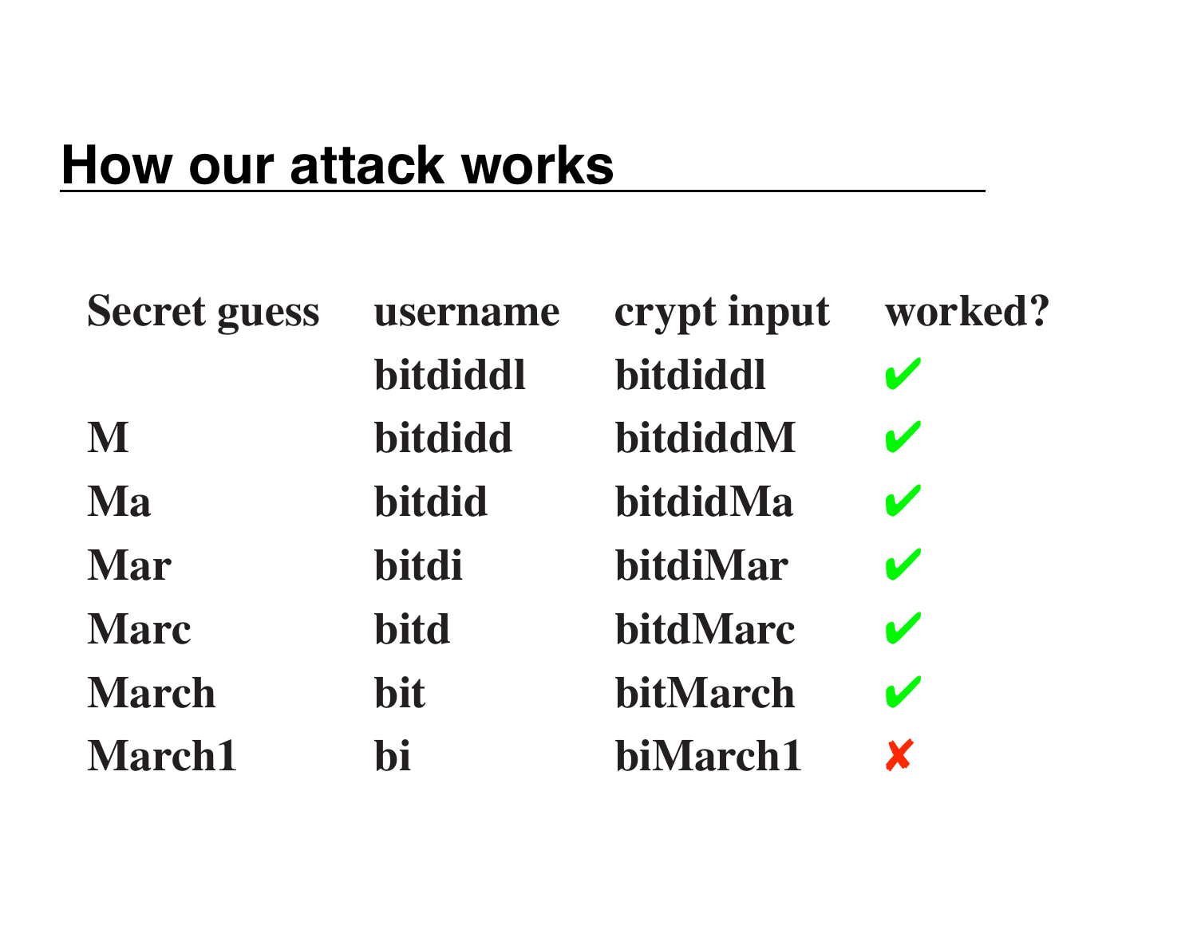## How our attack works

| Secret guess | username | crypt input | worked? |
|---|---|---|---|
| | bitdiddl | bitdiddl | ✔ |
| M | bitdidd | bitdiddM | ✔ |
| Ma | bitdid | bitdidMa | ✔ |
| Mar | bitdi | bitdiMar | ✔ |
| Marc | bitd | bitdMarc | ✔ |
| March | bit | bitMarch | ✔ |
| March1 | bi | biMarch1 | ✘ |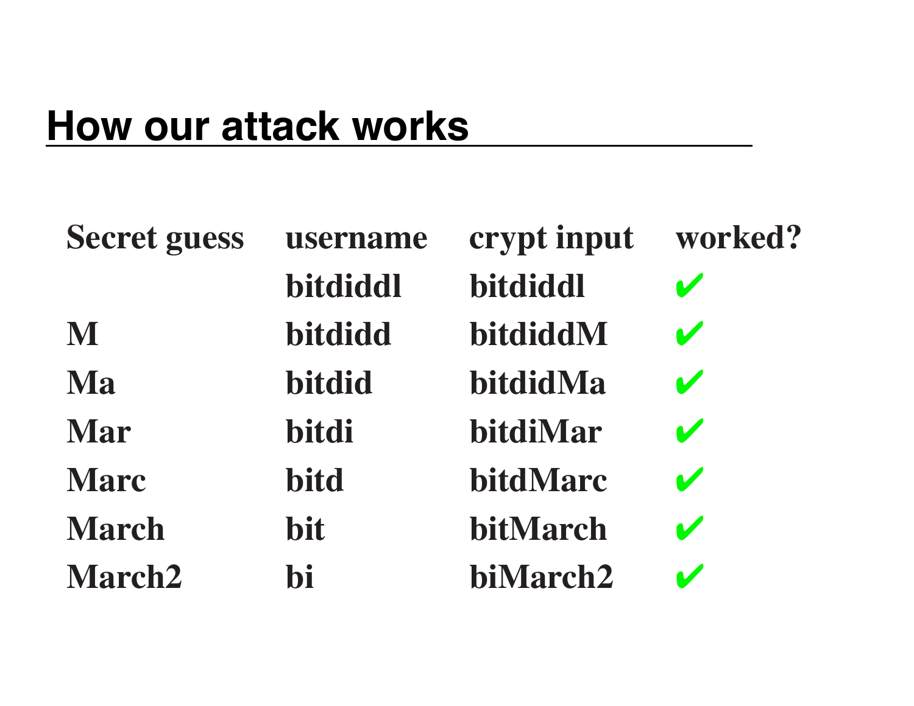## How our attack works

| Secret guess | username | crypt input | worked? |
| --- | --- | --- | --- |
| | bitdiddl | bitdiddl | ✔ |
| M | bitdidd | bitdiddM | ✔ |
| Ma | bitdid | bitdidMa | ✔ |
| Mar | bitdi | bitdiMar | ✔ |
| Marc | bitd | bitdMarc | ✔ |
| March | bit | bitMarch | ✔ |
| March2 | bi | biMarch2 | ✔ |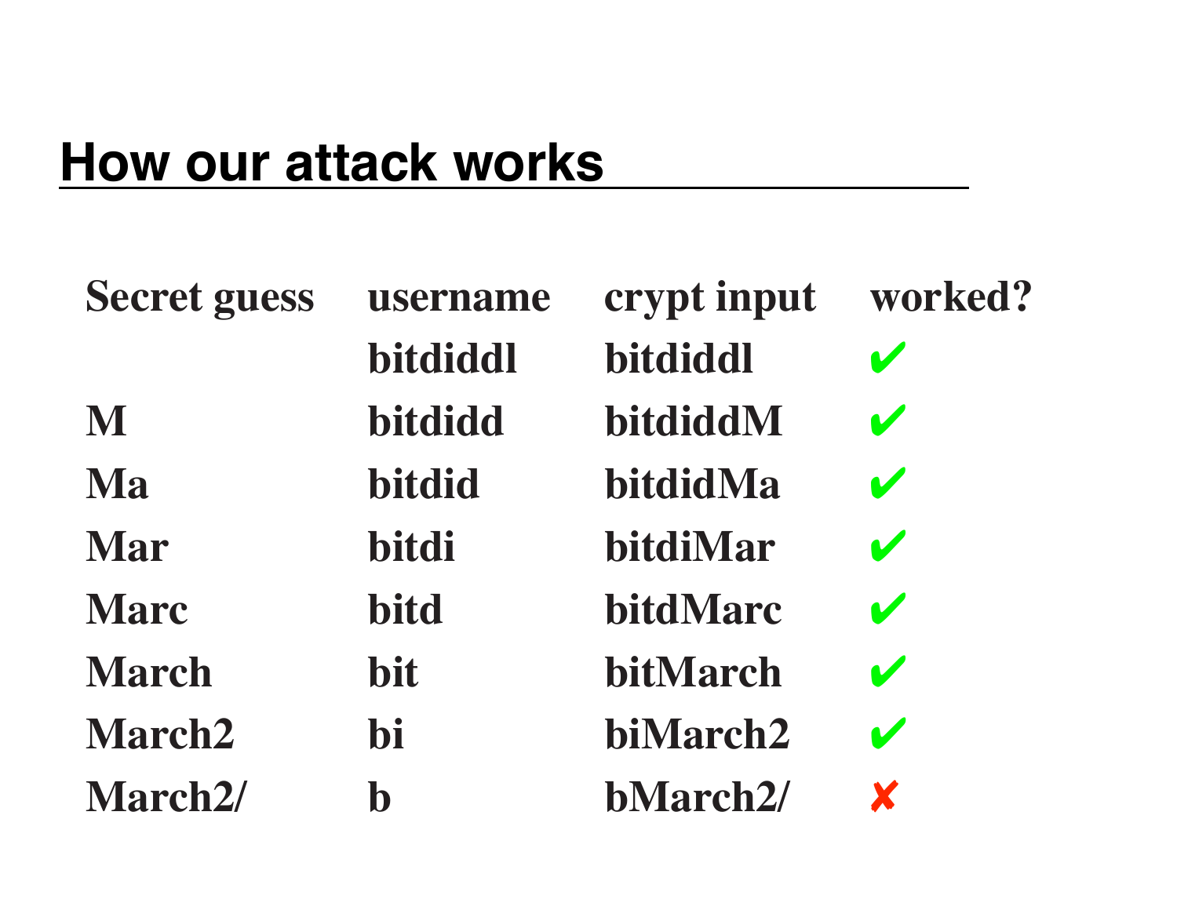# How our attack works

| Secret guess | username | crypt input | worked? |
|---|---|---|---|
| | bitdiddl | bitdiddl | ✔ |
| M | bitdidd | bitdiddM | ✔ |
| Ma | bitdid | bitdidMa | ✔ |
| Mar | bitdi | bitdiMar | ✔ |
| Marc | bitd | bitdMarc | ✔ |
| March | bit | bitMarch | ✔ |
| March2 | bi | biMarch2 | ✔ |
| March2/ | b | bMarch2/ | ✘ |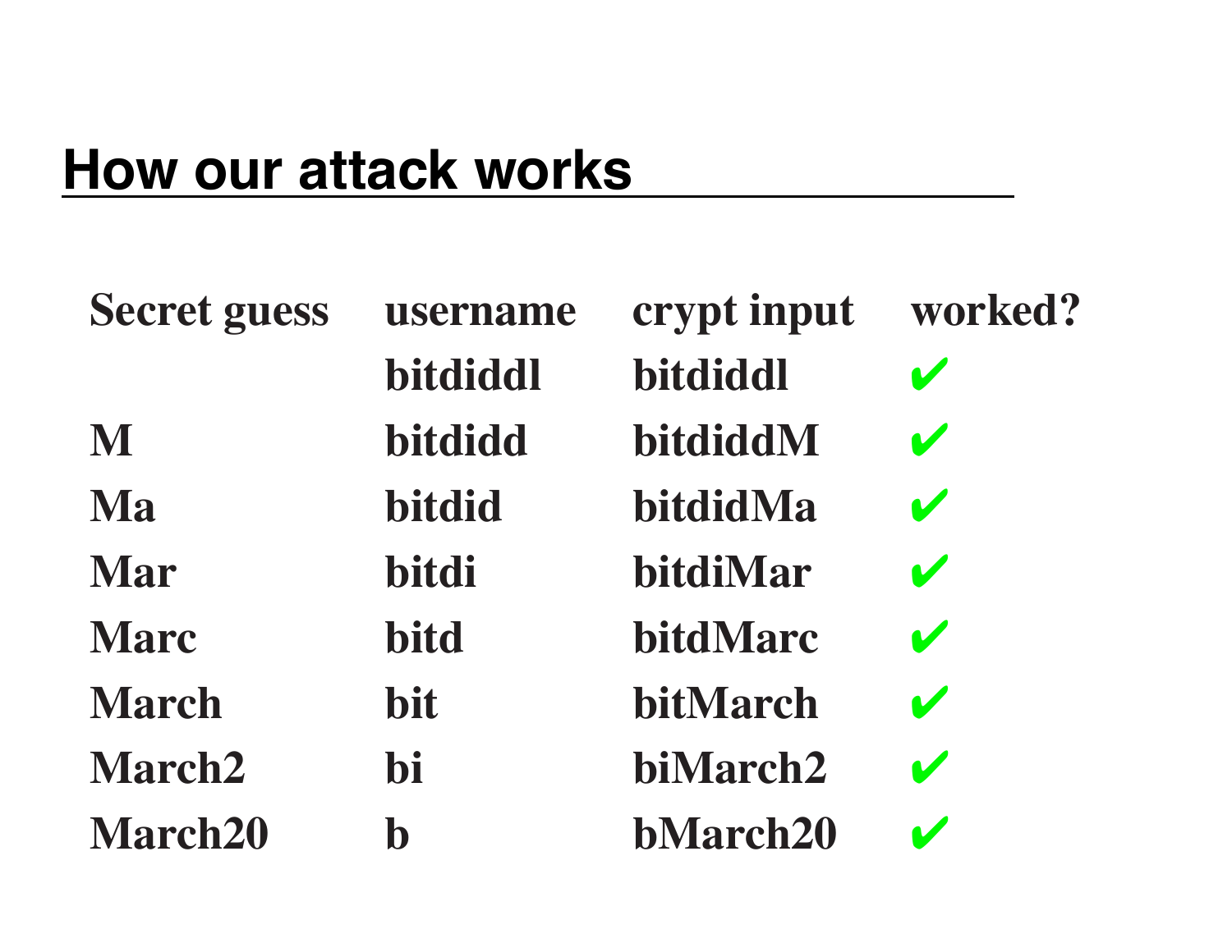## How our attack works

| Secret guess | username | crypt input | worked? |
|---|---|---|---|
| | bitdiddl | bitdiddl | ✔ |
| M | bitdidd | bitdiddM | ✔ |
| Ma | bitdid | bitdidMa | ✔ |
| Mar | bitdi | bitdiMar | ✔ |
| Marc | bitd | bitdMarc | ✔ |
| March | bit | bitMarch | ✔ |
| March2 | bi | biMarch2 | ✔ |
| March20 | b | bMarch20 | ✔ |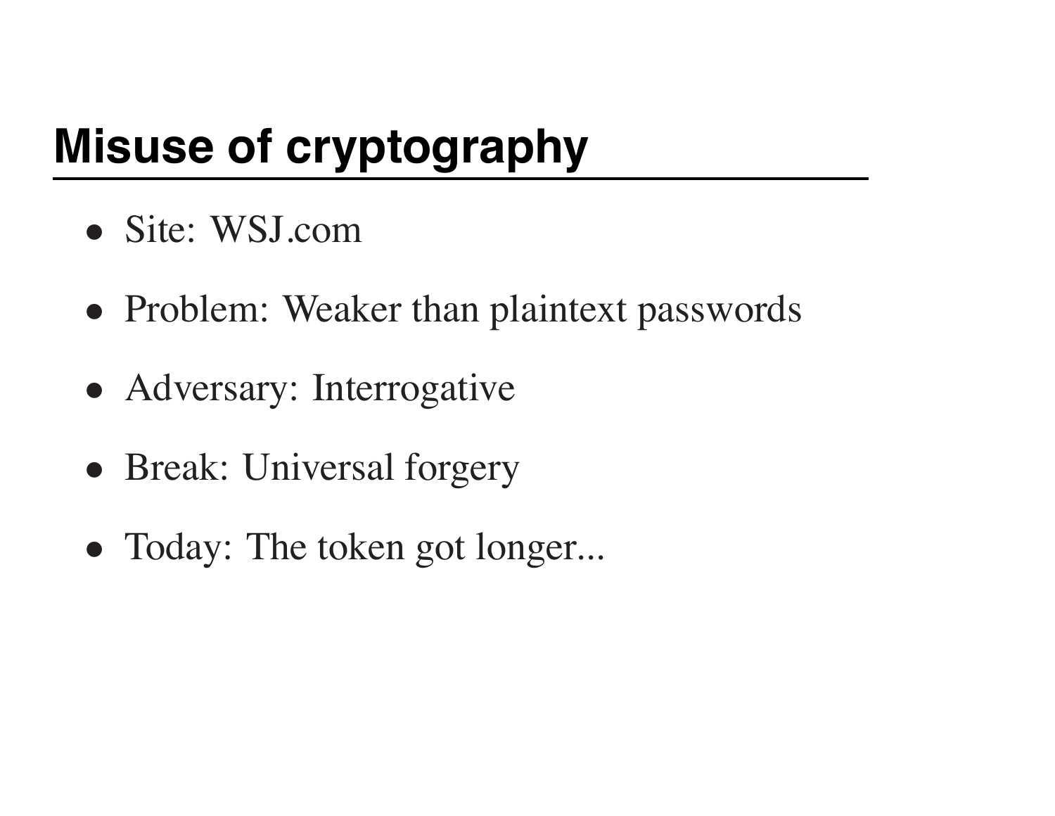# Misuse of cryptography

- Site: WSJ.com
- Problem: Weaker than plaintext passwords
- Adversary: Interrogative
- Break: Universal forgery
- Today: The token got longer...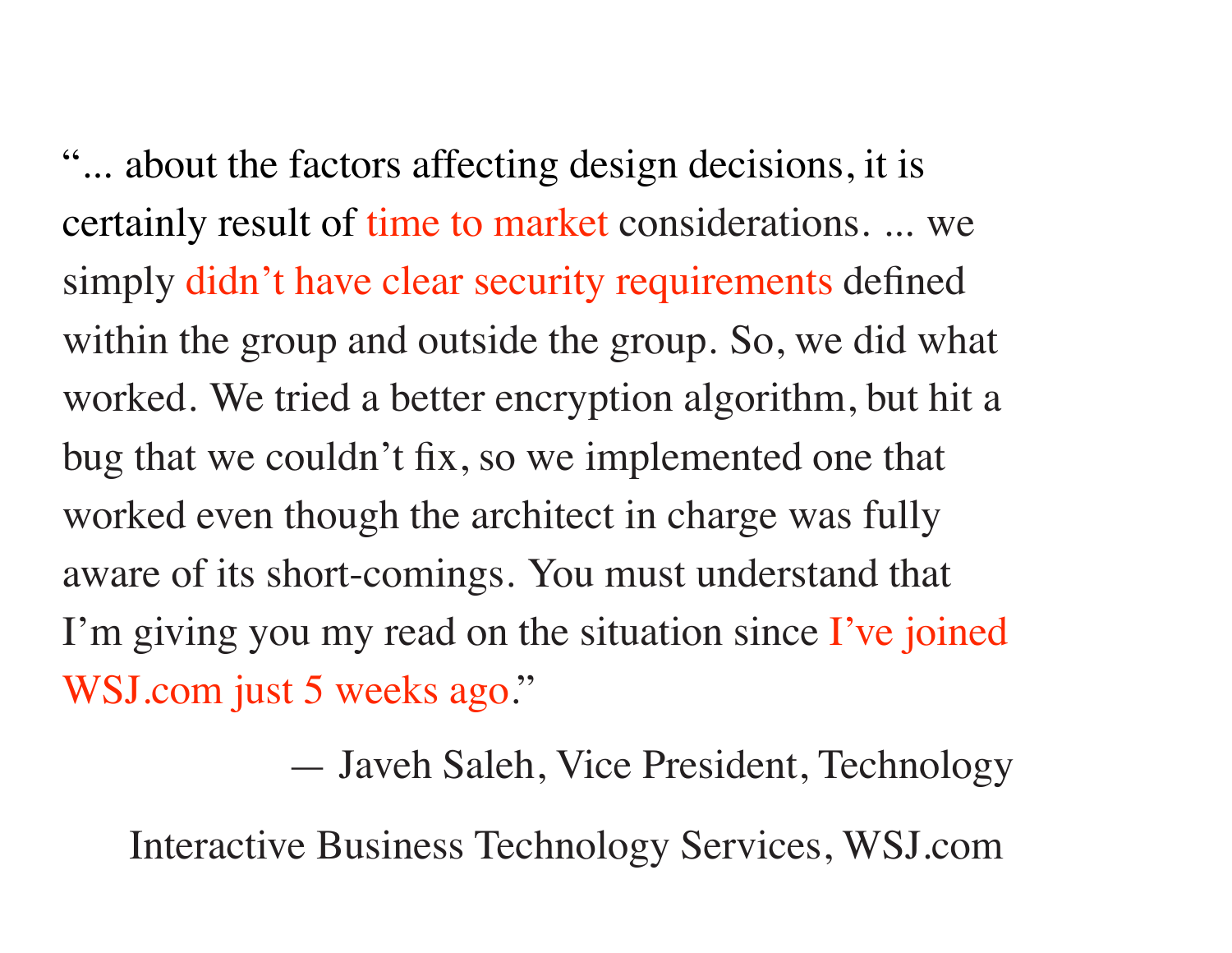"... about the factors affecting design decisions, it is certainly result of time to market considerations. ... we simply didn't have clear security requirements defined within the group and outside the group. So, we did what worked. We tried a better encryption algorithm, but hit a bug that we couldn't fix, so we implemented one that worked even though the architect in charge was fully aware of its short-comings. You must understand that I'm giving you my read on the situation since I've joined WSJ.com just 5 weeks ago."

— Javeh Saleh, Vice President, Technology

Interactive Business Technology Services, WSJ.com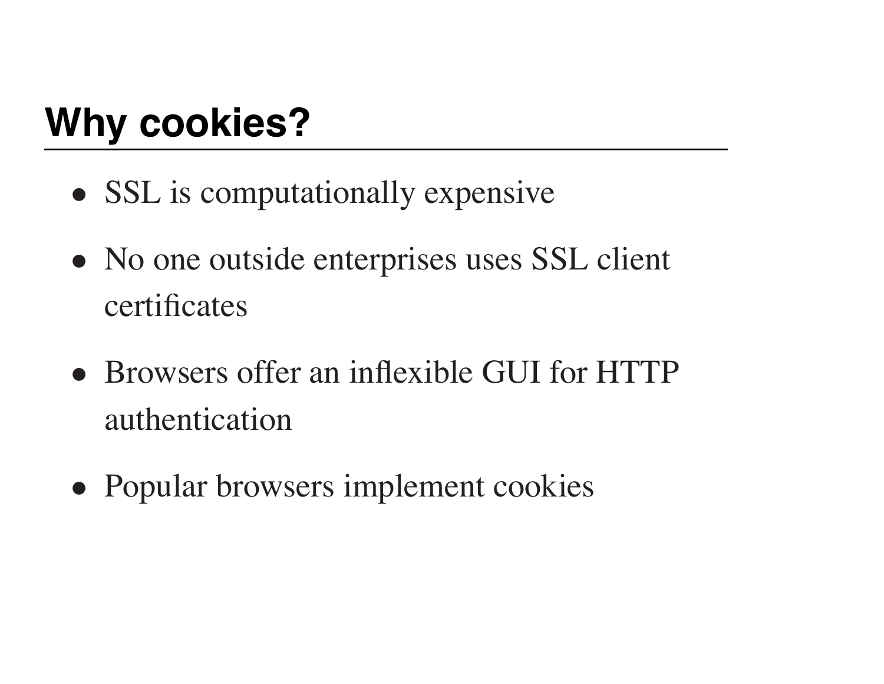## Why cookies?

- SSL is computationally expensive
- No one outside enterprises uses SSL client certificates
- Browsers offer an inflexible GUI for HTTP authentication
- Popular browsers implement cookies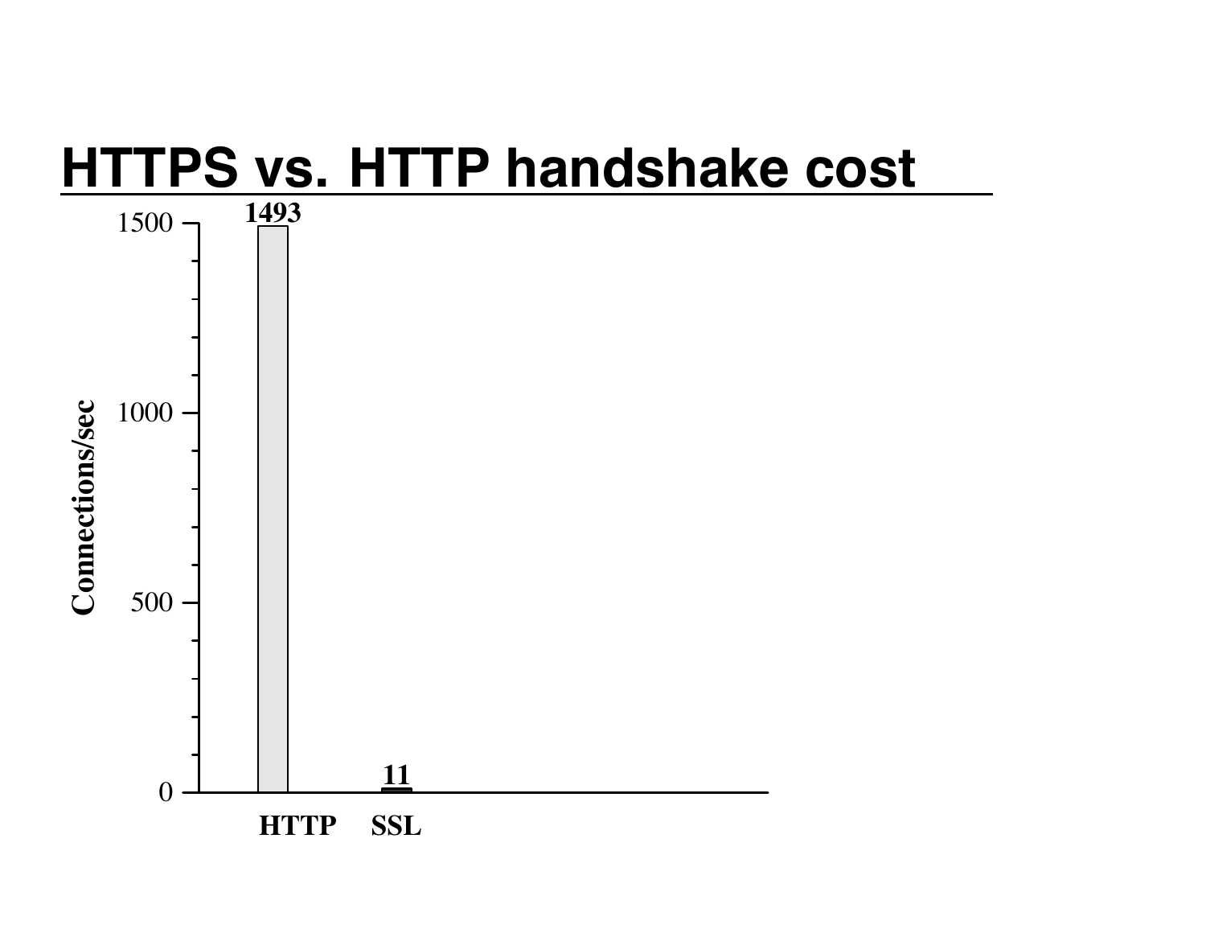# HTTPS vs. HTTP handshake cost

| | Connections/sec |
|---|---|
| HTTP | 1493 |
| SSL | 11 |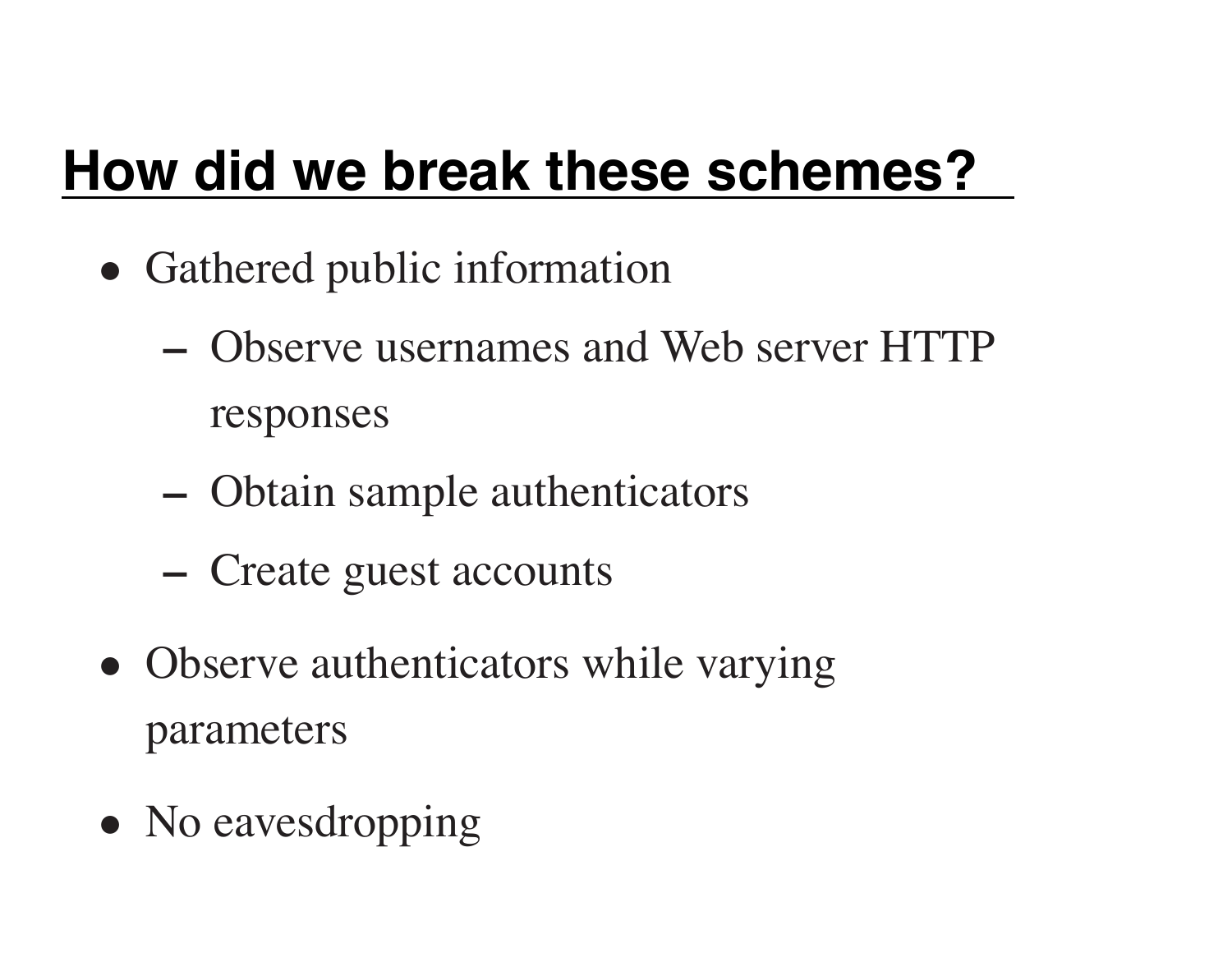## How did we break these schemes?

- Gathered public information
  - Observe usernames and Web server HTTP responses
  - Obtain sample authenticators
  - Create guest accounts
- Observe authenticators while varying parameters
- No eavesdropping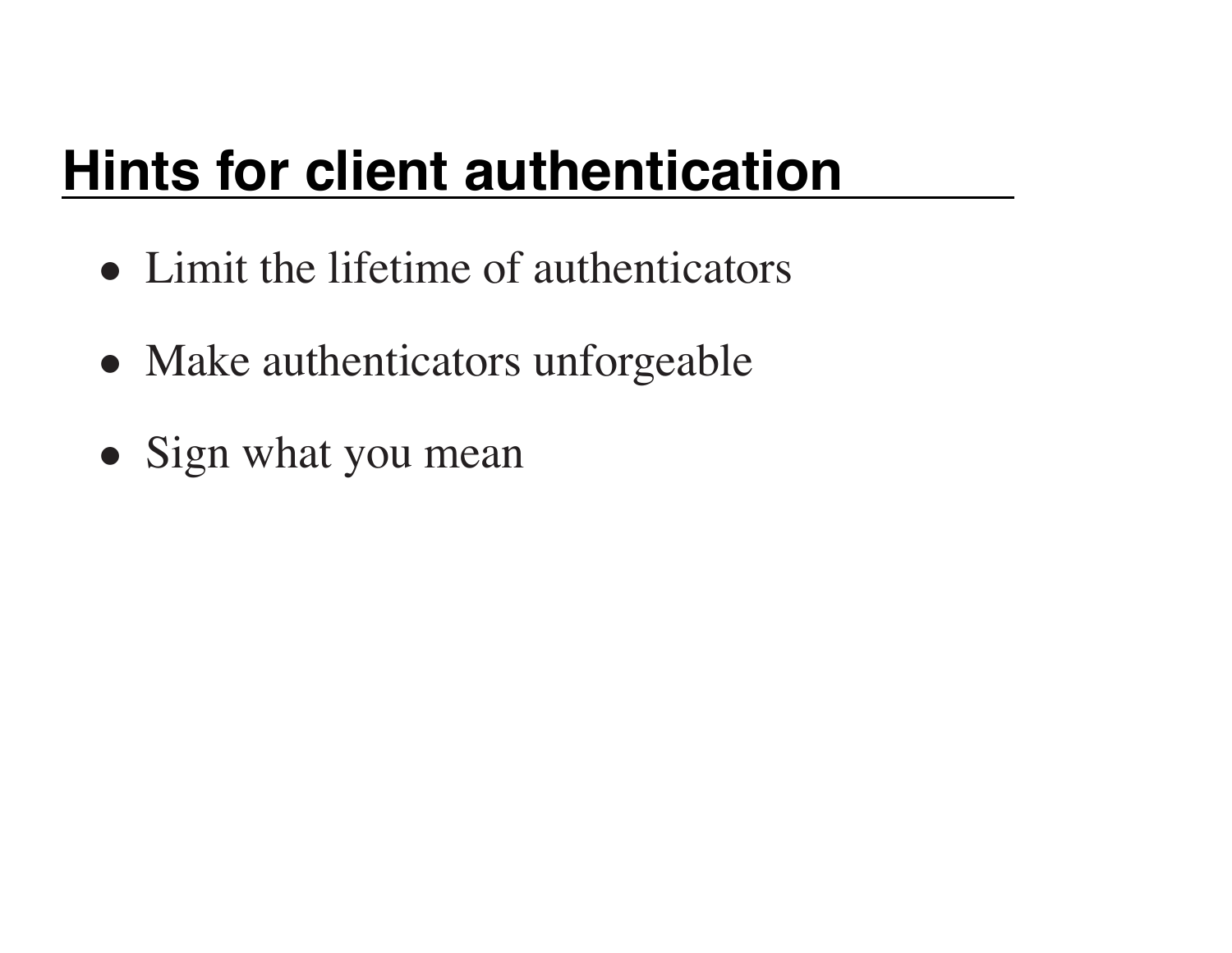## Hints for client authentication

- Limit the lifetime of authenticators
- Make authenticators unforgeable
- Sign what you mean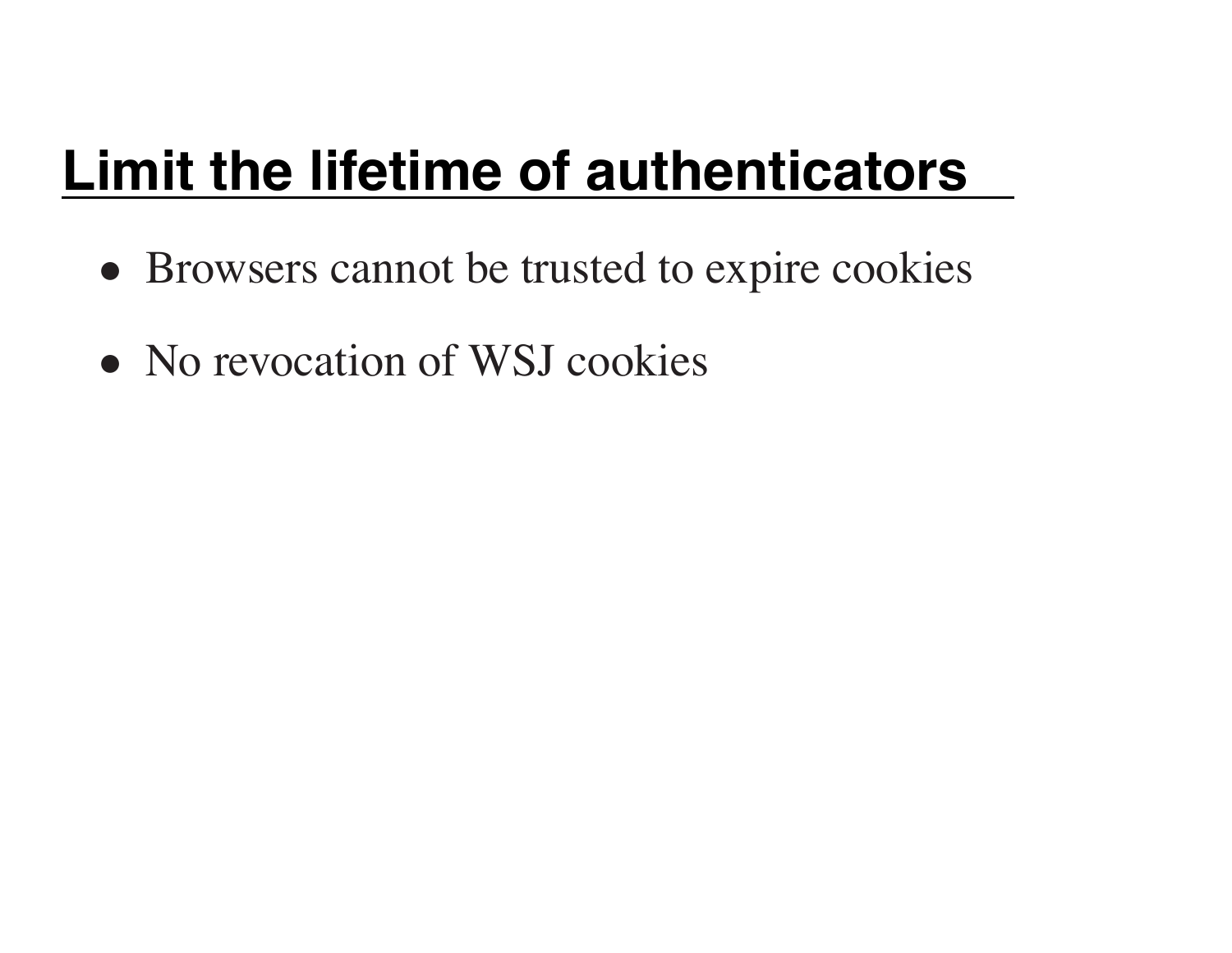## Limit the lifetime of authenticators

- Browsers cannot be trusted to expire cookies
- No revocation of WSJ cookies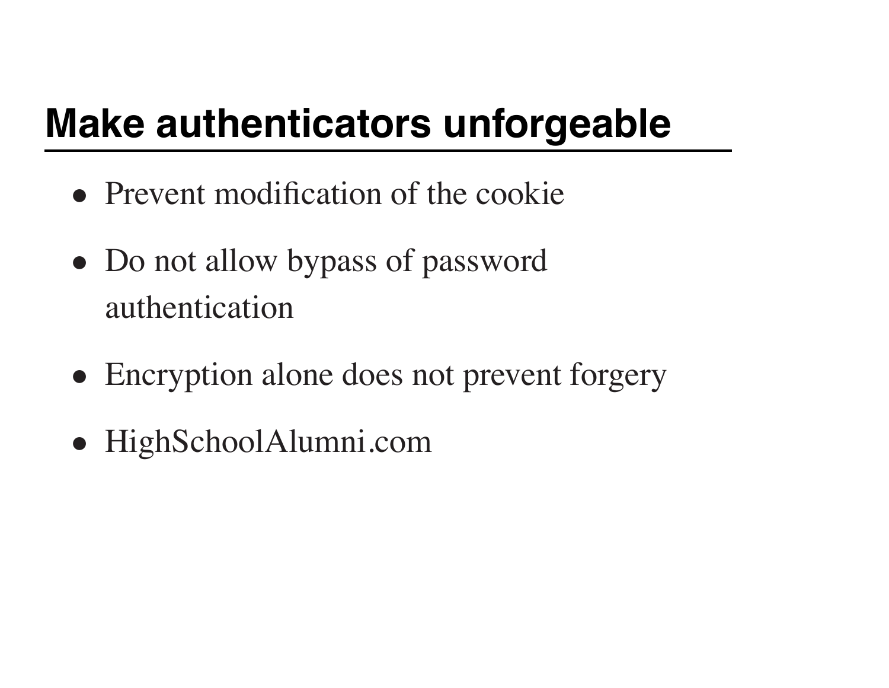## Make authenticators unforgeable

- Prevent modification of the cookie
- Do not allow bypass of password authentication
- Encryption alone does not prevent forgery
- HighSchoolAlumni.com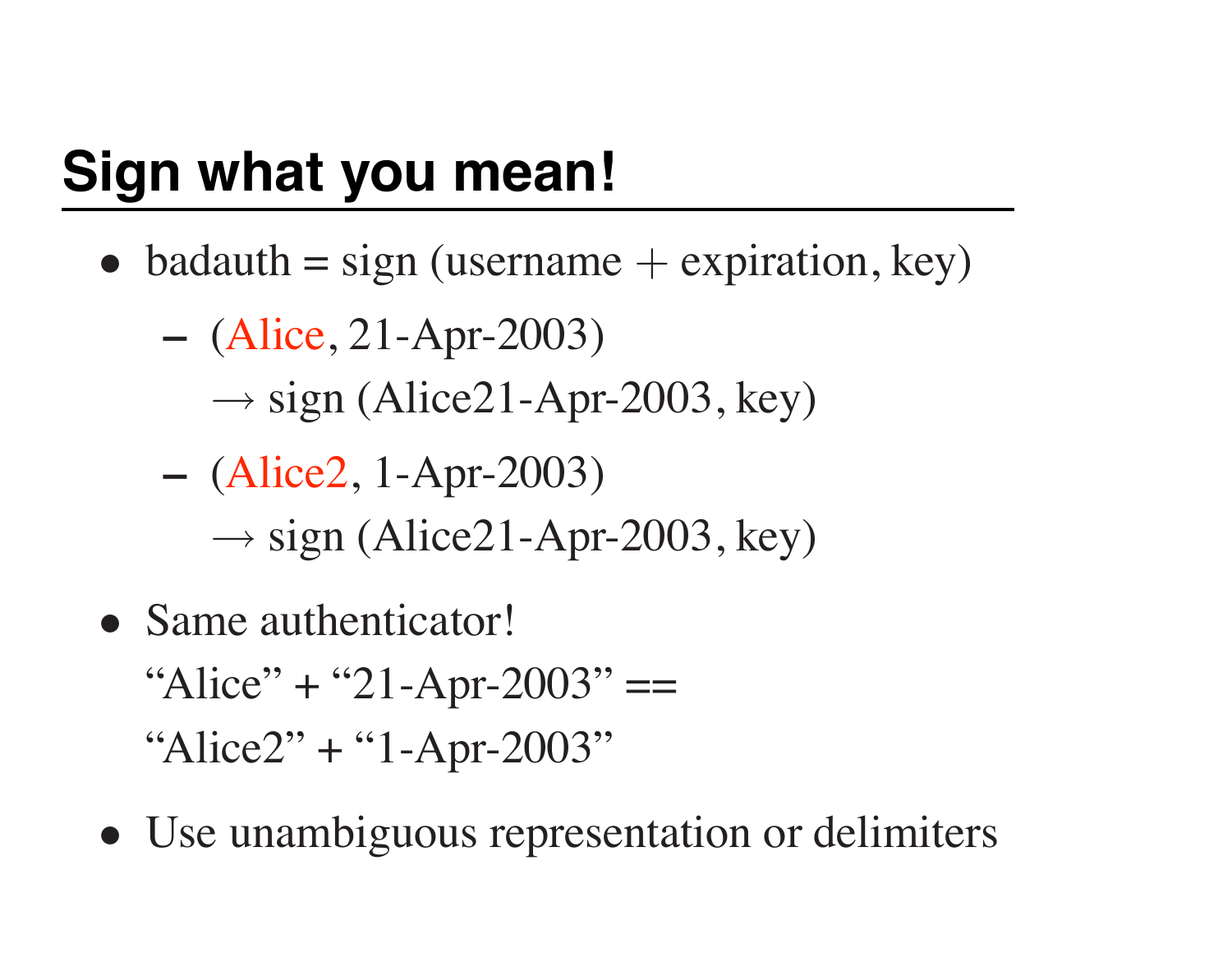# Sign what you mean!

- badauth = sign (username + expiration, key)
  - (Alice, 21-Apr-2003)
    $\rightarrow$ sign (Alice21-Apr-2003, key)
  - (Alice2, 1-Apr-2003)
    $\rightarrow$ sign (Alice21-Apr-2003, key)
- Same authenticator!
  "Alice" + "21-Apr-2003" ==
  "Alice2" + "1-Apr-2003"
- Use unambiguous representation or delimiters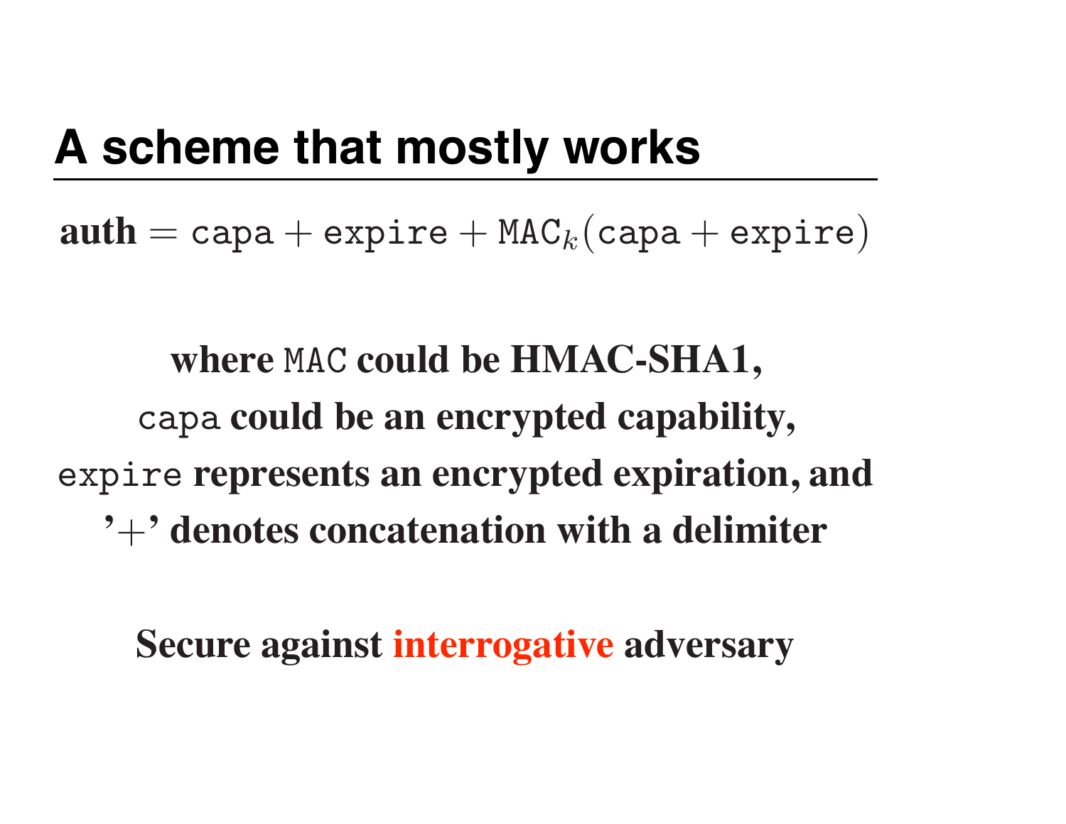# A scheme that mostly works

$$\textbf{auth} = \texttt{capa} + \texttt{expire} + \texttt{MAC}_k(\texttt{capa} + \texttt{expire})$$

**where `MAC` could be HMAC-SHA1,**
**`capa` could be an encrypted capability,**
**`expire` represents an encrypted expiration, and**
**'+' denotes concatenation with a delimiter**

**Secure against interrogative adversary**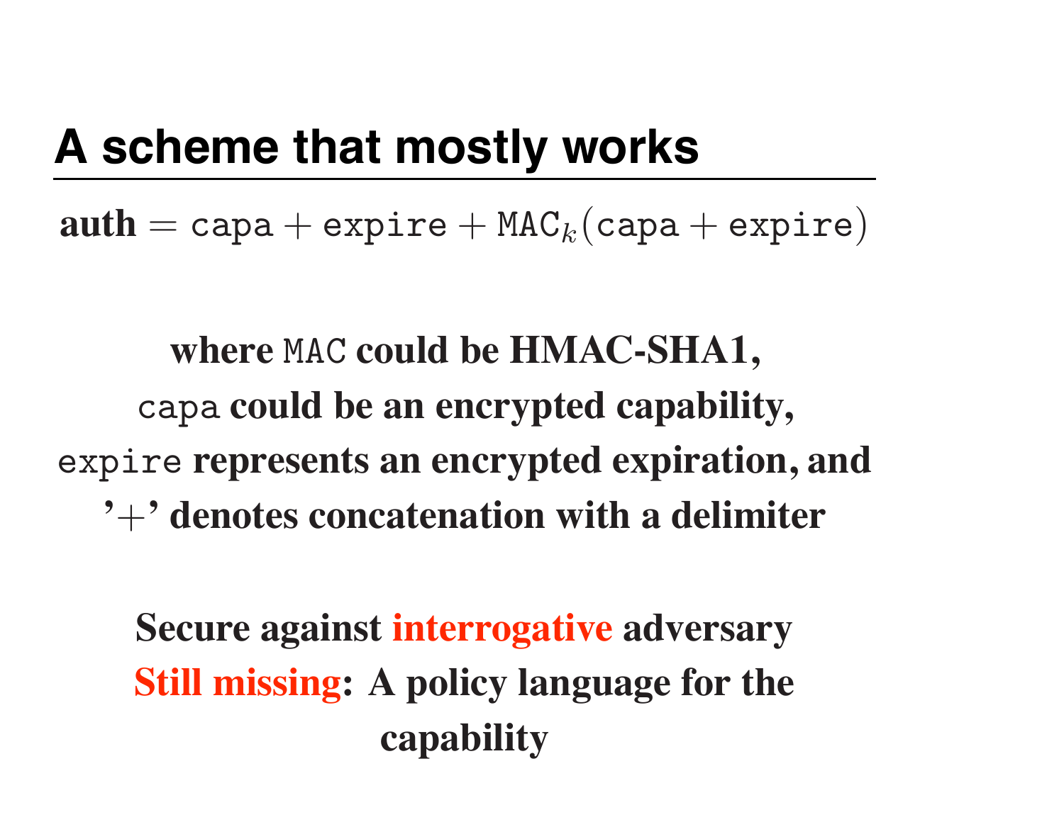# A scheme that mostly works

$$\textbf{auth} = \texttt{capa} + \texttt{expire} + \texttt{MAC}_k(\texttt{capa} + \texttt{expire})$$

**where** `MAC` **could be HMAC-SHA1,**
`capa` **could be an encrypted capability,**
`expire` **represents an encrypted expiration, and**
**'+' denotes concatenation with a delimiter**

**Secure against interrogative adversary**
**Still missing: A policy language for the capability**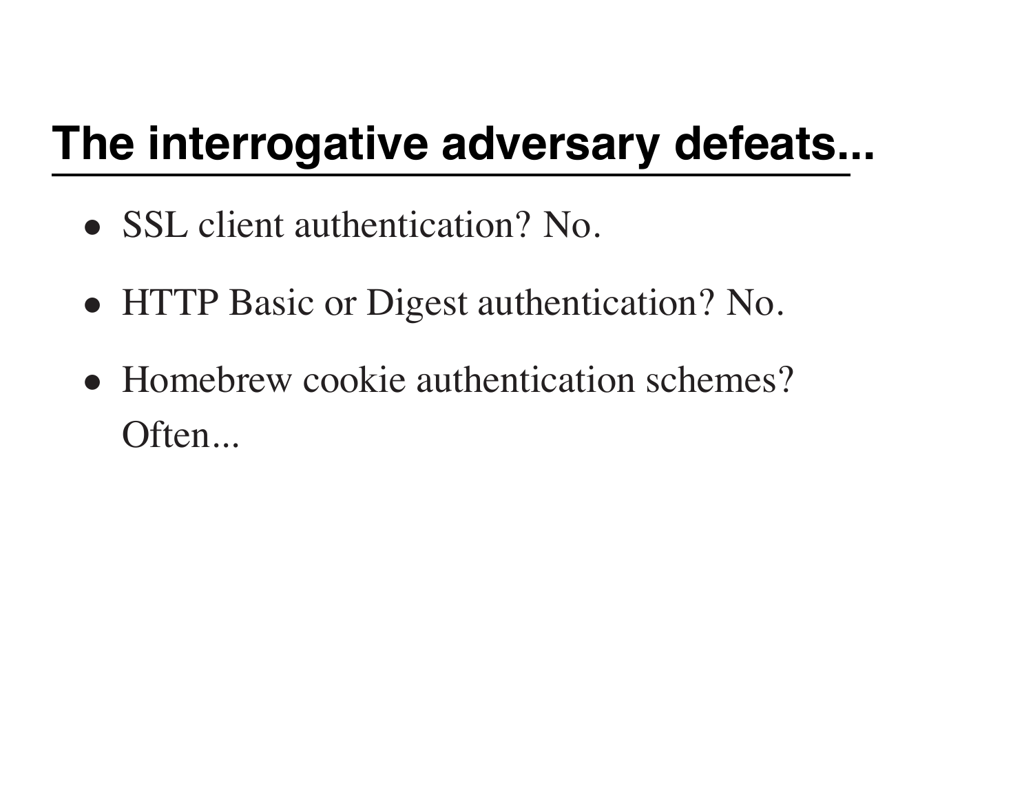## The interrogative adversary defeats...

- SSL client authentication? No.
- HTTP Basic or Digest authentication? No.
- Homebrew cookie authentication schemes? Often...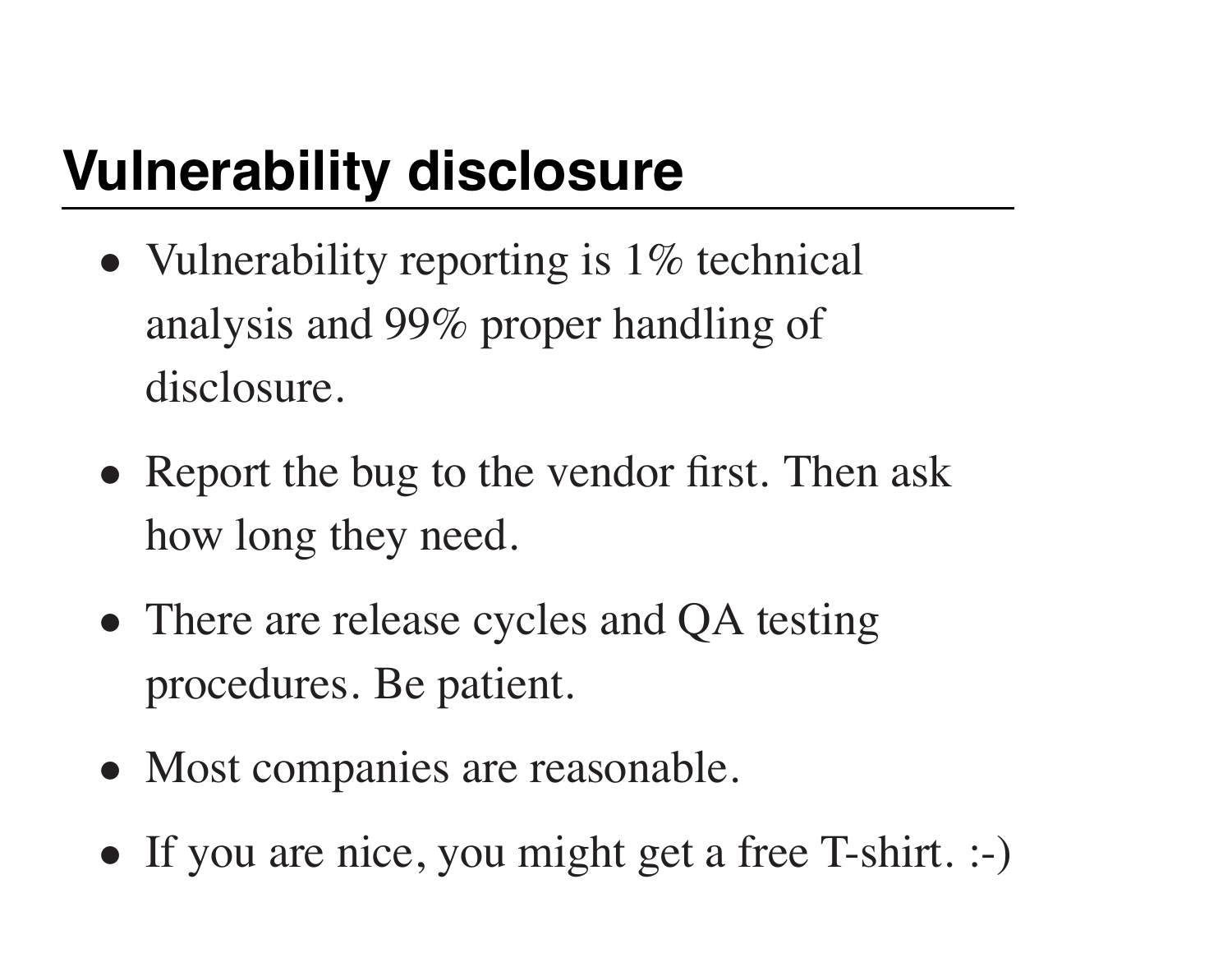## Vulnerability disclosure

- Vulnerability reporting is 1% technical analysis and 99% proper handling of disclosure.
- Report the bug to the vendor first. Then ask how long they need.
- There are release cycles and QA testing procedures. Be patient.
- Most companies are reasonable.
- If you are nice, you might get a free T-shirt. :-)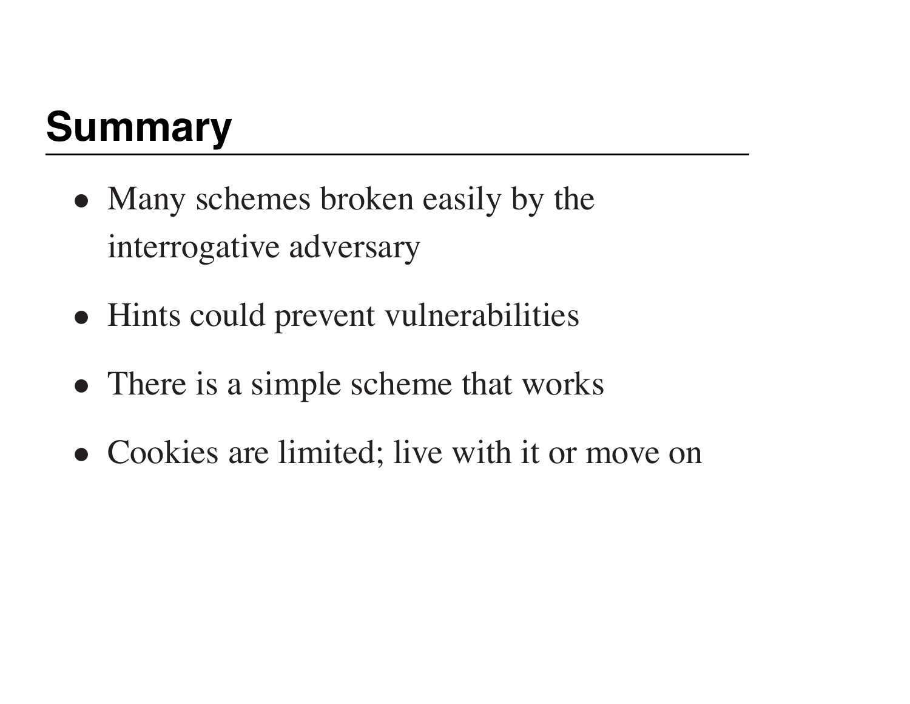## Summary

- Many schemes broken easily by the interrogative adversary
- Hints could prevent vulnerabilities
- There is a simple scheme that works
- Cookies are limited; live with it or move on